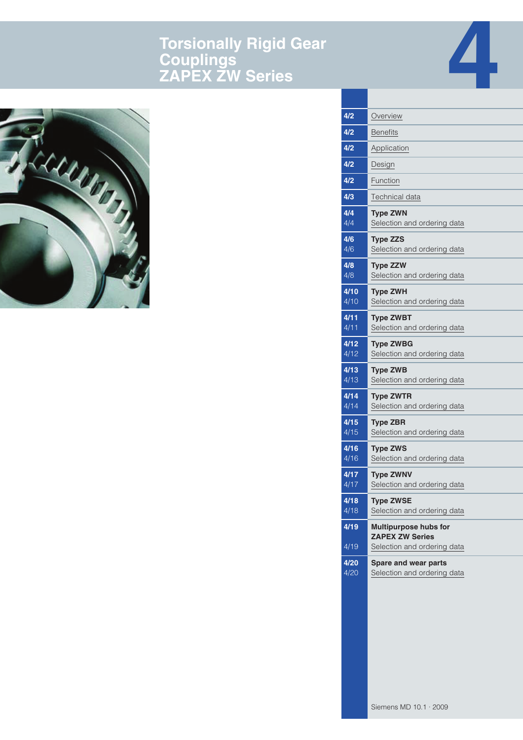# Torsionally Rigid Gear Couplings ZAPEX ZW Series

# 4

| | |
|---|---|
| 4/2 | Overview |
| 4/2 | Benefits |
| 4/2 | Application |
| 4/2 | Design |
| 4/2 | Function |
| 4/3 | Technical data |
| **4/4** | **Type ZWN** |
| 4/4 | Selection and ordering data |
| **4/6** | **Type ZZS** |
| 4/6 | Selection and ordering data |
| **4/8** | **Type ZZW** |
| 4/8 | Selection and ordering data |
| **4/10** | **Type ZWH** |
| 4/10 | Selection and ordering data |
| **4/11** | **Type ZWBT** |
| 4/11 | Selection and ordering data |
| **4/12** | **Type ZWBG** |
| 4/12 | Selection and ordering data |
| **4/13** | **Type ZWB** |
| 4/13 | Selection and ordering data |
| **4/14** | **Type ZWTR** |
| 4/14 | Selection and ordering data |
| **4/15** | **Type ZBR** |
| 4/15 | Selection and ordering data |
| **4/16** | **Type ZWS** |
| 4/16 | Selection and ordering data |
| **4/17** | **Type ZWNV** |
| 4/17 | Selection and ordering data |
| **4/18** | **Type ZWSE** |
| 4/18 | Selection and ordering data |
| **4/19** | **Multipurpose hubs for ZAPEX ZW Series** |
| 4/19 | Selection and ordering data |
| **4/20** | **Spare and wear parts** |
| 4/20 | Selection and ordering data |

Siemens MD 10.1 · 2009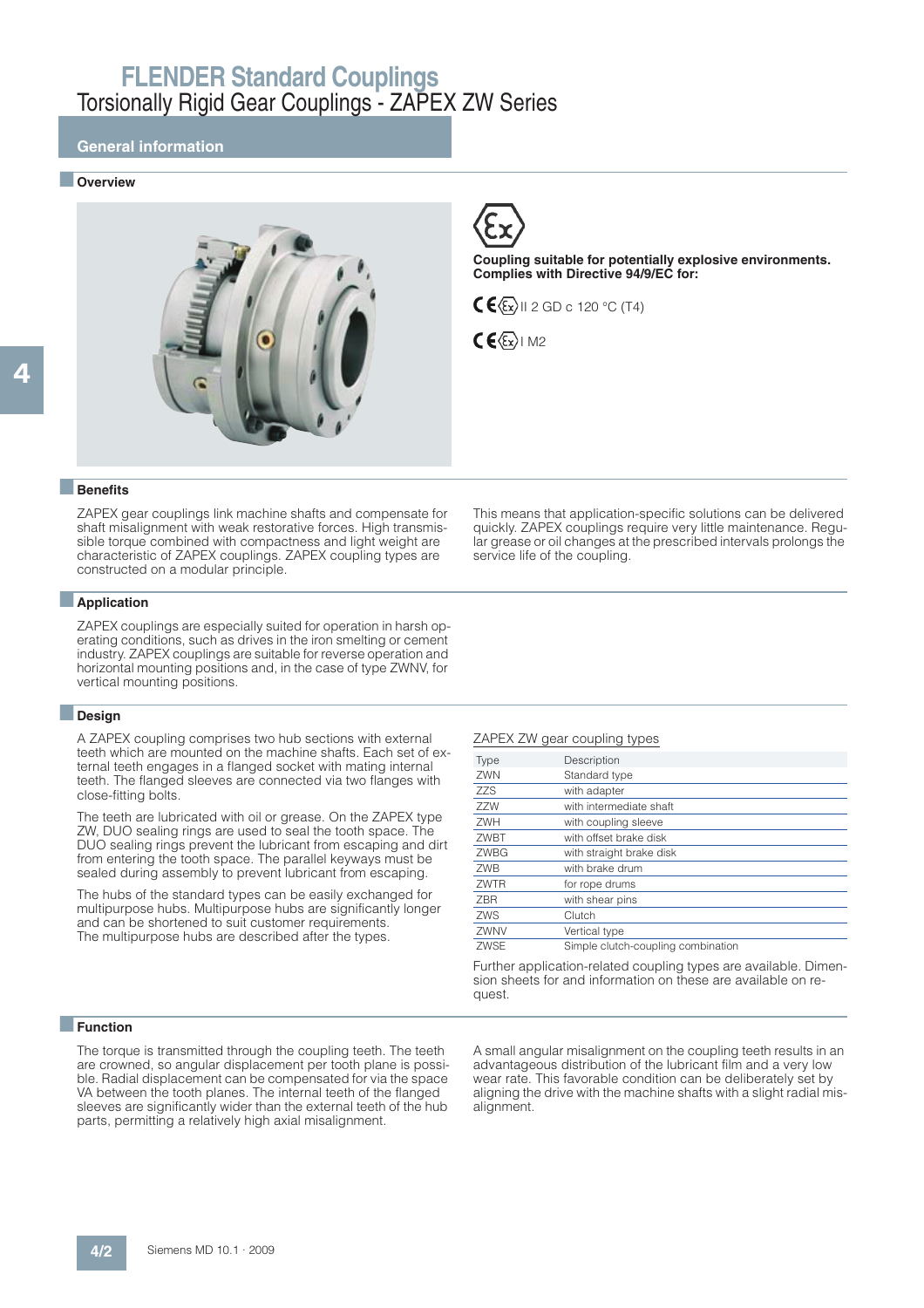# FLENDER Standard Couplings

## Torsionally Rigid Gear Couplings - ZAPEX ZW Series

### General information

#### Overview

**Coupling suitable for potentially explosive environments. Complies with Directive 94/9/EC for:**

CE Ex II 2 GD c 120 °C (T4)

CE Ex I M2

#### Benefits

ZAPEX gear couplings link machine shafts and compensate for shaft misalignment with weak restorative forces. High transmissible torque combined with compactness and light weight are characteristic of ZAPEX couplings. ZAPEX coupling types are constructed on a modular principle.

This means that application-specific solutions can be delivered quickly. ZAPEX couplings require very little maintenance. Regular grease or oil changes at the prescribed intervals prolongs the service life of the coupling.

#### Application

ZAPEX couplings are especially suited for operation in harsh operating conditions, such as drives in the iron smelting or cement industry. ZAPEX couplings are suitable for reverse operation and horizontal mounting positions and, in the case of type ZWNV, for vertical mounting positions.

#### Design

A ZAPEX coupling comprises two hub sections with external teeth which are mounted on the machine shafts. Each set of external teeth engages in a flanged socket with mating internal teeth. The flanged sleeves are connected via two flanges with close-fitting bolts.

The teeth are lubricated with oil or grease. On the ZAPEX type ZW, DUO sealing rings are used to seal the tooth space. The DUO sealing rings prevent the lubricant from escaping and dirt from entering the tooth space. The parallel keyways must be sealed during assembly to prevent lubricant from escaping.

The hubs of the standard types can be easily exchanged for multipurpose hubs. Multipurpose hubs are significantly longer and can be shortened to suit customer requirements.
The multipurpose hubs are described after the types.

ZAPEX ZW gear coupling types

| Type | Description |
|---|---|
| ZWN | Standard type |
| ZZS | with adapter |
| ZZW | with intermediate shaft |
| ZWH | with coupling sleeve |
| ZWBT | with offset brake disk |
| ZWBG | with straight brake disk |
| ZWB | with brake drum |
| ZWTR | for rope drums |
| ZBR | with shear pins |
| ZWS | Clutch |
| ZWNV | Vertical type |
| ZWSE | Simple clutch-coupling combination |

Further application-related coupling types are available. Dimension sheets for and information on these are available on request.

#### Function

The torque is transmitted through the coupling teeth. The teeth are crowned, so angular displacement per tooth plane is possible. Radial displacement can be compensated for via the space VA between the tooth planes. The internal teeth of the flanged sleeves are significantly wider than the external teeth of the hub parts, permitting a relatively high axial misalignment.

A small angular misalignment on the coupling teeth results in an advantageous distribution of the lubricant film and a very low wear rate. This favorable condition can be deliberately set by aligning the drive with the machine shafts with a slight radial misalignment.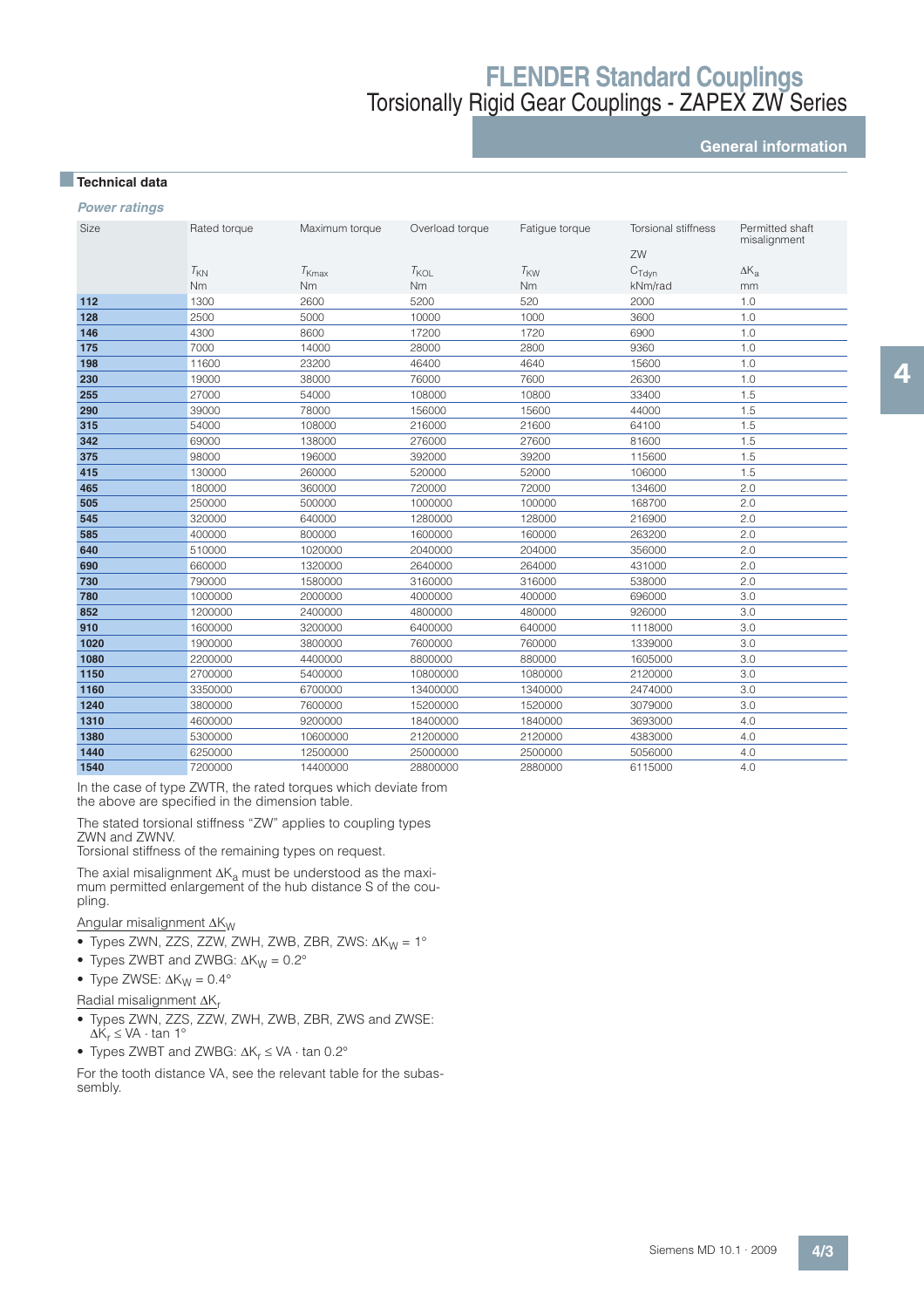# FLENDER Standard Couplings
## Torsionally Rigid Gear Couplings - ZAPEX ZW Series

### General information

### Technical data

*Power ratings*

| Size | Rated torque | Maximum torque | Overload torque | Fatigue torque | Torsional stiffness | Permitted shaft misalignment |
|---|---|---|---|---|---|---|
| | | | | | ZW | |
| | $T_{KN}$ | $T_{Kmax}$ | $T_{KOL}$ | $T_{KW}$ | $C_{Tdyn}$ | $\Delta K_a$ |
| | Nm | Nm | Nm | Nm | kNm/rad | mm |
| **112** | 1300 | 2600 | 5200 | 520 | 2000 | 1.0 |
| **128** | 2500 | 5000 | 10000 | 1000 | 3600 | 1.0 |
| **146** | 4300 | 8600 | 17200 | 1720 | 6900 | 1.0 |
| **175** | 7000 | 14000 | 28000 | 2800 | 9360 | 1.0 |
| **198** | 11600 | 23200 | 46400 | 4640 | 15600 | 1.0 |
| **230** | 19000 | 38000 | 76000 | 7600 | 26300 | 1.0 |
| **255** | 27000 | 54000 | 108000 | 10800 | 33400 | 1.5 |
| **290** | 39000 | 78000 | 156000 | 15600 | 44000 | 1.5 |
| **315** | 54000 | 108000 | 216000 | 21600 | 64100 | 1.5 |
| **342** | 69000 | 138000 | 276000 | 27600 | 81600 | 1.5 |
| **375** | 98000 | 196000 | 392000 | 39200 | 115600 | 1.5 |
| **415** | 130000 | 260000 | 520000 | 52000 | 106000 | 1.5 |
| **465** | 180000 | 360000 | 720000 | 72000 | 134600 | 2.0 |
| **505** | 250000 | 500000 | 1000000 | 100000 | 168700 | 2.0 |
| **545** | 320000 | 640000 | 1280000 | 128000 | 216900 | 2.0 |
| **585** | 400000 | 800000 | 1600000 | 160000 | 263200 | 2.0 |
| **640** | 510000 | 1020000 | 2040000 | 204000 | 356000 | 2.0 |
| **690** | 660000 | 1320000 | 2640000 | 264000 | 431000 | 2.0 |
| **730** | 790000 | 1580000 | 3160000 | 316000 | 538000 | 2.0 |
| **780** | 1000000 | 2000000 | 4000000 | 400000 | 696000 | 3.0 |
| **852** | 1200000 | 2400000 | 4800000 | 480000 | 926000 | 3.0 |
| **910** | 1600000 | 3200000 | 6400000 | 640000 | 1118000 | 3.0 |
| **1020** | 1900000 | 3800000 | 7600000 | 760000 | 1339000 | 3.0 |
| **1080** | 2200000 | 4400000 | 8800000 | 880000 | 1605000 | 3.0 |
| **1150** | 2700000 | 5400000 | 10800000 | 1080000 | 2120000 | 3.0 |
| **1160** | 3350000 | 6700000 | 13400000 | 1340000 | 2474000 | 3.0 |
| **1240** | 3800000 | 7600000 | 15200000 | 1520000 | 3079000 | 3.0 |
| **1310** | 4600000 | 9200000 | 18400000 | 1840000 | 3693000 | 4.0 |
| **1380** | 5300000 | 10600000 | 21200000 | 2120000 | 4383000 | 4.0 |
| **1440** | 6250000 | 12500000 | 25000000 | 2500000 | 5056000 | 4.0 |
| **1540** | 7200000 | 14400000 | 28800000 | 2880000 | 6115000 | 4.0 |

In the case of type ZWTR, the rated torques which deviate from the above are specified in the dimension table.

The stated torsional stiffness "ZW" applies to coupling types ZWN and ZWNV.
Torsional stiffness of the remaining types on request.

The axial misalignment $\Delta K_a$ must be understood as the maximum permitted enlargement of the hub distance S of the coupling.

Angular misalignment $\Delta K_W$

- Types ZWN, ZZS, ZZW, ZWH, ZWB, ZBR, ZWS: $\Delta K_W = 1°$
- Types ZWBT and ZWBG: $\Delta K_W = 0.2°$
- Type ZWSE: $\Delta K_W = 0.4°$

Radial misalignment $\Delta K_r$

- Types ZWN, ZZS, ZZW, ZWH, ZWB, ZBR, ZWS and ZWSE: $\Delta K_r \leq VA \cdot \tan 1°$
- Types ZWBT and ZWBG: $\Delta K_r \leq VA \cdot \tan 0.2°$

For the tooth distance VA, see the relevant table for the subassembly.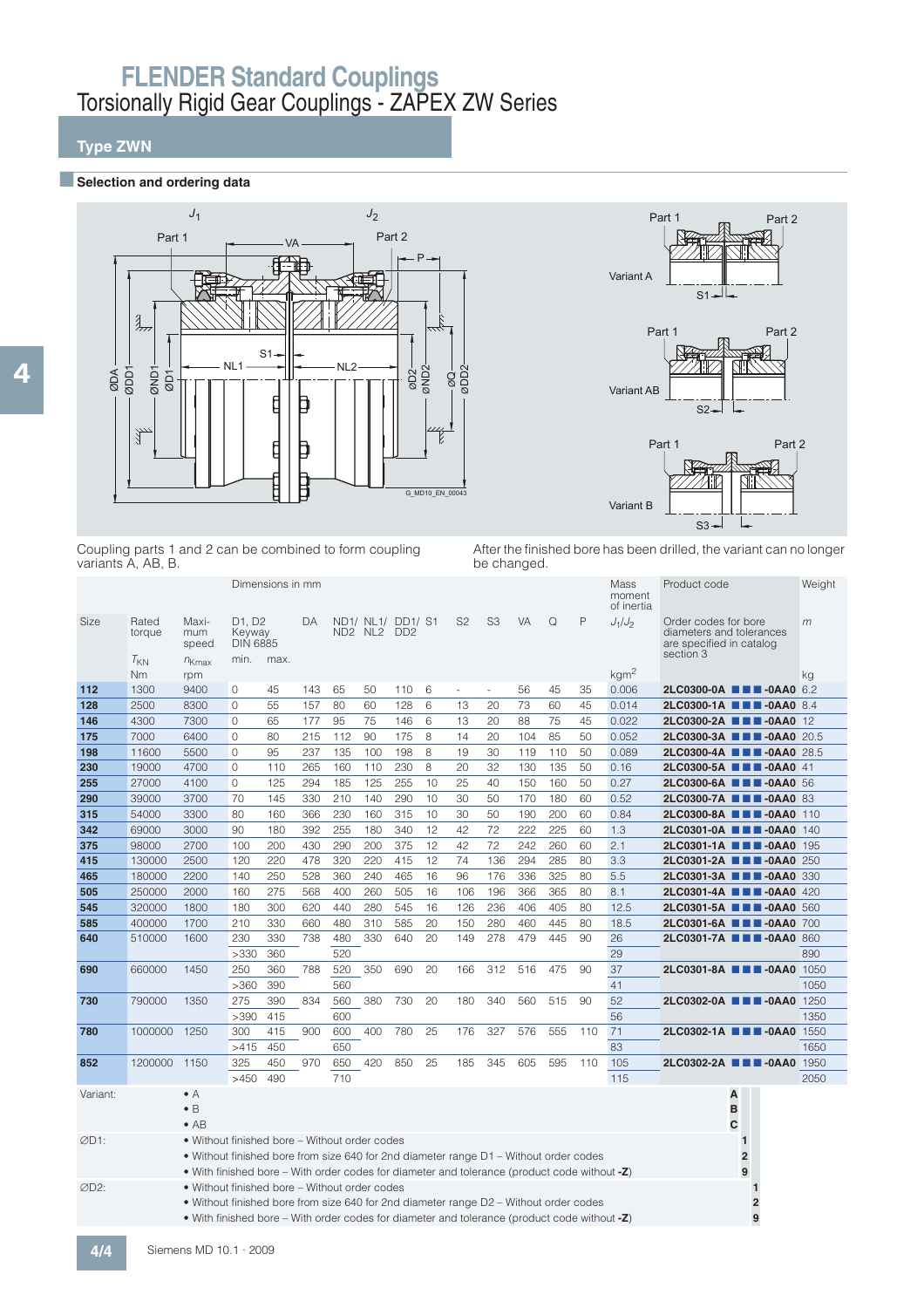# FLENDER Standard Couplings

## Torsionally Rigid Gear Couplings - ZAPEX ZW Series

### Type ZWN

#### Selection and ordering data

Coupling parts 1 and 2 can be combined to form coupling variants A, AB, B.

After the finished bore has been drilled, the variant can no longer be changed.

| Size | Rated torque $T_{KN}$ Nm | Maximum speed $n_{Kmax}$ rpm | D1, D2 Keyway DIN 6885 min. | max. | DA | ND1/ ND2 | NL1/ NL2 | DD1/ DD2 | S1 | S2 | S3 | VA | Q | P | Mass moment of inertia $J_1/J_2$ kgm² | Product code: Order codes for bore diameters and tolerances are specified in catalog section 3 | Weight $m$ kg |
|---|---|---|---|---|---|---|---|---|---|---|---|---|---|---|---|---|---|
| **112** | 1300 | 9400 | 0 | 45 | 143 | 65 | 50 | 110 | 6 | - | - | 56 | 45 | 35 | 0.006 | **2LC0300-0A ■■■-0AA0** | 6.2 |
| **128** | 2500 | 8300 | 0 | 55 | 157 | 80 | 60 | 128 | 6 | 13 | 20 | 73 | 60 | 45 | 0.014 | **2LC0300-1A ■■■-0AA0** | 8.4 |
| **146** | 4300 | 7300 | 0 | 65 | 177 | 95 | 75 | 146 | 6 | 13 | 20 | 88 | 75 | 45 | 0.022 | **2LC0300-2A ■■■-0AA0** | 12 |
| **175** | 7000 | 6400 | 0 | 80 | 215 | 112 | 90 | 175 | 8 | 14 | 20 | 104 | 85 | 50 | 0.052 | **2LC0300-3A ■■■-0AA0** | 20.5 |
| **198** | 11600 | 5500 | 0 | 95 | 237 | 135 | 100 | 198 | 8 | 19 | 30 | 119 | 110 | 50 | 0.089 | **2LC0300-4A ■■■-0AA0** | 28.5 |
| **230** | 19000 | 4700 | 0 | 110 | 265 | 160 | 110 | 230 | 8 | 20 | 32 | 130 | 135 | 50 | 0.16 | **2LC0300-5A ■■■-0AA0** | 41 |
| **255** | 27000 | 4100 | 0 | 125 | 294 | 185 | 125 | 255 | 10 | 25 | 40 | 150 | 160 | 50 | 0.27 | **2LC0300-6A ■■■-0AA0** | 56 |
| **290** | 39000 | 3700 | 70 | 145 | 330 | 210 | 140 | 290 | 10 | 30 | 50 | 170 | 180 | 60 | 0.52 | **2LC0300-7A ■■■-0AA0** | 83 |
| **315** | 54000 | 3300 | 80 | 160 | 366 | 230 | 160 | 315 | 10 | 30 | 50 | 190 | 200 | 60 | 0.84 | **2LC0300-8A ■■■-0AA0** | 110 |
| **342** | 69000 | 3000 | 90 | 180 | 392 | 255 | 180 | 340 | 12 | 42 | 72 | 222 | 225 | 60 | 1.3 | **2LC0301-0A ■■■-0AA0** | 140 |
| **375** | 98000 | 2700 | 100 | 200 | 430 | 290 | 200 | 375 | 12 | 42 | 72 | 242 | 260 | 60 | 2.1 | **2LC0301-1A ■■■-0AA0** | 195 |
| **415** | 130000 | 2500 | 120 | 220 | 478 | 320 | 220 | 415 | 12 | 74 | 136 | 294 | 285 | 80 | 3.3 | **2LC0301-2A ■■■-0AA0** | 250 |
| **465** | 180000 | 2200 | 140 | 250 | 528 | 360 | 240 | 465 | 16 | 96 | 176 | 336 | 325 | 80 | 5.5 | **2LC0301-3A ■■■-0AA0** | 330 |
| **505** | 250000 | 2000 | 160 | 275 | 568 | 400 | 260 | 505 | 16 | 106 | 196 | 366 | 365 | 80 | 8.1 | **2LC0301-4A ■■■-0AA0** | 420 |
| **545** | 320000 | 1800 | 180 | 300 | 620 | 440 | 280 | 545 | 16 | 126 | 236 | 406 | 405 | 80 | 12.5 | **2LC0301-5A ■■■-0AA0** | 560 |
| **585** | 400000 | 1700 | 210 | 330 | 660 | 480 | 310 | 585 | 20 | 150 | 280 | 460 | 445 | 80 | 18.5 | **2LC0301-6A ■■■-0AA0** | 700 |
| **640** | 510000 | 1600 | 230 | 330 | 738 | 480 | 330 | 640 | 20 | 149 | 278 | 479 | 445 | 90 | 26 | **2LC0301-7A ■■■-0AA0** | 860 |
| | | | >330 | 360 | | 520 | | | | | | | | | 29 | | 890 |
| **690** | 660000 | 1450 | 250 | 360 | 788 | 520 | 350 | 690 | 20 | 166 | 312 | 516 | 475 | 90 | 37 | **2LC0301-8A ■■■-0AA0** | 1050 |
| | | | >360 | 390 | | 560 | | | | | | | | | 41 | | 1050 |
| **730** | 790000 | 1350 | 275 | 390 | 834 | 560 | 380 | 730 | 20 | 180 | 340 | 560 | 515 | 90 | 52 | **2LC0302-0A ■■■-0AA0** | 1250 |
| | | | >390 | 415 | | 600 | | | | | | | | | 56 | | 1350 |
| **780** | 1000000 | 1250 | 300 | 415 | 900 | 600 | 400 | 780 | 25 | 176 | 327 | 576 | 555 | 110 | 71 | **2LC0302-1A ■■■-0AA0** | 1550 |
| | | | >415 | 450 | | 650 | | | | | | | | | 83 | | 1650 |
| **852** | 1200000 | 1150 | 325 | 450 | 970 | 650 | 420 | 850 | 25 | 185 | 345 | 605 | 595 | 110 | 105 | **2LC0302-2A ■■■-0AA0** | 1950 |
| | | | >450 | 490 | | 710 | | | | | | | | | 115 | | 2050 |

| | | Order code |
|---|---|---|
| Variant: | • A | A |
| | • B | B |
| | • AB | C |
| ØD1: | • Without finished bore – Without order codes | 1 |
| | • Without finished bore from size 640 for 2nd diameter range D1 – Without order codes | 2 |
| | • With finished bore – With order codes for diameter and tolerance (product code without **-Z**) | 9 |
| ØD2: | • Without finished bore – Without order codes | 1 |
| | • Without finished bore from size 640 for 2nd diameter range D2 – Without order codes | 2 |
| | • With finished bore – With order codes for diameter and tolerance (product code without **-Z**) | 9 |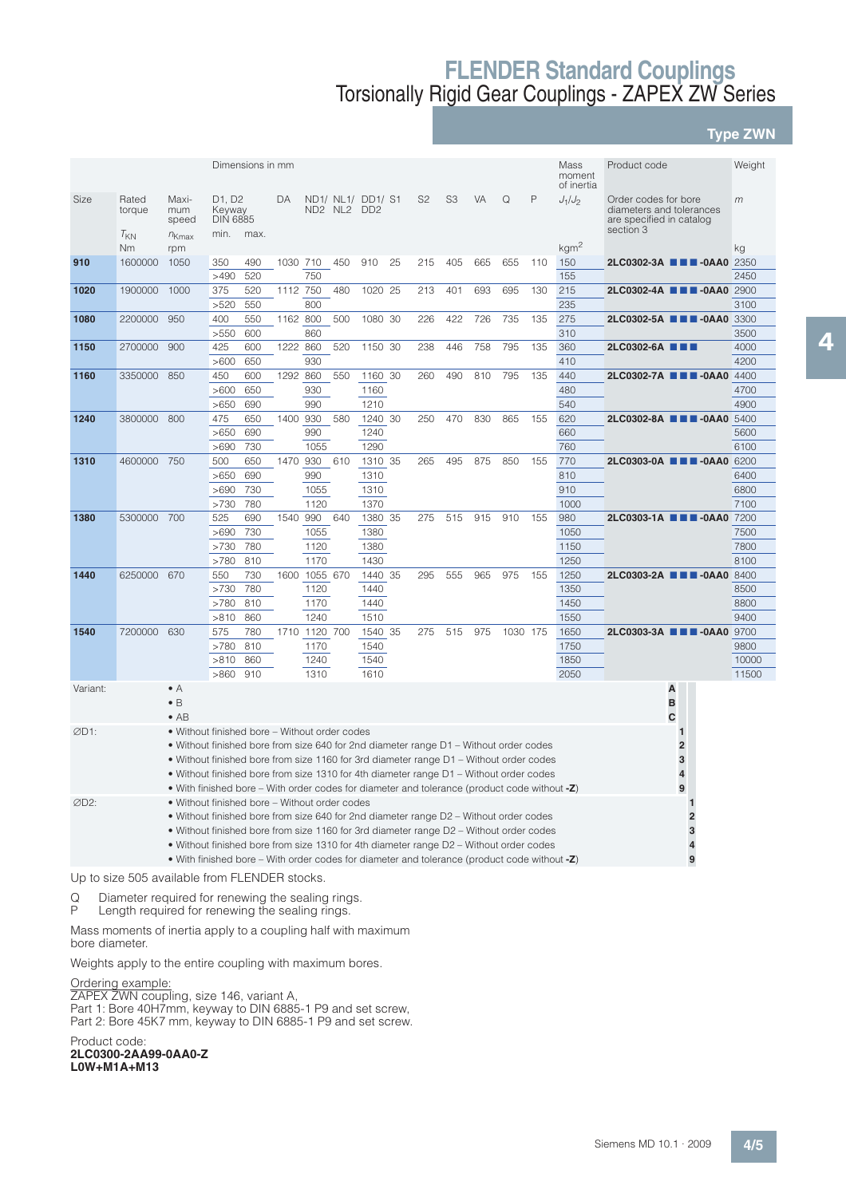# FLENDER Standard Couplings

## Torsionally Rigid Gear Couplings - ZAPEX ZW Series

### Type ZWN

| Size | Rated torque | Maximum speed | Dimensions in mm | | | | | | | | | | | | | Mass moment of inertia | Product code | Weight |
|---|---|---|---|---|---|---|---|---|---|---|---|---|---|---|---|---|---|---|
| | $T_{KN}$ | $n_{Kmax}$ | D1, D2 Keyway DIN 6885 min. | max. | DA | ND1/ ND2 | NL1/ NL2 | DD1/ DD2 | S1 | S2 | S3 | VA | Q | P | $J_1/J_2$ | Order codes for bore diameters and tolerances are specified in catalog section 3 | $m$ |
| | Nm | rpm | | | | | | | | | | | | | kgm² | | kg |
| **910** | 1600000 | 1050 | 350 | 490 | 1030 | 710 | 450 | 910 | 25 | 215 | 405 | 665 | 655 | 110 | 150 | **2LC0302-3A ■■■-0AA0** | 2350 |
| | | | >490 | 520 | | 750 | | | | | | | | | 155 | | 2450 |
| **1020** | 1900000 | 1000 | 375 | 520 | 1112 | 750 | 480 | 1020 | 25 | 213 | 401 | 693 | 695 | 130 | 215 | **2LC0302-4A ■■■-0AA0** | 2900 |
| | | | >520 | 550 | | 800 | | | | | | | | | 235 | | 3100 |
| **1080** | 2200000 | 950 | 400 | 550 | 1162 | 800 | 500 | 1080 | 30 | 226 | 422 | 726 | 735 | 135 | 275 | **2LC0302-5A ■■■-0AA0** | 3300 |
| | | | >550 | 600 | | 860 | | | | | | | | | 310 | | 3500 |
| **1150** | 2700000 | 900 | 425 | 600 | 1222 | 860 | 520 | 1150 | 30 | 238 | 446 | 758 | 795 | 135 | 360 | **2LC0302-6A ■■■** | 4000 |
| | | | >600 | 650 | | 930 | | | | | | | | | 410 | | 4200 |
| **1160** | 3350000 | 850 | 450 | 600 | 1292 | 860 | 550 | 1160 | 30 | 260 | 490 | 810 | 795 | 135 | 440 | **2LC0302-7A ■■■-0AA0** | 4400 |
| | | | >600 | 650 | | 930 | | 1160 | | | | | | | 480 | | 4700 |
| | | | >650 | 690 | | 990 | | 1210 | | | | | | | 540 | | 4900 |
| **1240** | 3800000 | 800 | 475 | 650 | 1400 | 930 | 580 | 1240 | 30 | 250 | 470 | 830 | 865 | 155 | 620 | **2LC0302-8A ■■■-0AA0** | 5400 |
| | | | >650 | 690 | | 990 | | 1240 | | | | | | | 660 | | 5600 |
| | | | >690 | 730 | | 1055 | | 1290 | | | | | | | 760 | | 6100 |
| **1310** | 4600000 | 750 | 500 | 650 | 1470 | 930 | 610 | 1310 | 35 | 265 | 495 | 875 | 850 | 155 | 770 | **2LC0303-0A ■■■-0AA0** | 6200 |
| | | | >650 | 690 | | 990 | | 1310 | | | | | | | 810 | | 6400 |
| | | | >690 | 730 | | 1055 | | 1310 | | | | | | | 910 | | 6800 |
| | | | >730 | 780 | | 1120 | | 1370 | | | | | | | 1000 | | 7100 |
| **1380** | 5300000 | 700 | 525 | 690 | 1540 | 990 | 640 | 1380 | 35 | 275 | 515 | 915 | 910 | 155 | 980 | **2LC0303-1A ■■■-0AA0** | 7200 |
| | | | >690 | 730 | | 1055 | | 1380 | | | | | | | 1050 | | 7500 |
| | | | >730 | 780 | | 1120 | | 1380 | | | | | | | 1150 | | 7800 |
| | | | >780 | 810 | | 1170 | | 1430 | | | | | | | 1250 | | 8100 |
| **1440** | 6250000 | 670 | 550 | 730 | 1600 | 1055 | 670 | 1440 | 35 | 295 | 555 | 965 | 975 | 155 | 1250 | **2LC0303-2A ■■■-0AA0** | 8400 |
| | | | >730 | 780 | | 1120 | | 1440 | | | | | | | 1350 | | 8500 |
| | | | >780 | 810 | | 1170 | | 1440 | | | | | | | 1450 | | 8800 |
| | | | >810 | 860 | | 1240 | | 1510 | | | | | | | 1550 | | 9400 |
| **1540** | 7200000 | 630 | 575 | 780 | 1710 | 1120 | 700 | 1540 | 35 | 275 | 515 | 975 | 1030 | 175 | 1650 | **2LC0303-3A ■■■-0AA0** | 9700 |
| | | | >780 | 810 | | 1170 | | 1540 | | | | | | | 1750 | | 9800 |
| | | | >810 | 860 | | 1240 | | 1540 | | | | | | | 1850 | | 10000 |
| | | | >860 | 910 | | 1310 | | 1610 | | | | | | | 2050 | | 11500 |

| | | Code |
|---|---|---|
| Variant: | • A | A |
| | • B | B |
| | • AB | C |
| ØD1: | • Without finished bore – Without order codes | 1 |
| | • Without finished bore from size 640 for 2nd diameter range D1 – Without order codes | 2 |
| | • Without finished bore from size 1160 for 3rd diameter range D1 – Without order codes | 3 |
| | • Without finished bore from size 1310 for 4th diameter range D1 – Without order codes | 4 |
| | • With finished bore – With order codes for diameter and tolerance (product code without **-Z**) | 9 |
| ØD2: | • Without finished bore – Without order codes | 1 |
| | • Without finished bore from size 640 for 2nd diameter range D2 – Without order codes | 2 |
| | • Without finished bore from size 1160 for 3rd diameter range D2 – Without order codes | 3 |
| | • Without finished bore from size 1310 for 4th diameter range D2 – Without order codes | 4 |
| | • With finished bore – With order codes for diameter and tolerance (product code without **-Z**) | 9 |

Up to size 505 available from FLENDER stocks.

Q Diameter required for renewing the sealing rings.
P Length required for renewing the sealing rings.

Mass moments of inertia apply to a coupling half with maximum bore diameter.

Weights apply to the entire coupling with maximum bores.

Ordering example:
ZAPEX ZWN coupling, size 146, variant A,
Part 1: Bore 40H7mm, keyway to DIN 6885-1 P9 and set screw,
Part 2: Bore 45K7 mm, keyway to DIN 6885-1 P9 and set screw.

Product code:
**2LC0300-2AA99-0AA0-Z**
**L0W+M1A+M13**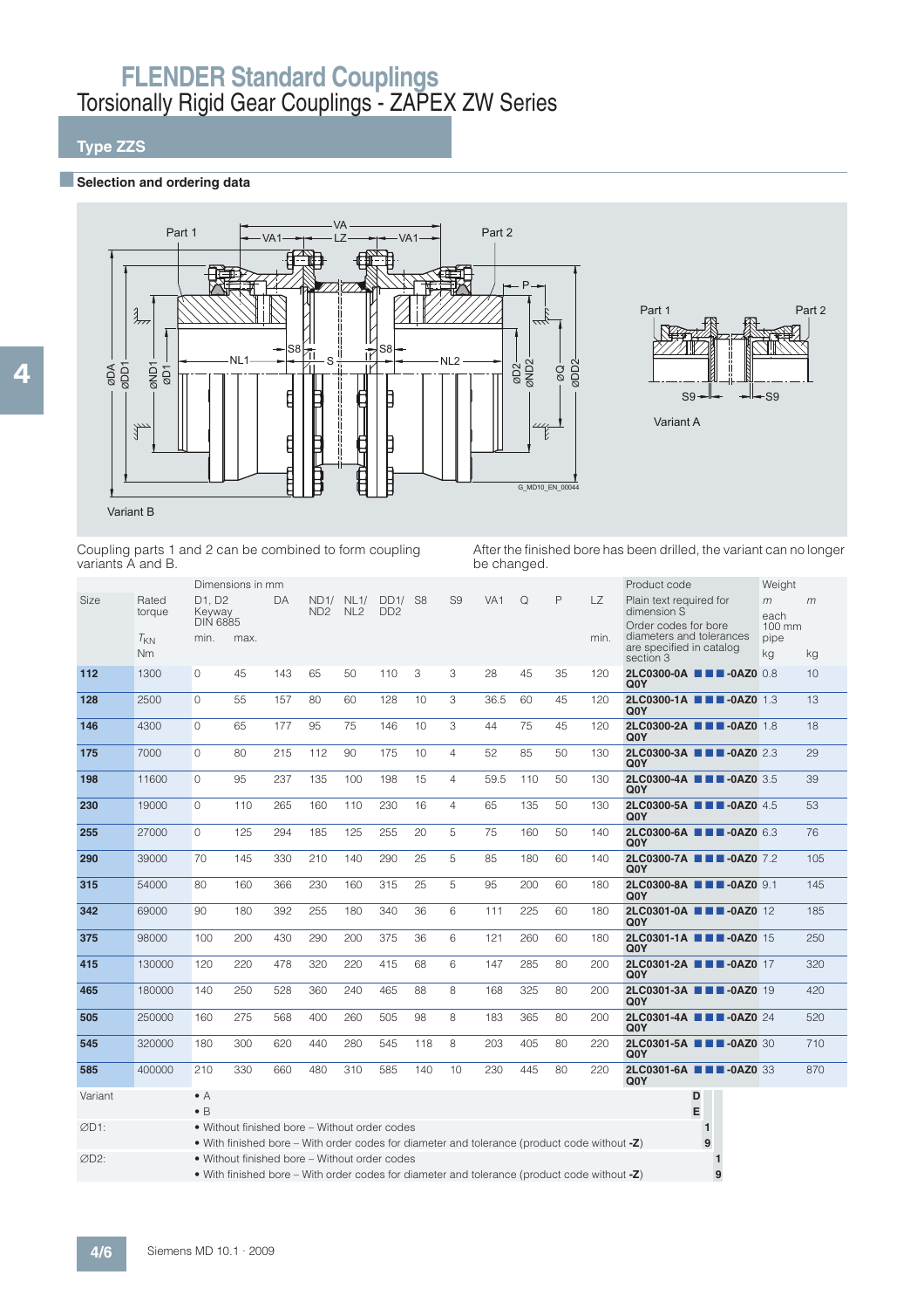# FLENDER Standard Couplings

## Torsionally Rigid Gear Couplings - ZAPEX ZW Series

### Type ZZS

#### Selection and ordering data

Variant B

Variant A

Coupling parts 1 and 2 can be combined to form coupling variants A and B.

After the finished bore has been drilled, the variant can no longer be changed.

| Size | Rated torque $T_{KN}$ Nm | D1, D2 Keyway DIN 6885 min. | max. | DA | ND1/ ND2 | NL1/ NL2 | DD1/ DD2 | S8 | S9 | VA1 | Q | P | LZ min. | Product code (Plain text required for dimension S; Order codes for bore diameters and tolerances are specified in catalog section 3) | Weight $m$ each 100 mm pipe kg | $m$ kg |
|---|---|---|---|---|---|---|---|---|---|---|---|---|---|---|---|---|
| 112 | 1300 | 0 | 45 | 143 | 65 | 50 | 110 | 3 | 3 | 28 | 45 | 35 | 120 | 2LC0300-0A ■■■-0AZ0 Q0Y | 0.8 | 10 |
| 128 | 2500 | 0 | 55 | 157 | 80 | 60 | 128 | 10 | 3 | 36.5 | 60 | 45 | 120 | 2LC0300-1A ■■■-0AZ0 Q0Y | 1.3 | 13 |
| 146 | 4300 | 0 | 65 | 177 | 95 | 75 | 146 | 10 | 3 | 44 | 75 | 45 | 120 | 2LC0300-2A ■■■-0AZ0 Q0Y | 1.8 | 18 |
| 175 | 7000 | 0 | 80 | 215 | 112 | 90 | 175 | 10 | 4 | 52 | 85 | 50 | 130 | 2LC0300-3A ■■■-0AZ0 Q0Y | 2.3 | 29 |
| 198 | 11600 | 0 | 95 | 237 | 135 | 100 | 198 | 15 | 4 | 59.5 | 110 | 50 | 130 | 2LC0300-4A ■■■-0AZ0 Q0Y | 3.5 | 39 |
| 230 | 19000 | 0 | 110 | 265 | 160 | 110 | 230 | 16 | 4 | 65 | 135 | 50 | 130 | 2LC0300-5A ■■■-0AZ0 Q0Y | 4.5 | 53 |
| 255 | 27000 | 0 | 125 | 294 | 185 | 125 | 255 | 20 | 5 | 75 | 160 | 50 | 140 | 2LC0300-6A ■■■-0AZ0 Q0Y | 6.3 | 76 |
| 290 | 39000 | 70 | 145 | 330 | 210 | 140 | 290 | 25 | 5 | 85 | 180 | 60 | 140 | 2LC0300-7A ■■■-0AZ0 Q0Y | 7.2 | 105 |
| 315 | 54000 | 80 | 160 | 366 | 230 | 160 | 315 | 25 | 5 | 95 | 200 | 60 | 180 | 2LC0300-8A ■■■-0AZ0 Q0Y | 9.1 | 145 |
| 342 | 69000 | 90 | 180 | 392 | 255 | 180 | 340 | 36 | 6 | 111 | 225 | 60 | 180 | 2LC0301-0A ■■■-0AZ0 Q0Y | 12 | 185 |
| 375 | 98000 | 100 | 200 | 430 | 290 | 200 | 375 | 36 | 6 | 121 | 260 | 60 | 180 | 2LC0301-1A ■■■-0AZ0 Q0Y | 15 | 250 |
| 415 | 130000 | 120 | 220 | 478 | 320 | 220 | 415 | 68 | 6 | 147 | 285 | 80 | 200 | 2LC0301-2A ■■■-0AZ0 Q0Y | 17 | 320 |
| 465 | 180000 | 140 | 250 | 528 | 360 | 240 | 465 | 88 | 8 | 168 | 325 | 80 | 200 | 2LC0301-3A ■■■-0AZ0 Q0Y | 19 | 420 |
| 505 | 250000 | 160 | 275 | 568 | 400 | 260 | 505 | 98 | 8 | 183 | 365 | 80 | 200 | 2LC0301-4A ■■■-0AZ0 Q0Y | 24 | 520 |
| 545 | 320000 | 180 | 300 | 620 | 440 | 280 | 545 | 118 | 8 | 203 | 405 | 80 | 220 | 2LC0301-5A ■■■-0AZ0 Q0Y | 30 | 710 |
| 585 | 400000 | 210 | 330 | 660 | 480 | 310 | 585 | 140 | 10 | 230 | 445 | 80 | 220 | 2LC0301-6A ■■■-0AZ0 Q0Y | 33 | 870 |

| | | Code |
|---|---|---|
| Variant | • A | D |
| | • B | E |
| ∅D1: | • Without finished bore – Without order codes | 1 |
| | • With finished bore – With order codes for diameter and tolerance (product code without **-Z**) | 9 |
| ∅D2: | • Without finished bore – Without order codes | 1 |
| | • With finished bore – With order codes for diameter and tolerance (product code without **-Z**) | 9 |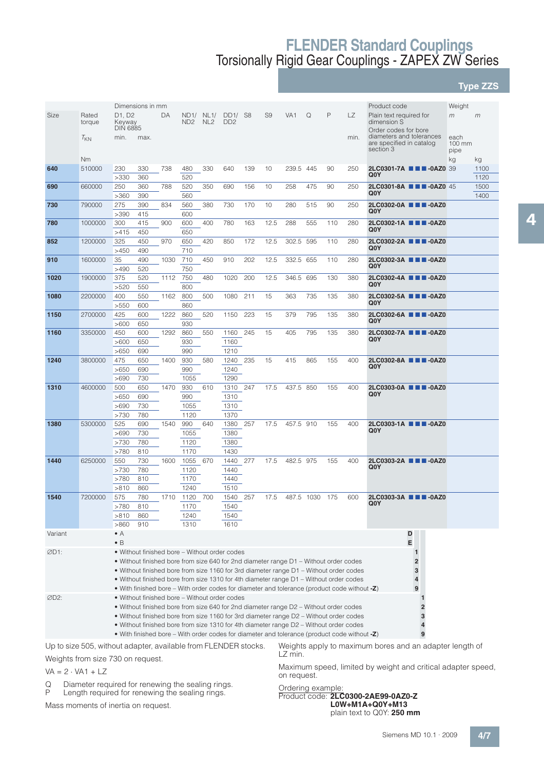# FLENDER Standard Couplings

## Torsionally Rigid Gear Couplings - ZAPEX ZW Series

### Type ZZS

| Size | Rated torque $T_{KN}$ | D1, D2 Keyway DIN 6885 min. | max. | DA | ND1/ ND2 | NL1/ NL2 | DD1/ DD2 | S8 | S9 | VA1 | Q | P | LZ min. | Product code: Plain text required for dimension S. Order codes for bore diameters and tolerances are specified in catalog section 3 | Weight $m$ each 100 mm pipe | Weight $m$ |
|---|---|---|---|---|---|---|---|---|---|---|---|---|---|---|---|---|
| | Nm | Dimensions in mm | | | | | | | | | | | | | kg | kg |
| **640** | 510000 | 230 | 330 | 738 | 480 | 330 | 640 | 139 | 10 | 239.5 | 445 | 90 | 250 | **2LC0301-7A ■■■-0AZ0 Q0Y** | 39 | 1100 |
| | | >330 | 360 | | 520 | | | | | | | | | | | 1120 |
| **690** | 660000 | 250 | 360 | 788 | 520 | 350 | 690 | 156 | 10 | 258 | 475 | 90 | 250 | **2LC0301-8A ■■■-0AZ0 Q0Y** | 45 | 1500 |
| | | >360 | 390 | | 560 | | | | | | | | | | | 1400 |
| **730** | 790000 | 275 | 390 | 834 | 560 | 380 | 730 | 170 | 10 | 280 | 515 | 90 | 250 | **2LC0302-0A ■■■-0AZ0 Q0Y** | | |
| | | >390 | 415 | | 600 | | | | | | | | | | | |
| **780** | 1000000 | 300 | 415 | 900 | 600 | 400 | 780 | 163 | 12.5 | 288 | 555 | 110 | 280 | **2LC0302-1A ■■■-0AZ0 Q0Y** | | |
| | | >415 | 450 | | 650 | | | | | | | | | | | |
| **852** | 1200000 | 325 | 450 | 970 | 650 | 420 | 850 | 172 | 12.5 | 302.5 | 595 | 110 | 280 | **2LC0302-2A ■■■-0AZ0 Q0Y** | | |
| | | >450 | 490 | | 710 | | | | | | | | | | | |
| **910** | 1600000 | 35 | 490 | 1030 | 710 | 450 | 910 | 202 | 12.5 | 332.5 | 655 | 110 | 280 | **2LC0302-3A ■■■-0AZ0 Q0Y** | | |
| | | >490 | 520 | | 750 | | | | | | | | | | | |
| **1020** | 1900000 | 375 | 520 | 1112 | 750 | 480 | 1020 | 200 | 12.5 | 346.5 | 695 | 130 | 380 | **2LC0302-4A ■■■-0AZ0 Q0Y** | | |
| | | >520 | 550 | | 800 | | | | | | | | | | | |
| **1080** | 2200000 | 400 | 550 | 1162 | 800 | 500 | 1080 | 211 | 15 | 363 | 735 | 135 | 380 | **2LC0302-5A ■■■-0AZ0 Q0Y** | | |
| | | >550 | 600 | | 860 | | | | | | | | | | | |
| **1150** | 2700000 | 425 | 600 | 1222 | 860 | 520 | 1150 | 223 | 15 | 379 | 795 | 135 | 380 | **2LC0302-6A ■■■-0AZ0 Q0Y** | | |
| | | >600 | 650 | | 930 | | | | | | | | | | | |
| **1160** | 3350000 | 450 | 600 | 1292 | 860 | 550 | 1160 | 245 | 15 | 405 | 795 | 135 | 380 | **2LC0302-7A ■■■-0AZ0 Q0Y** | | |
| | | >600 | 650 | | 930 | | 1160 | | | | | | | | | |
| | | >650 | 690 | | 990 | | 1210 | | | | | | | | | |
| **1240** | 3800000 | 475 | 650 | 1400 | 930 | 580 | 1240 | 235 | 15 | 415 | 865 | 155 | 400 | **2LC0302-8A ■■■-0AZ0 Q0Y** | | |
| | | >650 | 690 | | 990 | | 1240 | | | | | | | | | |
| | | >690 | 730 | | 1055 | | 1290 | | | | | | | | | |
| **1310** | 4600000 | 500 | 650 | 1470 | 930 | 610 | 1310 | 247 | 17.5 | 437.5 | 850 | 155 | 400 | **2LC0303-0A ■■■-0AZ0 Q0Y** | | |
| | | >650 | 690 | | 990 | | 1310 | | | | | | | | | |
| | | >690 | 730 | | 1055 | | 1310 | | | | | | | | | |
| | | >730 | 780 | | 1120 | | 1370 | | | | | | | | | |
| **1380** | 5300000 | 525 | 690 | 1540 | 990 | 640 | 1380 | 257 | 17.5 | 457.5 | 910 | 155 | 400 | **2LC0303-1A ■■■-0AZ0 Q0Y** | | |
| | | >690 | 730 | | 1055 | | 1380 | | | | | | | | | |
| | | >730 | 780 | | 1120 | | 1380 | | | | | | | | | |
| | | >780 | 810 | | 1170 | | 1430 | | | | | | | | | |
| **1440** | 6250000 | 550 | 730 | 1600 | 1055 | 670 | 1440 | 277 | 17.5 | 482.5 | 975 | 155 | 400 | **2LC0303-2A ■■■-0AZ0 Q0Y** | | |
| | | >730 | 780 | | 1120 | | 1440 | | | | | | | | | |
| | | >780 | 810 | | 1170 | | 1440 | | | | | | | | | |
| | | >810 | 860 | | 1240 | | 1510 | | | | | | | | | |
| **1540** | 7200000 | 575 | 780 | 1710 | 1120 | 700 | 1540 | 257 | 17.5 | 487.5 | 1030 | 175 | 600 | **2LC0303-3A ■■■-0AZ0 Q0Y** | | |
| | | >780 | 810 | | 1170 | | 1540 | | | | | | | | | |
| | | >810 | 860 | | 1240 | | 1540 | | | | | | | | | |
| | | >860 | 910 | | 1310 | | 1610 | | | | | | | | | |

| | | Code |
|---|---|---|
| Variant | • A | D |
| | • B | E |
| ∅D1: | • Without finished bore – Without order codes | 1 |
| | • Without finished bore from size 640 for 2nd diameter range D1 – Without order codes | 2 |
| | • Without finished bore from size 1160 for 3rd diameter range D1 – Without order codes | 3 |
| | • Without finished bore from size 1310 for 4th diameter range D1 – Without order codes | 4 |
| | • With finished bore – With order codes for diameter and tolerance (product code without **-Z**) | 9 |
| ∅D2: | • Without finished bore – Without order codes | 1 |
| | • Without finished bore from size 640 for 2nd diameter range D2 – Without order codes | 2 |
| | • Without finished bore from size 1160 for 3rd diameter range D2 – Without order codes | 3 |
| | • Without finished bore from size 1310 for 4th diameter range D2 – Without order codes | 4 |
| | • With finished bore – With order codes for diameter and tolerance (product code without **-Z**) | 9 |

Up to size 505, without adapter, available from FLENDER stocks.

Weights from size 730 on request.

VA = 2 · VA1 + LZ

Q  Diameter required for renewing the sealing rings.
P  Length required for renewing the sealing rings.

Mass moments of inertia on request.

Weights apply to maximum bores and an adapter length of LZ min.

Maximum speed, limited by weight and critical adapter speed, on request.

Ordering example:
Product code: **2LC0300-2AE99-0AZ0-Z**
**L0W+M1A+Q0Y+M13**
plain text to Q0Y: **250 mm**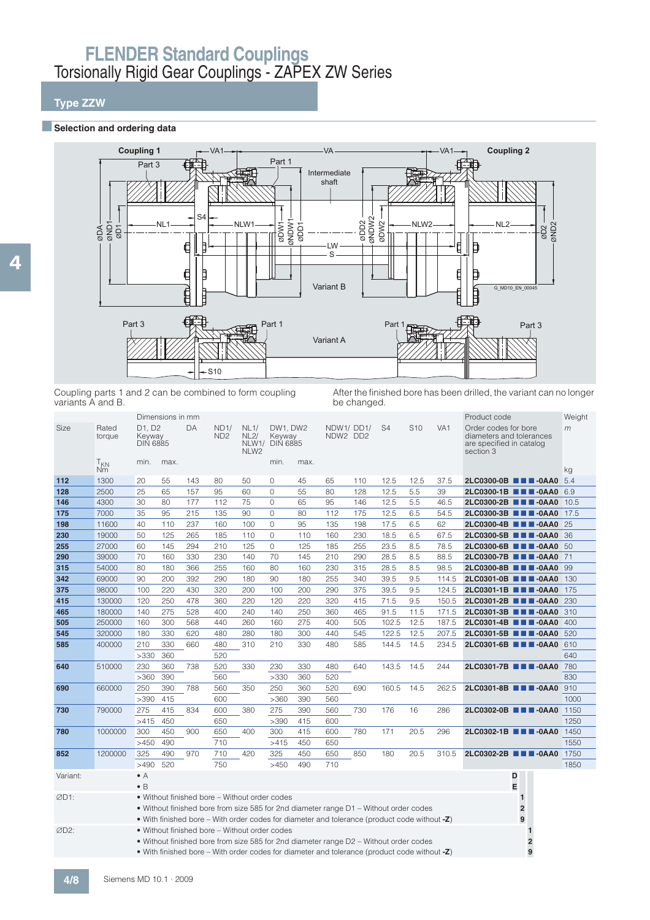# FLENDER Standard Couplings

## Torsionally Rigid Gear Couplings - ZAPEX ZW Series

### Type ZZW

#### Selection and ordering data

Coupling parts 1 and 2 can be combined to form coupling variants A and B.

After the finished bore has been drilled, the variant can no longer be changed.

| Size | Rated torque | Dimensions in mm | | | | | | | | | | | | | Product code | Weight |
|---|---|---|---|---|---|---|---|---|---|---|---|---|---|---|---|---|
| | | D1, D2 Keyway DIN 6885 | | DA | ND1/ ND2 | NL1/ NL2/ NLW1/ NLW2 | DW1, DW2 Keyway DIN 6885 | | NDW1/ NDW2 | DD1/ DD2 | S4 | S10 | VA1 | | Order codes for bore diameters and tolerances are specified in catalog section 3 | *m* |
| | $T_{KN}$ Nm | min. | max. | | | | min. | max. | | | | | | | | kg |
| **112** | 1300 | 20 | 55 | 143 | 80 | 50 | 0 | 45 | 65 | 110 | 12.5 | 12.5 | 37.5 | | **2LC0300-0B ■ ■ ■ -0AA0** | 5.4 |
| **128** | 2500 | 25 | 65 | 157 | 95 | 60 | 0 | 55 | 80 | 128 | 12.5 | 5.5 | 39 | | **2LC0300-1B ■ ■ ■ -0AA0** | 6.9 |
| **146** | 4300 | 30 | 80 | 177 | 112 | 75 | 0 | 65 | 95 | 146 | 12.5 | 5.5 | 46.5 | | **2LC0300-2B ■ ■ ■ -0AA0** | 10.5 |
| **175** | 7000 | 35 | 95 | 215 | 135 | 90 | 0 | 80 | 112 | 175 | 12.5 | 6.5 | 54.5 | | **2LC0300-3B ■ ■ ■ -0AA0** | 17.5 |
| **198** | 11600 | 40 | 110 | 237 | 160 | 100 | 0 | 95 | 135 | 198 | 17.5 | 6.5 | 62 | | **2LC0300-4B ■ ■ ■ -0AA0** | 25 |
| **230** | 19000 | 50 | 125 | 265 | 185 | 110 | 0 | 110 | 160 | 230 | 18.5 | 6.5 | 67.5 | | **2LC0300-5B ■ ■ ■ -0AA0** | 36 |
| **255** | 27000 | 60 | 145 | 294 | 210 | 125 | 0 | 125 | 185 | 255 | 23.5 | 8.5 | 78.5 | | **2LC0300-6B ■ ■ ■ -0AA0** | 50 |
| **290** | 39000 | 70 | 160 | 330 | 230 | 140 | 70 | 145 | 210 | 290 | 28.5 | 8.5 | 88.5 | | **2LC0300-7B ■ ■ ■ -0AA0** | 71 |
| **315** | 54000 | 80 | 180 | 366 | 255 | 160 | 80 | 160 | 230 | 315 | 28.5 | 8.5 | 98.5 | | **2LC0300-8B ■ ■ ■ -0AA0** | 99 |
| **342** | 69000 | 90 | 200 | 392 | 290 | 180 | 90 | 180 | 255 | 340 | 39.5 | 9.5 | 114.5 | | **2LC0301-0B ■ ■ ■ -0AA0** | 130 |
| **375** | 98000 | 100 | 220 | 430 | 320 | 200 | 100 | 200 | 290 | 375 | 39.5 | 9.5 | 124.5 | | **2LC0301-1B ■ ■ ■ -0AA0** | 175 |
| **415** | 130000 | 120 | 250 | 478 | 360 | 220 | 120 | 220 | 320 | 415 | 71.5 | 9.5 | 150.5 | | **2LC0301-2B ■ ■ ■ -0AA0** | 230 |
| **465** | 180000 | 140 | 275 | 528 | 400 | 240 | 140 | 250 | 360 | 465 | 91.5 | 11.5 | 171.5 | | **2LC0301-3B ■ ■ ■ -0AA0** | 310 |
| **505** | 250000 | 160 | 300 | 568 | 440 | 260 | 160 | 275 | 400 | 505 | 102.5 | 12.5 | 187.5 | | **2LC0301-4B ■ ■ ■ -0AA0** | 400 |
| **545** | 320000 | 180 | 330 | 620 | 480 | 280 | 180 | 300 | 440 | 545 | 122.5 | 12.5 | 207.5 | | **2LC0301-5B ■ ■ ■ -0AA0** | 520 |
| **585** | 400000 | 210 | 330 | 660 | 480 | 310 | 210 | 330 | 480 | 585 | 144.5 | 14.5 | 234.5 | | **2LC0301-6B ■ ■ ■ -0AA0** | 610 |
| | | >330 | 360 | | 520 | | | | | | | | | | | 640 |
| **640** | 510000 | 230 | 360 | 738 | 520 | 330 | 230 | 330 | 480 | 640 | 143.5 | 14.5 | 244 | | **2LC0301-7B ■ ■ ■ -0AA0** | 780 |
| | | >360 | 390 | | 560 | | >330 | 360 | 520 | | | | | | | 830 |
| **690** | 660000 | 250 | 390 | 788 | 560 | 350 | 250 | 360 | 520 | 690 | 160.5 | 14.5 | 262.5 | | **2LC0301-8B ■ ■ ■ -0AA0** | 910 |
| | | >390 | 415 | | 600 | | >360 | 390 | 560 | | | | | | | 1000 |
| **730** | 790000 | 275 | 415 | 834 | 600 | 380 | 275 | 390 | 560 | 730 | 176 | 16 | 286 | | **2LC0302-0B ■ ■ ■ -0AA0** | 1150 |
| | | >415 | 450 | | 650 | | >390 | 415 | 600 | | | | | | | 1250 |
| **780** | 1000000 | 300 | 450 | 900 | 650 | 400 | 300 | 415 | 600 | 780 | 171 | 20.5 | 296 | | **2LC0302-1B ■ ■ ■ -0AA0** | 1450 |
| | | >450 | 490 | | 710 | | >415 | 450 | 650 | | | | | | | 1550 |
| **852** | 1200000 | 325 | 490 | 970 | 710 | 420 | 325 | 450 | 650 | 850 | 180 | 20.5 | 310.5 | | **2LC0302-2B ■ ■ ■ -0AA0** | 1750 |
| | | >490 | 520 | | 750 | | >450 | 490 | 710 | | | | | | | 1850 |

| | | Code | | |
|---|---|---|---|---|
| Variant: | • A | D | | |
| | • B | E | | |
| ØD1: | • Without finished bore – Without order codes | | 1 | |
| | • Without finished bore from size 585 for 2nd diameter range D1 – Without order codes | | 2 | |
| | • With finished bore – With order codes for diameter and tolerance (product code without **-Z**) | | 9 | |
| ØD2: | • Without finished bore – Without order codes | | | 1 |
| | • Without finished bore from size 585 for 2nd diameter range D2 – Without order codes | | | 2 |
| | • With finished bore – With order codes for diameter and tolerance (product code without **-Z**) | | | 9 |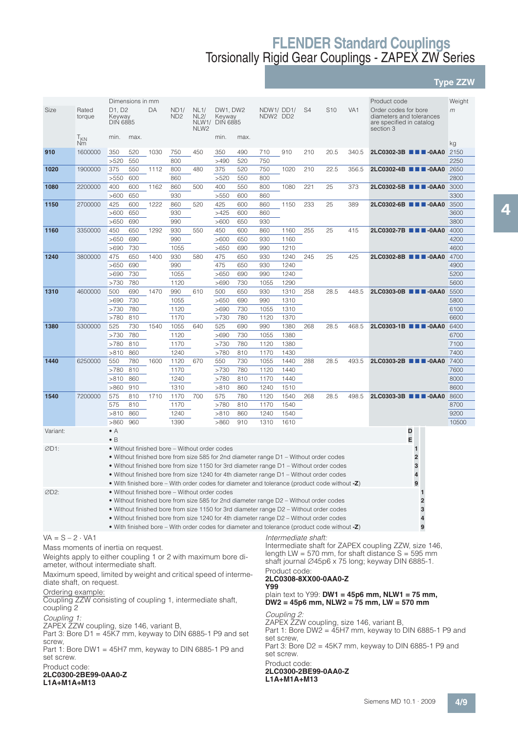# FLENDER Standard Couplings

## Torsionally Rigid Gear Couplings - ZAPEX ZW Series

### Type ZZW

| Size | Rated torque | Dimensions in mm | | | | | | | | | | | | Product code | Weight |
|---|---|---|---|---|---|---|---|---|---|---|---|---|---|---|---|
| | | D1, D2 Keyway DIN 6885 | | DA | ND1/ ND2 | NL1/ NL2/ NLW1/ NLW2 | DW1, DW2 Keyway DIN 6885 | | NDW1/ NDW2 | DD1/ DD2 | S4 | S10 | VA1 | Order codes for bore diameters and tolerances are specified in catalog section 3 | *m* |
| | $T_{KN}$ Nm | min. | max. | | | | min. | max. | | | | | | | kg |
| **910** | 1600000 | 350 | 520 | 1030 | 750 | 450 | 350 | 490 | 710 | 910 | 210 | 20.5 | 340.5 | **2LC0302-3B ■ ■ ■ -0AA0** | 2150 |
| | | >520 | 550 | | 800 | | >490 | 520 | 750 | | | | | | 2250 |
| **1020** | 1900000 | 375 | 550 | 1112 | 800 | 480 | 375 | 520 | 750 | 1020 | 210 | 22.5 | 356.5 | **2LC0302-4B ■ ■ ■ -0AA0** | 2650 |
| | | >550 | 600 | | 860 | | >520 | 550 | 800 | | | | | | 2800 |
| **1080** | 2200000 | 400 | 600 | 1162 | 860 | 500 | 400 | 550 | 800 | 1080 | 221 | 25 | 373 | **2LC0302-5B ■ ■ ■ -0AA0** | 3000 |
| | | >600 | 650 | | 930 | | >550 | 600 | 860 | | | | | | 3300 |
| **1150** | 2700000 | 425 | 600 | 1222 | 860 | 520 | 425 | 600 | 860 | 1150 | 233 | 25 | 389 | **2LC0302-6B ■ ■ ■ -0AA0** | 3500 |
| | | >600 | 650 | | 930 | | >425 | 600 | 860 | | | | | | 3600 |
| | | >650 | 690 | | 990 | | >600 | 650 | 930 | | | | | | 3800 |
| **1160** | 3350000 | 450 | 650 | 1292 | 930 | 550 | 450 | 600 | 860 | 1160 | 255 | 25 | 415 | **2LC0302-7B ■ ■ ■ -0AA0** | 4000 |
| | | >650 | 690 | | 990 | | >600 | 650 | 930 | 1160 | | | | | 4200 |
| | | >690 | 730 | | 1055 | | >650 | 690 | 990 | 1210 | | | | | 4600 |
| **1240** | 3800000 | 475 | 650 | 1400 | 930 | 580 | 475 | 650 | 930 | 1240 | 245 | 25 | 425 | **2LC0302-8B ■ ■ ■ -0AA0** | 4700 |
| | | >650 | 690 | | 990 | | 475 | 650 | 930 | 1240 | | | | | 4900 |
| | | >690 | 730 | | 1055 | | >650 | 690 | 990 | 1240 | | | | | 5200 |
| | | >730 | 780 | | 1120 | | >690 | 730 | 1055 | 1290 | | | | | 5600 |
| **1310** | 4600000 | 500 | 690 | 1470 | 990 | 610 | 500 | 650 | 930 | 1310 | 258 | 28.5 | 448.5 | **2LC0303-0B ■ ■ ■ -0AA0** | 5500 |
| | | >690 | 730 | | 1055 | | >650 | 690 | 990 | 1310 | | | | | 5800 |
| | | >730 | 780 | | 1120 | | >690 | 730 | 1055 | 1310 | | | | | 6100 |
| | | >780 | 810 | | 1170 | | >730 | 780 | 1120 | 1370 | | | | | 6600 |
| **1380** | 5300000 | 525 | 730 | 1540 | 1055 | 640 | 525 | 690 | 990 | 1380 | 268 | 28.5 | 468.5 | **2LC0303-1B ■ ■ ■ -0AA0** | 6400 |
| | | >730 | 780 | | 1120 | | >690 | 730 | 1055 | 1380 | | | | | 6700 |
| | | >780 | 810 | | 1170 | | >730 | 780 | 1120 | 1380 | | | | | 7100 |
| | | >810 | 860 | | 1240 | | >780 | 810 | 1170 | 1430 | | | | | 7400 |
| **1440** | 6250000 | 550 | 780 | 1600 | 1120 | 670 | 550 | 730 | 1055 | 1440 | 288 | 28.5 | 493.5 | **2LC0303-2B ■ ■ ■ -0AA0** | 7400 |
| | | >780 | 810 | | 1170 | | >730 | 780 | 1120 | 1440 | | | | | 7600 |
| | | >810 | 860 | | 1240 | | >780 | 810 | 1170 | 1440 | | | | | 8000 |
| | | >860 | 910 | | 1310 | | >810 | 860 | 1240 | 1510 | | | | | 8600 |
| **1540** | 7200000 | 575 | 810 | 1710 | 1170 | 700 | 575 | 780 | 1120 | 1540 | 268 | 28.5 | 498.5 | **2LC0303-3B ■ ■ ■ -0AA0** | 8600 |
| | | 575 | 810 | | 1170 | | >780 | 810 | 1170 | 1540 | | | | | 8700 |
| | | >810 | 860 | | 1240 | | >810 | 860 | 1240 | 1540 | | | | | 9200 |
| | | >860 | 960 | | 1390 | | >860 | 910 | 1310 | 1610 | | | | | 10500 |

| | | Code |
|---|---|---|
| Variant: | • A | D |
| | • B | E |
| ∅D1: | • Without finished bore – Without order codes | 1 |
| | • Without finished bore from size 585 for 2nd diameter range D1 – Without order codes | 2 |
| | • Without finished bore from size 1150 for 3rd diameter range D1 – Without order codes | 3 |
| | • Without finished bore from size 1240 for 4th diameter range D1 – Without order codes | 4 |
| | • With finished bore – With order codes for diameter and tolerance (product code without **-Z**) | 9 |
| ∅D2: | • Without finished bore – Without order codes | 1 |
| | • Without finished bore from size 585 for 2nd diameter range D2 – Without order codes | 2 |
| | • Without finished bore from size 1150 for 3rd diameter range D2 – Without order codes | 3 |
| | • Without finished bore from size 1240 for 4th diameter range D2 – Without order codes | 4 |
| | • With finished bore – With order codes for diameter and tolerance (product code without **-Z**) | 9 |

VA = S – 2 · VA1

Mass moments of inertia on request.

Weights apply to either coupling 1 or 2 with maximum bore diameter, without intermediate shaft.

Maximum speed, limited by weight and critical speed of intermediate shaft, on request.

Ordering example:
Coupling ZZW consisting of coupling 1, intermediate shaft, coupling 2

*Coupling 1:*
ZAPEX ZZW coupling, size 146, variant B,
Part 3: Bore D1 = 45K7 mm, keyway to DIN 6885-1 P9 and set screw,
Part 1: Bore DW1 = 45H7 mm, keyway to DIN 6885-1 P9 and set screw.

Product code:
**2LC0300-2BE99-0AA0-Z**
**L1A+M1A+M13**

*Intermediate shaft:*
Intermediate shaft for ZAPEX coupling ZZW, size 146, length LW = 570 mm, for shaft distance S = 595 mm shaft journal ∅45p6 x 75 long; keyway DIN 6885-1.

Product code:
**2LC0308-8XX00-0AA0-Z**
**Y99**
plain text to Y99: **DW1 = 45p6 mm, NLW1 = 75 mm, DW2 = 45p6 mm, NLW2 = 75 mm, LW = 570 mm**

*Coupling 2:*
ZAPEX ZZW coupling, size 146, variant B,
Part 1: Bore DW2 = 45H7 mm, keyway to DIN 6885-1 P9 and set screw,
Part 3: Bore D2 = 45K7 mm, keyway to DIN 6885-1 P9 and set screw.

Product code:
**2LC0300-2BE99-0AA0-Z**
**L1A+M1A+M13**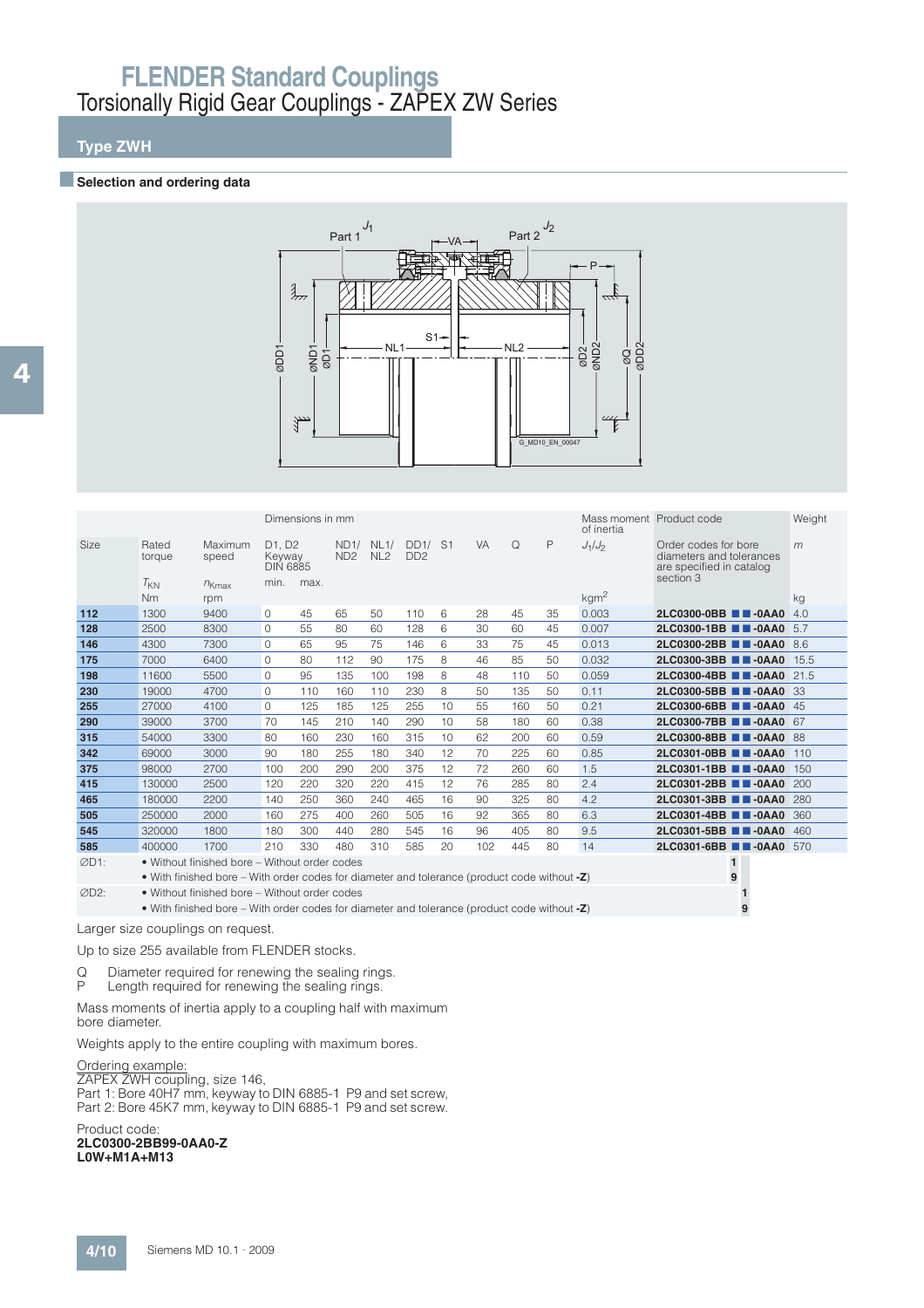# FLENDER Standard Couplings
## Torsionally Rigid Gear Couplings - ZAPEX ZW Series

### Type ZWH

#### Selection and ordering data

| Size | Rated torque | Maximum speed | Dimensions in mm | | | | | | | | | Mass moment of inertia | Product code | Weight |
|---|---|---|---|---|---|---|---|---|---|---|---|---|---|---|
| | $T_{KN}$ | $n_{Kmax}$ | D1, D2 Keyway DIN 6885 min. | max. | ND1/ ND2 | NL1/ NL2 | DD1/ DD2 | S1 | VA | Q | P | $J_1/J_2$ | Order codes for bore diameters and tolerances are specified in catalog section 3 | $m$ |
| | Nm | rpm | | | | | | | | | | kgm² | | kg |
| **112** | 1300 | 9400 | 0 | 45 | 65 | 50 | 110 | 6 | 28 | 45 | 35 | 0.003 | **2LC0300-0BB ■ ■ -0AA0** | 4.0 |
| **128** | 2500 | 8300 | 0 | 55 | 80 | 60 | 128 | 6 | 30 | 60 | 45 | 0.007 | **2LC0300-1BB ■ ■ -0AA0** | 5.7 |
| **146** | 4300 | 7300 | 0 | 65 | 95 | 75 | 146 | 6 | 33 | 75 | 45 | 0.013 | **2LC0300-2BB ■ ■ -0AA0** | 8.6 |
| **175** | 7000 | 6400 | 0 | 80 | 112 | 90 | 175 | 8 | 46 | 85 | 50 | 0.032 | **2LC0300-3BB ■ ■ -0AA0** | 15.5 |
| **198** | 11600 | 5500 | 0 | 95 | 135 | 100 | 198 | 8 | 48 | 110 | 50 | 0.059 | **2LC0300-4BB ■ ■ -0AA0** | 21.5 |
| **230** | 19000 | 4700 | 0 | 110 | 160 | 110 | 230 | 8 | 50 | 135 | 50 | 0.11 | **2LC0300-5BB ■ ■ -0AA0** | 33 |
| **255** | 27000 | 4100 | 0 | 125 | 185 | 125 | 255 | 10 | 55 | 160 | 50 | 0.21 | **2LC0300-6BB ■ ■ -0AA0** | 45 |
| **290** | 39000 | 3700 | 70 | 145 | 210 | 140 | 290 | 10 | 58 | 180 | 60 | 0.38 | **2LC0300-7BB ■ ■ -0AA0** | 67 |
| **315** | 54000 | 3300 | 80 | 160 | 230 | 160 | 315 | 10 | 62 | 200 | 60 | 0.59 | **2LC0300-8BB ■ ■ -0AA0** | 88 |
| **342** | 69000 | 3000 | 90 | 180 | 255 | 180 | 340 | 12 | 70 | 225 | 60 | 0.85 | **2LC0301-0BB ■ ■ -0AA0** | 110 |
| **375** | 98000 | 2700 | 100 | 200 | 290 | 200 | 375 | 12 | 72 | 260 | 60 | 1.5 | **2LC0301-1BB ■ ■ -0AA0** | 150 |
| **415** | 130000 | 2500 | 120 | 220 | 320 | 220 | 415 | 12 | 76 | 285 | 80 | 2.4 | **2LC0301-2BB ■ ■ -0AA0** | 200 |
| **465** | 180000 | 2200 | 140 | 250 | 360 | 240 | 465 | 16 | 90 | 325 | 80 | 4.2 | **2LC0301-3BB ■ ■ -0AA0** | 280 |
| **505** | 250000 | 2000 | 160 | 275 | 400 | 260 | 505 | 16 | 92 | 365 | 80 | 6.3 | **2LC0301-4BB ■ ■ -0AA0** | 360 |
| **545** | 320000 | 1800 | 180 | 300 | 440 | 280 | 545 | 16 | 96 | 405 | 80 | 9.5 | **2LC0301-5BB ■ ■ -0AA0** | 460 |
| **585** | 400000 | 1700 | 210 | 330 | 480 | 310 | 585 | 20 | 102 | 445 | 80 | 14 | **2LC0301-6BB ■ ■ -0AA0** | 570 |

∅D1:
- Without finished bore – Without order codes — **1**
- With finished bore – With order codes for diameter and tolerance (product code without **-Z**) — **9**

∅D2:
- Without finished bore – Without order codes — **1**
- With finished bore – With order codes for diameter and tolerance (product code without **-Z**) — **9**

Larger size couplings on request.

Up to size 255 available from FLENDER stocks.

Q Diameter required for renewing the sealing rings.
P Length required for renewing the sealing rings.

Mass moments of inertia apply to a coupling half with maximum bore diameter.

Weights apply to the entire coupling with maximum bores.

Ordering example:
ZAPEX ZWH coupling, size 146,
Part 1: Bore 40H7 mm, keyway to DIN 6885-1 P9 and set screw,
Part 2: Bore 45K7 mm, keyway to DIN 6885-1 P9 and set screw.

Product code:
**2LC0300-2BB99-0AA0-Z**
**L0W+M1A+M13**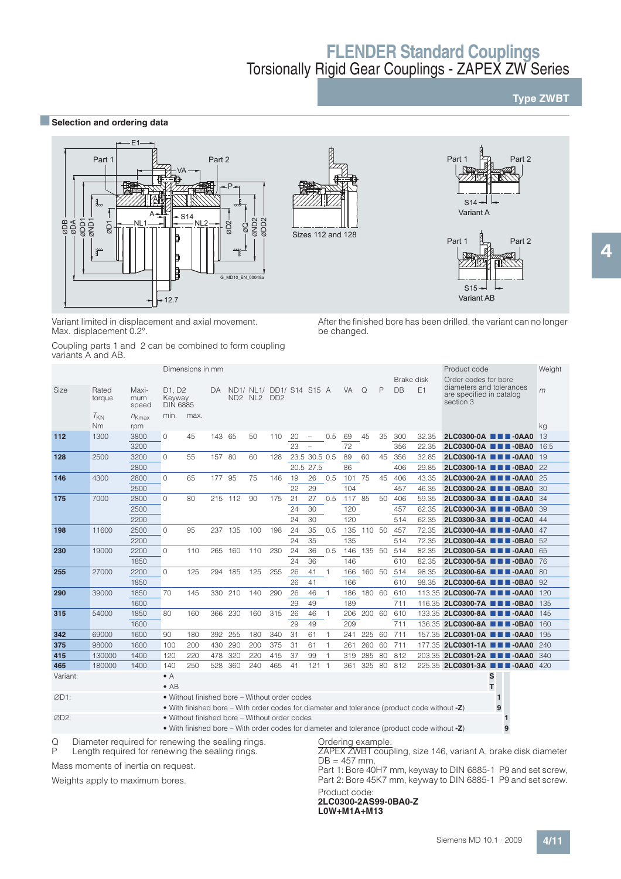# FLENDER Standard Couplings

## Torsionally Rigid Gear Couplings - ZAPEX ZW Series

### Type ZWBT

#### Selection and ordering data

Sizes 112 and 128

Variant A

Variant AB

Variant limited in displacement and axial movement.
Max. displacement 0.2°.

Coupling parts 1 and 2 can be combined to form coupling variants A and AB.

After the finished bore has been drilled, the variant can no longer be changed.

| Size | Rated torque | Maximum speed | Dimensions in mm | | | | | | | | | | | | | Brake disk | | Product code | Weight |
|---|---|---|---|---|---|---|---|---|---|---|---|---|---|---|---|---|---|---|---|
| | | | D1, D2 Keyway DIN 6885 | | DA | ND1/ ND2 | NL1/ NL2 | DD1/ DD2 | S14 | S15 | A | VA | Q | P | | DB | E1 | Order codes for bore diameters and tolerances are specified in catalog section 3 | $m$ |
| | $T_{KN}$ | $n_{Kmax}$ | min. | max. | | | | | | | | | | | | | | | |
| | Nm | rpm | | | | | | | | | | | | | | | | | kg |
| **112** | 1300 | 3800 | 0 | 45 | 143 | 65 | 50 | 110 | 20 | – | 0.5 | 69 | 45 | 35 | | 300 | 32.35 | **2LC0300-0A ■■■-0AA0** | 13 |
| | | 3200 | | | | | | | 23 | – | | 72 | | | | 356 | 22.35 | **2LC0300-0A ■■■-0BA0** | 16.5 |
| **128** | 2500 | 3200 | 0 | 55 | 157 | 80 | 60 | 128 | 23.5 | 30.5 | 0.5 | 89 | 60 | 45 | | 356 | 32.85 | **2LC0300-1A ■■■-0AA0** | 19 |
| | | 2800 | | | | | | | 20.5 | 27.5 | | 86 | | | | 406 | 29.85 | **2LC0300-1A ■■■-0BA0** | 22 |
| **146** | 4300 | 2800 | 0 | 65 | 177 | 95 | 75 | 146 | 19 | 26 | 0.5 | 101 | 75 | 45 | | 406 | 43.35 | **2LC0300-2A ■■■-0AA0** | 25 |
| | | 2500 | | | | | | | 22 | 29 | | 104 | | | | 457 | 46.35 | **2LC0300-2A ■■■-0BA0** | 30 |
| **175** | 7000 | 2800 | 0 | 80 | 215 | 112 | 90 | 175 | 21 | 27 | 0.5 | 117 | 85 | 50 | | 406 | 59.35 | **2LC0300-3A ■■■-0AA0** | 34 |
| | | 2500 | | | | | | | 24 | 30 | | 120 | | | | 457 | 62.35 | **2LC0300-3A ■■■-0BA0** | 39 |
| | | 2200 | | | | | | | 24 | 30 | | 120 | | | | 514 | 62.35 | **2LC0300-3A ■■■-0CA0** | 44 |
| **198** | 11600 | 2500 | 0 | 95 | 237 | 135 | 100 | 198 | 24 | 35 | 0.5 | 135 | 110 | 50 | | 457 | 72.35 | **2LC0300-4A ■■■-0AA0** | 47 |
| | | 2200 | | | | | | | 24 | 35 | | 135 | | | | 514 | 72.35 | **2LC0300-4A ■■■-0BA0** | 52 |
| **230** | 19000 | 2200 | 0 | 110 | 265 | 160 | 110 | 230 | 24 | 36 | 0.5 | 146 | 135 | 50 | | 514 | 82.35 | **2LC0300-5A ■■■-0AA0** | 65 |
| | | 1850 | | | | | | | 24 | 36 | | 146 | | | | 610 | 82.35 | **2LC0300-5A ■■■-0BA0** | 76 |
| **255** | 27000 | 2200 | 0 | 125 | 294 | 185 | 125 | 255 | 26 | 41 | 1 | 166 | 160 | 50 | | 514 | 98.35 | **2LC0300-6A ■■■-0AA0** | 80 |
| | | 1850 | | | | | | | 26 | 41 | | 166 | | | | 610 | 98.35 | **2LC0300-6A ■■■-0BA0** | 92 |
| **290** | 39000 | 1850 | 70 | 145 | 330 | 210 | 140 | 290 | 26 | 46 | 1 | 186 | 180 | 60 | | 610 | 113.35 | **2LC0300-7A ■■■-0AA0** | 120 |
| | | 1600 | | | | | | | 29 | 49 | | 189 | | | | 711 | 116.35 | **2LC0300-7A ■■■-0BA0** | 135 |
| **315** | 54000 | 1850 | 80 | 160 | 366 | 230 | 160 | 315 | 26 | 46 | 1 | 206 | 200 | 60 | | 610 | 133.35 | **2LC0300-8A ■■■-0AA0** | 145 |
| | | 1600 | | | | | | | 29 | 49 | | 209 | | | | 711 | 136.35 | **2LC0300-8A ■■■-0BA0** | 160 |
| **342** | 69000 | 1600 | 90 | 180 | 392 | 255 | 180 | 340 | 31 | 61 | 1 | 241 | 225 | 60 | | 711 | 157.35 | **2LC0301-0A ■■■-0AA0** | 195 |
| **375** | 98000 | 1600 | 100 | 200 | 430 | 290 | 200 | 375 | 31 | 61 | 1 | 261 | 260 | 60 | | 711 | 177.35 | **2LC0301-1A ■■■-0AA0** | 240 |
| **415** | 130000 | 1400 | 120 | 220 | 478 | 320 | 220 | 415 | 37 | 99 | 1 | 319 | 285 | 80 | | 812 | 203.35 | **2LC0301-2A ■■■-0AA0** | 340 |
| **465** | 180000 | 1400 | 140 | 250 | 528 | 360 | 240 | 465 | 41 | 121 | 1 | 361 | 325 | 80 | | 812 | 225.35 | **2LC0301-3A ■■■-0AA0** | 420 |

| | | Order code |
|---|---|---|
| Variant: | • A | **S** |
| | • AB | **T** |
| ØD1: | • Without finished bore – Without order codes | **1** |
| | • With finished bore – With order codes for diameter and tolerance (product code without **-Z**) | **9** |
| ØD2: | • Without finished bore – Without order codes | **1** |
| | • With finished bore – With order codes for diameter and tolerance (product code without **-Z**) | **9** |

Q  Diameter required for renewing the sealing rings.
P  Length required for renewing the sealing rings.

Mass moments of inertia on request.

Weights apply to maximum bores.

Ordering example:
ZAPEX ZWBT coupling, size 146, variant A, brake disk diameter DB = 457 mm,
Part 1: Bore 40H7 mm, keyway to DIN 6885-1 P9 and set screw,
Part 2: Bore 45K7 mm, keyway to DIN 6885-1 P9 and set screw.
Product code:
**2LC0300-2AS99-0BA0-Z**
**L0W+M1A+M13**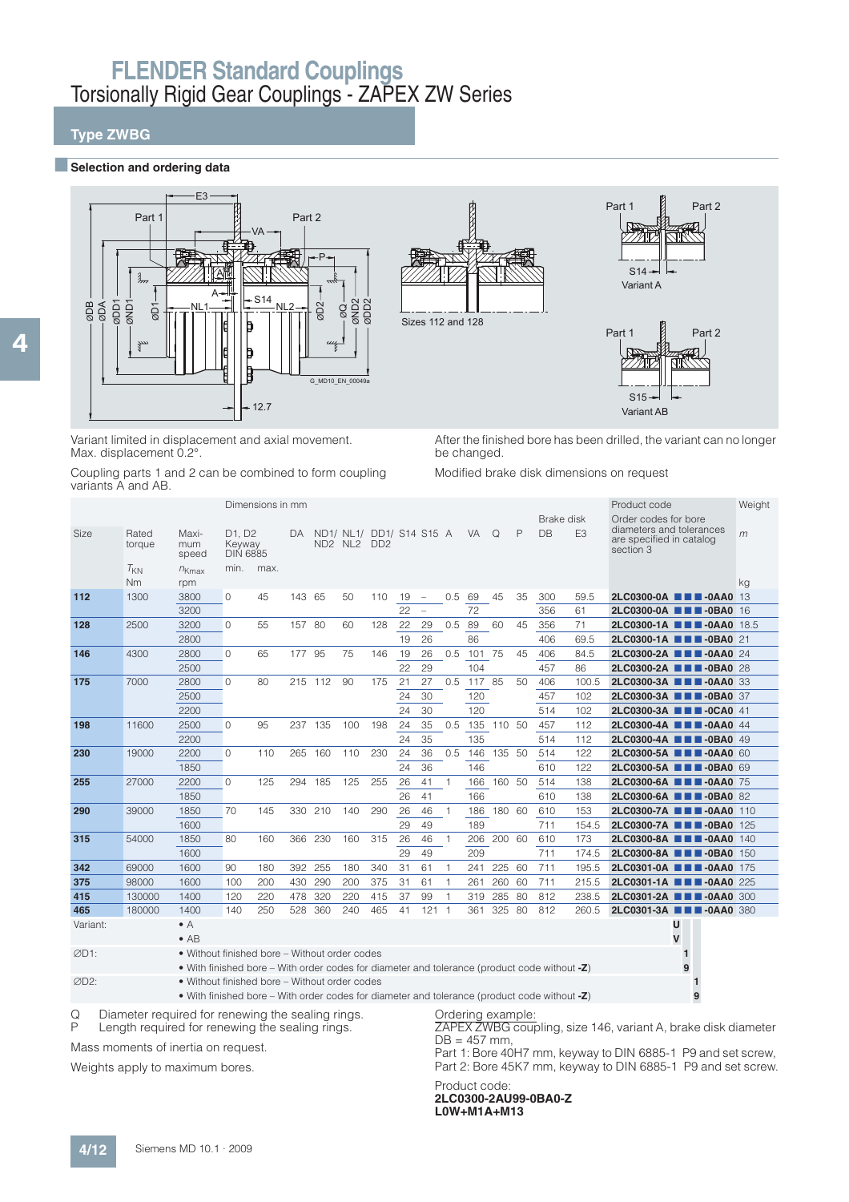# FLENDER Standard Couplings

Torsionally Rigid Gear Couplings - ZAPEX ZW Series

## Type ZWBG

### Selection and ordering data

Variant limited in displacement and axial movement.
Max. displacement 0.2°.

Coupling parts 1 and 2 can be combined to form coupling variants A and AB.

After the finished bore has been drilled, the variant can no longer be changed.

Modified brake disk dimensions on request

| Size | Rated torque | Maximum speed | D1, D2 Keyway DIN 6885 | | DA | ND1/ ND2 | NL1/ NL2 | DD1/ DD2 | S14 | S15 | A | VA | Q | P | Brake disk DB | E3 | Product code Order codes for bore diameters and tolerances are specified in catalog section 3 | Weight m |
|---|---|---|---|---|---|---|---|---|---|---|---|---|---|---|---|---|---|---|
| | $T_{KN}$ | $n_{Kmax}$ | min. | max. | | | | | | | | | | | | | | |
| | Nm | rpm | | | | | | | | | | | | | | | | kg |
| **112** | 1300 | 3800 | 0 | 45 | 143 | 65 | 50 | 110 | 19 | – | 0.5 | 69 | 45 | 35 | 300 | 59.5 | **2LC0300-0A ■■■-0AA0** | 13 |
| | | 3200 | | | | | | | 22 | – | | 72 | | | 356 | 61 | **2LC0300-0A ■■■-0BA0** | 16 |
| **128** | 2500 | 3200 | 0 | 55 | 157 | 80 | 60 | 128 | 22 | 29 | 0.5 | 89 | 60 | 45 | 356 | 71 | **2LC0300-1A ■■■-0AA0** | 18.5 |
| | | 2800 | | | | | | | 19 | 26 | | 86 | | | 406 | 69.5 | **2LC0300-1A ■■■-0BA0** | 21 |
| **146** | 4300 | 2800 | 0 | 65 | 177 | 95 | 75 | 146 | 19 | 26 | 0.5 | 101 | 75 | 45 | 406 | 84.5 | **2LC0300-2A ■■■-0AA0** | 24 |
| | | 2500 | | | | | | | 22 | 29 | | 104 | | | 457 | 86 | **2LC0300-2A ■■■-0BA0** | 28 |
| **175** | 7000 | 2800 | 0 | 80 | 215 | 112 | 90 | 175 | 21 | 27 | 0.5 | 117 | 85 | 50 | 406 | 100.5 | **2LC0300-3A ■■■-0AA0** | 33 |
| | | 2500 | | | | | | | 24 | 30 | | 120 | | | 457 | 102 | **2LC0300-3A ■■■-0BA0** | 37 |
| | | 2200 | | | | | | | 24 | 30 | | 120 | | | 514 | 102 | **2LC0300-3A ■■■-0CA0** | 41 |
| **198** | 11600 | 2500 | 0 | 95 | 237 | 135 | 100 | 198 | 24 | 35 | 0.5 | 135 | 110 | 50 | 457 | 112 | **2LC0300-4A ■■■-0AA0** | 44 |
| | | 2200 | | | | | | | 24 | 35 | | 135 | | | 514 | 112 | **2LC0300-4A ■■■-0BA0** | 49 |
| **230** | 19000 | 2200 | 0 | 110 | 265 | 160 | 110 | 230 | 24 | 36 | 0.5 | 146 | 135 | 50 | 514 | 122 | **2LC0300-5A ■■■-0AA0** | 60 |
| | | 1850 | | | | | | | 24 | 36 | | 146 | | | 610 | 122 | **2LC0300-5A ■■■-0BA0** | 69 |
| **255** | 27000 | 2200 | 0 | 125 | 294 | 185 | 125 | 255 | 26 | 41 | 1 | 166 | 160 | 50 | 514 | 138 | **2LC0300-6A ■■■-0AA0** | 75 |
| | | 1850 | | | | | | | 26 | 41 | | 166 | | | 610 | 138 | **2LC0300-6A ■■■-0BA0** | 82 |
| **290** | 39000 | 1850 | 70 | 145 | 330 | 210 | 140 | 290 | 26 | 46 | 1 | 186 | 180 | 60 | 610 | 153 | **2LC0300-7A ■■■-0AA0** | 110 |
| | | 1600 | | | | | | | 29 | 49 | | 189 | | | 711 | 154.5 | **2LC0300-7A ■■■-0BA0** | 125 |
| **315** | 54000 | 1850 | 80 | 160 | 366 | 230 | 160 | 315 | 26 | 46 | 1 | 206 | 200 | 60 | 610 | 173 | **2LC0300-8A ■■■-0AA0** | 140 |
| | | 1600 | | | | | | | 29 | 49 | | 209 | | | 711 | 174.5 | **2LC0300-8A ■■■-0BA0** | 150 |
| **342** | 69000 | 1600 | 90 | 180 | 392 | 255 | 180 | 340 | 31 | 61 | 1 | 241 | 225 | 60 | 711 | 195.5 | **2LC0301-0A ■■■-0AA0** | 175 |
| **375** | 98000 | 1600 | 100 | 200 | 430 | 290 | 200 | 375 | 31 | 61 | 1 | 261 | 260 | 60 | 711 | 215.5 | **2LC0301-1A ■■■-0AA0** | 225 |
| **415** | 130000 | 1400 | 120 | 220 | 478 | 320 | 220 | 415 | 37 | 99 | 1 | 319 | 285 | 80 | 812 | 238.5 | **2LC0301-2A ■■■-0AA0** | 300 |
| **465** | 180000 | 1400 | 140 | 250 | 528 | 360 | 240 | 465 | 41 | 121 | 1 | 361 | 325 | 80 | 812 | 260.5 | **2LC0301-3A ■■■-0AA0** | 380 |

| | | Code |
|---|---|---|
| Variant: | • A | U |
| | • AB | V |
| ∅D1: | • Without finished bore – Without order codes | 1 |
| | • With finished bore – With order codes for diameter and tolerance (product code without **-Z**) | 9 |
| ∅D2: | • Without finished bore – Without order codes | 1 |
| | • With finished bore – With order codes for diameter and tolerance (product code without **-Z**) | 9 |

Q  Diameter required for renewing the sealing rings.
P  Length required for renewing the sealing rings.

Mass moments of inertia on request.

Weights apply to maximum bores.

Ordering example:
ZAPEX ZWBG coupling, size 146, variant A, brake disk diameter DB = 457 mm,
Part 1: Bore 40H7 mm, keyway to DIN 6885-1 P9 and set screw,
Part 2: Bore 45K7 mm, keyway to DIN 6885-1 P9 and set screw.

Product code:
**2LC0300-2AU99-0BA0-Z**
**L0W+M1A+M13**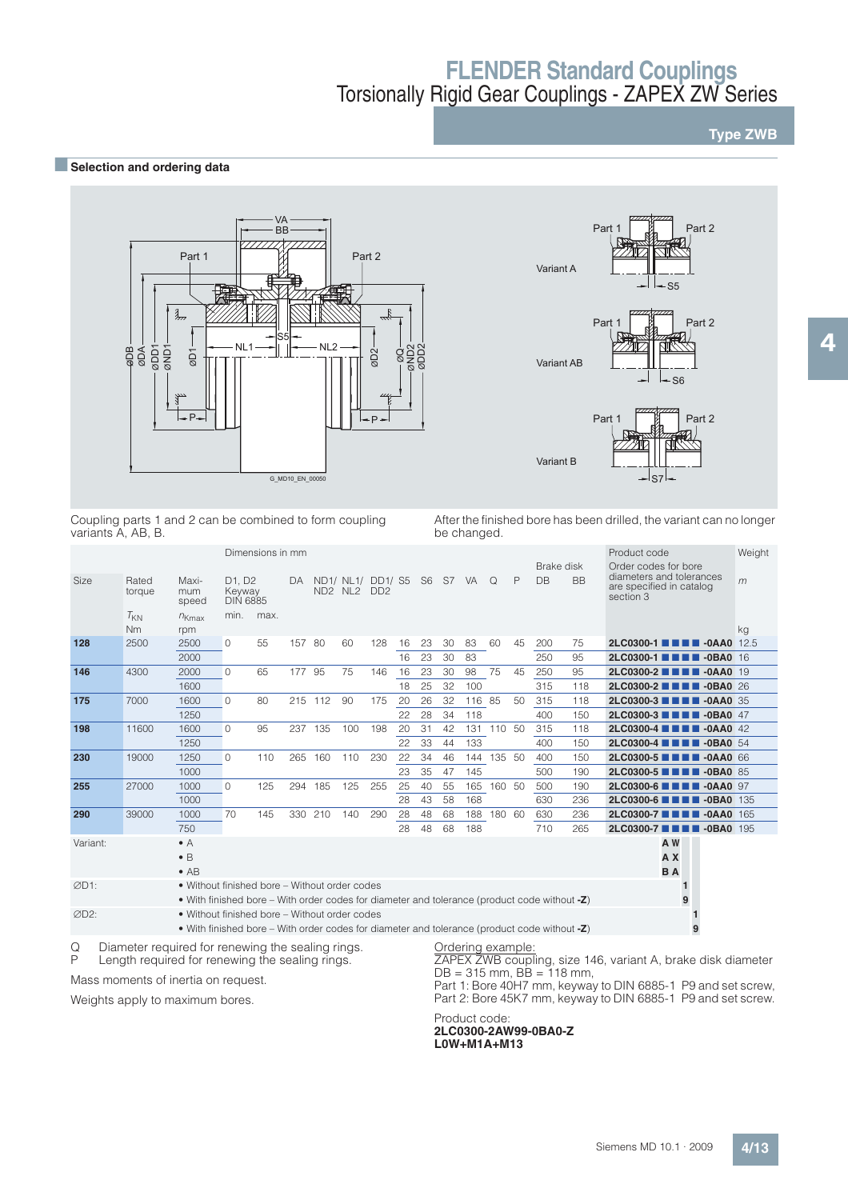# FLENDER Standard Couplings

Torsionally Rigid Gear Couplings - ZAPEX ZW Series

**Type ZWB**

## Selection and ordering data

Coupling parts 1 and 2 can be combined to form coupling variants A, AB, B.

After the finished bore has been drilled, the variant can no longer be changed.

| Size | Rated torque | Maxi-mum speed | D1, D2 Keyway DIN 6885 | | DA | ND1/ ND2 | NL1/ NL2 | DD1/ DD2 | S5 | S6 | S7 | VA | Q | P | Brake disk DB | BB | Product code Order codes for bore diameters and tolerances are specified in catalog section 3 | Weight *m* |
|---|---|---|---|---|---|---|---|---|---|---|---|---|---|---|---|---|---|---|
| | $T_{KN}$ | $n_{Kmax}$ | min. | max. | | | | | | | | | | | | | | |
| | Nm | rpm | | | | | | | | | | | | | | | | kg |
| **128** | 2500 | 2500 | 0 | 55 | 157 | 80 | 60 | 128 | 16 | 23 | 30 | 83 | 60 | 45 | 200 | 75 | **2LC0300-1 ■ ■ ■ ■ -0AA0** | 12.5 |
| | | 2000 | | | | | | | 16 | 23 | 30 | 83 | | | 250 | 95 | **2LC0300-1 ■ ■ ■ ■ -0BA0** | 16 |
| **146** | 4300 | 2000 | 0 | 65 | 177 | 95 | 75 | 146 | 16 | 23 | 30 | 98 | 75 | 45 | 250 | 95 | **2LC0300-2 ■ ■ ■ ■ -0AA0** | 19 |
| | | 1600 | | | | | | | 18 | 25 | 32 | 100 | | | 315 | 118 | **2LC0300-2 ■ ■ ■ ■ -0BA0** | 26 |
| **175** | 7000 | 1600 | 0 | 80 | 215 | 112 | 90 | 175 | 20 | 26 | 32 | 116 | 85 | 50 | 315 | 118 | **2LC0300-3 ■ ■ ■ ■ -0AA0** | 35 |
| | | 1250 | | | | | | | 22 | 28 | 34 | 118 | | | 400 | 150 | **2LC0300-3 ■ ■ ■ ■ -0BA0** | 47 |
| **198** | 11600 | 1600 | 0 | 95 | 237 | 135 | 100 | 198 | 20 | 31 | 42 | 131 | 110 | 50 | 315 | 118 | **2LC0300-4 ■ ■ ■ ■ -0AA0** | 42 |
| | | 1250 | | | | | | | 22 | 33 | 44 | 133 | | | 400 | 150 | **2LC0300-4 ■ ■ ■ ■ -0BA0** | 54 |
| **230** | 19000 | 1250 | 0 | 110 | 265 | 160 | 110 | 230 | 22 | 34 | 46 | 144 | 135 | 50 | 400 | 150 | **2LC0300-5 ■ ■ ■ ■ -0AA0** | 66 |
| | | 1000 | | | | | | | 23 | 35 | 47 | 145 | | | 500 | 190 | **2LC0300-5 ■ ■ ■ ■ -0BA0** | 85 |
| **255** | 27000 | 1000 | 0 | 125 | 294 | 185 | 125 | 255 | 25 | 40 | 55 | 165 | 160 | 50 | 500 | 190 | **2LC0300-6 ■ ■ ■ ■ -0AA0** | 97 |
| | | 1000 | | | | | | | 28 | 43 | 58 | 168 | | | 630 | 236 | **2LC0300-6 ■ ■ ■ ■ -0BA0** | 135 |
| **290** | 39000 | 1000 | 70 | 145 | 330 | 210 | 140 | 290 | 28 | 48 | 68 | 188 | 180 | 60 | 630 | 236 | **2LC0300-7 ■ ■ ■ ■ -0AA0** | 165 |
| | | 750 | | | | | | | 28 | 48 | 68 | 188 | | | 710 | 265 | **2LC0300-7 ■ ■ ■ ■ -0BA0** | 195 |

| Variant: | • A | **A W** |
|---|---|---|
| | • B | **A X** |
| | • AB | **B A** |
| ∅D1: | • Without finished bore – Without order codes | **1** |
| | • With finished bore – With order codes for diameter and tolerance (product code without **-Z**) | **9** |
| ∅D2: | • Without finished bore – Without order codes | **1** |
| | • With finished bore – With order codes for diameter and tolerance (product code without **-Z**) | **9** |

Q Diameter required for renewing the sealing rings.
P Length required for renewing the sealing rings.

Mass moments of inertia on request.

Weights apply to maximum bores.

Ordering example:
ZAPEX ZWB coupling, size 146, variant A, brake disk diameter DB = 315 mm, BB = 118 mm,
Part 1: Bore 40H7 mm, keyway to DIN 6885-1 P9 and set screw,
Part 2: Bore 45K7 mm, keyway to DIN 6885-1 P9 and set screw.

Product code:
**2LC0300-2AW99-0BA0-Z**
**L0W+M1A+M13**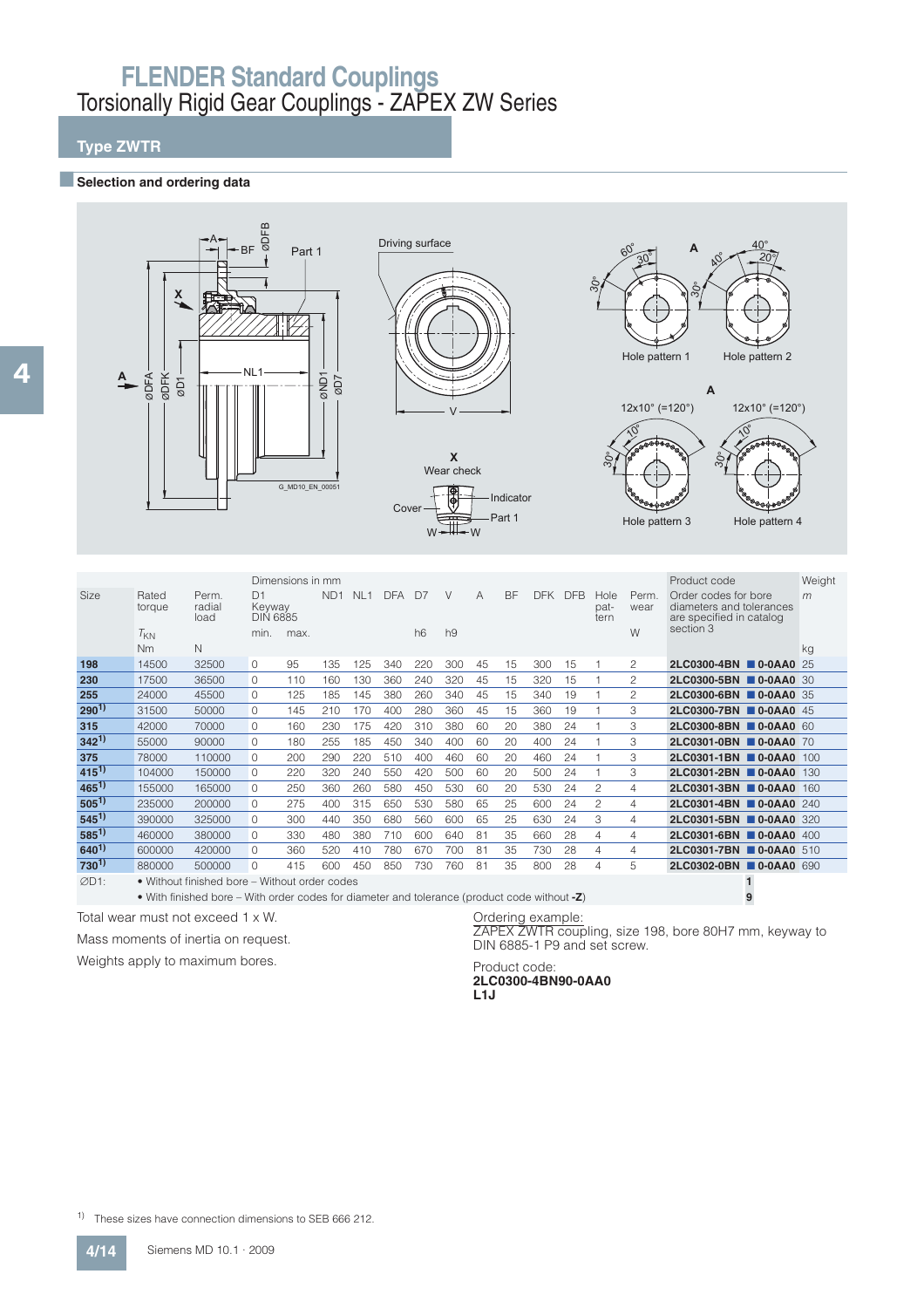# FLENDER Standard Couplings

## Torsionally Rigid Gear Couplings - ZAPEX ZW Series

### Type ZWTR

#### Selection and ordering data

Driving surface

Part 1

X — Wear check

Cover — Indicator — Part 1

Hole pattern 1 — Hole pattern 2 — Hole pattern 3 — Hole pattern 4

12x10° (=120°)

| Size | Rated torque $T_{KN}$ | Perm. radial load | Dimensions in mm D1 Keyway DIN 6885 min. | max. | ND1 | NL1 | DFA | D7 h6 | V h9 | A | BF | DFK | DFB | Hole pattern | Perm. wear W | Product code (Order codes for bore diameters and tolerances are specified in catalog section 3) | Weight m |
|---|---|---|---|---|---|---|---|---|---|---|---|---|---|---|---|---|---|
| | Nm | N | | | | | | | | | | | | | | | kg |
| **198** | 14500 | 32500 | 0 | 95 | 135 | 125 | 340 | 220 | 300 | 45 | 15 | 300 | 15 | 1 | 2 | **2LC0300-4BN ■ 0-0AA0** | 25 |
| **230** | 17500 | 36500 | 0 | 110 | 160 | 130 | 360 | 240 | 320 | 45 | 15 | 320 | 15 | 1 | 2 | **2LC0300-5BN ■ 0-0AA0** | 30 |
| **255** | 24000 | 45500 | 0 | 125 | 185 | 145 | 380 | 260 | 340 | 45 | 15 | 340 | 19 | 1 | 2 | **2LC0300-6BN ■ 0-0AA0** | 35 |
| **290**[1] | 31500 | 50000 | 0 | 145 | 210 | 170 | 400 | 280 | 360 | 45 | 15 | 360 | 19 | 1 | 3 | **2LC0300-7BN ■ 0-0AA0** | 45 |
| **315** | 42000 | 70000 | 0 | 160 | 230 | 175 | 420 | 310 | 380 | 60 | 20 | 380 | 24 | 1 | 3 | **2LC0300-8BN ■ 0-0AA0** | 60 |
| **342**[1] | 55000 | 90000 | 0 | 180 | 255 | 185 | 450 | 340 | 400 | 60 | 20 | 400 | 24 | 1 | 3 | **2LC0301-0BN ■ 0-0AA0** | 70 |
| **375** | 78000 | 110000 | 0 | 200 | 290 | 220 | 510 | 400 | 460 | 60 | 20 | 460 | 24 | 1 | 3 | **2LC0301-1BN ■ 0-0AA0** | 100 |
| **415**[1] | 104000 | 150000 | 0 | 220 | 320 | 240 | 550 | 420 | 500 | 60 | 20 | 500 | 24 | 1 | 3 | **2LC0301-2BN ■ 0-0AA0** | 130 |
| **465**[1] | 155000 | 165000 | 0 | 250 | 360 | 260 | 580 | 450 | 530 | 60 | 20 | 530 | 24 | 2 | 4 | **2LC0301-3BN ■ 0-0AA0** | 160 |
| **505**[1] | 235000 | 200000 | 0 | 275 | 400 | 315 | 650 | 530 | 580 | 65 | 25 | 600 | 24 | 2 | 4 | **2LC0301-4BN ■ 0-0AA0** | 240 |
| **545**[1] | 390000 | 325000 | 0 | 300 | 440 | 350 | 680 | 560 | 600 | 65 | 25 | 630 | 24 | 3 | 4 | **2LC0301-5BN ■ 0-0AA0** | 320 |
| **585**[1] | 460000 | 380000 | 0 | 330 | 480 | 380 | 710 | 600 | 640 | 81 | 35 | 660 | 28 | 4 | 4 | **2LC0301-6BN ■ 0-0AA0** | 400 |
| **640**[1] | 600000 | 420000 | 0 | 360 | 520 | 410 | 780 | 670 | 700 | 81 | 35 | 730 | 28 | 4 | 4 | **2LC0301-7BN ■ 0-0AA0** | 510 |
| **730**[1] | 880000 | 500000 | 0 | 415 | 600 | 450 | 850 | 730 | 760 | 81 | 35 | 800 | 28 | 4 | 5 | **2LC0302-0BN ■ 0-0AA0** | 690 |

∅D1:
- Without finished bore – Without order codes → **1**
- With finished bore – With order codes for diameter and tolerance (product code without **-Z**) → **9**

Total wear must not exceed 1 x W.

Mass moments of inertia on request.

Weights apply to maximum bores.

Ordering example:
ZAPEX ZWTR coupling, size 198, bore 80H7 mm, keyway to DIN 6885-1 P9 and set screw.

Product code:
**2LC0300-4BN90-0AA0**
**L1J**

[1] These sizes have connection dimensions to SEB 666 212.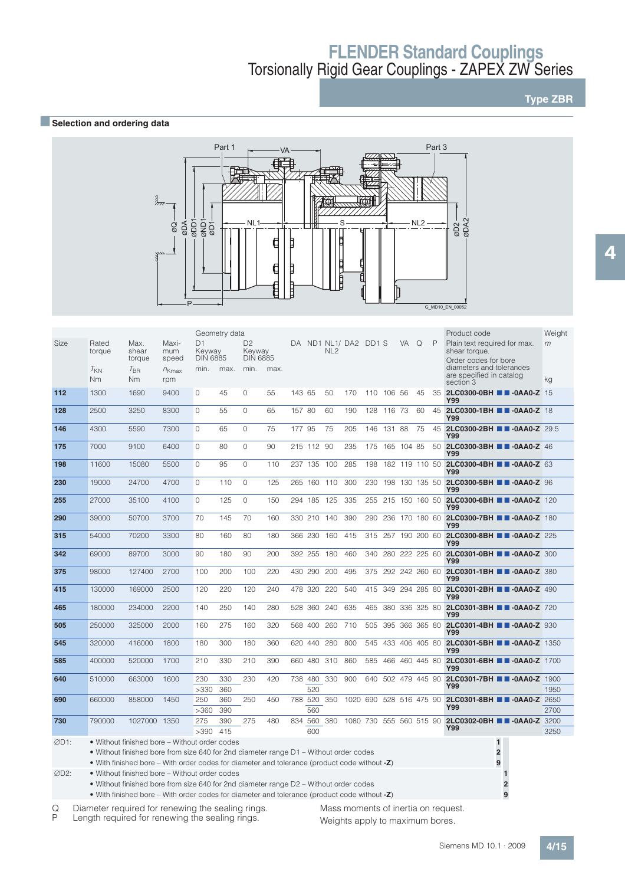# FLENDER Standard Couplings

## Torsionally Rigid Gear Couplings - ZAPEX ZW Series

**Type ZBR**

### Selection and ordering data

| Size | Rated torque $T_{KN}$ Nm | Max. shear torque $T_{BR}$ Nm | Maximum speed $n_{Kmax}$ rpm | D1 Keyway DIN 6885 min. | D1 Keyway DIN 6885 max. | D2 Keyway DIN 6885 min. | D2 Keyway DIN 6885 max. | DA | ND1 | NL1/ NL2 | DA2 | DD1 | S | VA | Q | P | Product code (Plain text required for max. shear torque. Order codes for bore diameters and tolerances are specified in catalog section 3) | Weight m kg |
|---|---|---|---|---|---|---|---|---|---|---|---|---|---|---|---|---|---|---|
| **112** | 1300 | 1690 | 9400 | 0 | 45 | 0 | 55 | 143 | 65 | 50 | 170 | 110 | 106 | 56 | 45 | 35 | **2LC0300-0BH ■ ■ -0AA0-Z Y99** | 15 |
| **128** | 2500 | 3250 | 8300 | 0 | 55 | 0 | 65 | 157 | 80 | 60 | 190 | 128 | 116 | 73 | 60 | 45 | **2LC0300-1BH ■ ■ -0AA0-Z Y99** | 18 |
| **146** | 4300 | 5590 | 7300 | 0 | 65 | 0 | 75 | 177 | 95 | 75 | 205 | 146 | 131 | 88 | 75 | 45 | **2LC0300-2BH ■ ■ -0AA0-Z Y99** | 29.5 |
| **175** | 7000 | 9100 | 6400 | 0 | 80 | 0 | 90 | 215 | 112 | 90 | 235 | 175 | 165 | 104 | 85 | 50 | **2LC0300-3BH ■ ■ -0AA0-Z Y99** | 46 |
| **198** | 11600 | 15080 | 5500 | 0 | 95 | 0 | 110 | 237 | 135 | 100 | 285 | 198 | 182 | 119 | 110 | 50 | **2LC0300-4BH ■ ■ -0AA0-Z Y99** | 63 |
| **230** | 19000 | 24700 | 4700 | 0 | 110 | 0 | 125 | 265 | 160 | 110 | 300 | 230 | 198 | 130 | 135 | 50 | **2LC0300-5BH ■ ■ -0AA0-Z Y99** | 96 |
| **255** | 27000 | 35100 | 4100 | 0 | 125 | 0 | 150 | 294 | 185 | 125 | 335 | 255 | 215 | 150 | 160 | 50 | **2LC0300-6BH ■ ■ -0AA0-Z Y99** | 120 |
| **290** | 39000 | 50700 | 3700 | 70 | 145 | 70 | 160 | 330 | 210 | 140 | 390 | 290 | 236 | 170 | 180 | 60 | **2LC0300-7BH ■ ■ -0AA0-Z Y99** | 180 |
| **315** | 54000 | 70200 | 3300 | 80 | 160 | 80 | 180 | 366 | 230 | 160 | 415 | 315 | 257 | 190 | 200 | 60 | **2LC0300-8BH ■ ■ -0AA0-Z Y99** | 225 |
| **342** | 69000 | 89700 | 3000 | 90 | 180 | 90 | 200 | 392 | 255 | 180 | 460 | 340 | 280 | 222 | 225 | 60 | **2LC0301-0BH ■ ■ -0AA0-Z Y99** | 300 |
| **375** | 98000 | 127400 | 2700 | 100 | 200 | 100 | 220 | 430 | 290 | 200 | 495 | 375 | 292 | 242 | 260 | 60 | **2LC0301-1BH ■ ■ -0AA0-Z Y99** | 380 |
| **415** | 130000 | 169000 | 2500 | 120 | 220 | 120 | 240 | 478 | 320 | 220 | 540 | 415 | 349 | 294 | 285 | 80 | **2LC0301-2BH ■ ■ -0AA0-Z Y99** | 490 |
| **465** | 180000 | 234000 | 2200 | 140 | 250 | 140 | 280 | 528 | 360 | 240 | 635 | 465 | 380 | 336 | 325 | 80 | **2LC0301-3BH ■ ■ -0AA0-Z Y99** | 720 |
| **505** | 250000 | 325000 | 2000 | 160 | 275 | 160 | 320 | 568 | 400 | 260 | 710 | 505 | 395 | 366 | 365 | 80 | **2LC0301-4BH ■ ■ -0AA0-Z Y99** | 930 |
| **545** | 320000 | 416000 | 1800 | 180 | 300 | 180 | 360 | 620 | 440 | 280 | 800 | 545 | 433 | 406 | 405 | 80 | **2LC0301-5BH ■ ■ -0AA0-Z Y99** | 1350 |
| **585** | 400000 | 520000 | 1700 | 210 | 330 | 210 | 390 | 660 | 480 | 310 | 860 | 585 | 466 | 460 | 445 | 80 | **2LC0301-6BH ■ ■ -0AA0-Z Y99** | 1700 |
| **640** | 510000 | 663000 | 1600 | 230 | 330 | 230 | 420 | 738 | 480 | 330 | 900 | 640 | 502 | 479 | 445 | 90 | **2LC0301-7BH ■ ■ -0AA0-Z Y99** | 1900 |
| | | | | >330 | 360 | | | | 520 | | | | | | | | | 1950 |
| **690** | 660000 | 858000 | 1450 | 250 | 360 | 250 | 450 | 788 | 520 | 350 | 1020 | 690 | 528 | 516 | 475 | 90 | **2LC0301-8BH ■ ■ -0AA0-Z Y99** | 2650 |
| | | | | >360 | 390 | | | | 560 | | | | | | | | | 2700 |
| **730** | 790000 | 1027000 | 1350 | 275 | 390 | 275 | 480 | 834 | 560 | 380 | 1080 | 730 | 555 | 560 | 515 | 90 | **2LC0302-0BH ■ ■ -0AA0-Z Y99** | 3200 |
| | | | | >390 | 415 | | | | 600 | | | | | | | | | 3250 |

ØD1:
- Without finished bore – Without order codes — **1**
- Without finished bore from size 640 for 2nd diameter range D1 – Without order codes — **2**
- With finished bore – With order codes for diameter and tolerance (product code without **-Z**) — **9**

ØD2:
- Without finished bore – Without order codes — **1**
- Without finished bore from size 640 for 2nd diameter range D2 – Without order codes — **2**
- With finished bore – With order codes for diameter and tolerance (product code without **-Z**) — **9**

Q Diameter required for renewing the sealing rings.
P Length required for renewing the sealing rings.

Mass moments of inertia on request.
Weights apply to maximum bores.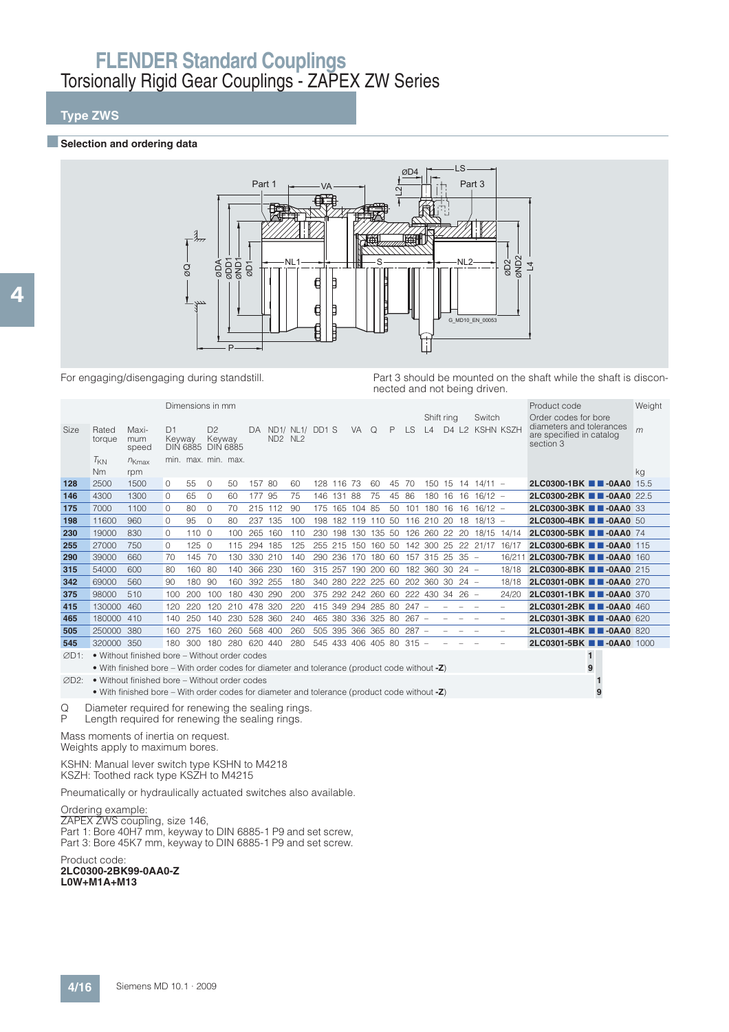# FLENDER Standard Couplings

## Torsionally Rigid Gear Couplings - ZAPEX ZW Series

### Type ZWS

#### Selection and ordering data

For engaging/disengaging during standstill.

Part 3 should be mounted on the shaft while the shaft is disconnected and not being driven.

| Size | Rated torque | Maximum speed | D1 Keyway DIN 6885 | | D2 Keyway DIN 6885 | | DA | ND1/ ND2 | NL1/ NL2 | DD1 | S | VA | Q | P | LS | Shift ring L4 | D4 | L2 | Switch KSHN | KSZH | Product code Order codes for bore diameters and tolerances are specified in catalog section 3 | Weight m |
|---|---|---|---|---|---|---|---|---|---|---|---|---|---|---|---|---|---|---|---|---|---|---|
| | $T_{KN}$ | $n_{Kmax}$ | min. | max. | min. | max. | | | | | | | | | | | | | | | | |
| | Nm | rpm | | | | | | | | | | | | | | | | | | | | kg |
| **128** | 2500 | 1500 | 0 | 55 | 0 | 50 | 157 | 80 | 60 | 128 | 116 | 73 | 60 | 45 | 70 | 150 | 15 | 14 | 14/11 | – | **2LC0300-1BK ■ ■ -0AA0** | 15.5 |
| **146** | 4300 | 1300 | 0 | 65 | 0 | 60 | 177 | 95 | 75 | 146 | 131 | 88 | 75 | 45 | 86 | 180 | 16 | 16 | 16/12 | – | **2LC0300-2BK ■ ■ -0AA0** | 22.5 |
| **175** | 7000 | 1100 | 0 | 80 | 0 | 70 | 215 | 112 | 90 | 175 | 165 | 104 | 85 | 50 | 101 | 180 | 16 | 16 | 16/12 | – | **2LC0300-3BK ■ ■ -0AA0** | 33 |
| **198** | 11600 | 960 | 0 | 95 | 0 | 80 | 237 | 135 | 100 | 198 | 182 | 119 | 110 | 50 | 116 | 210 | 20 | 18 | 18/13 | – | **2LC0300-4BK ■ ■ -0AA0** | 50 |
| **230** | 19000 | 830 | 0 | 110 | 0 | 100 | 265 | 160 | 110 | 230 | 198 | 130 | 135 | 50 | 126 | 260 | 22 | 20 | 18/15 | 14/14 | **2LC0300-5BK ■ ■ -0AA0** | 74 |
| **255** | 27000 | 750 | 0 | 125 | 0 | 115 | 294 | 185 | 125 | 255 | 215 | 150 | 160 | 50 | 142 | 300 | 25 | 22 | 21/17 | 16/17 | **2LC0300-6BK ■ ■ -0AA0** | 115 |
| **290** | 39000 | 660 | 70 | 145 | 70 | 130 | 330 | 210 | 140 | 290 | 236 | 170 | 180 | 60 | 157 | 315 | 25 | 35 | – | 16/211 | **2LC0300-7BK ■ ■ -0AA0** | 160 |
| **315** | 54000 | 600 | 80 | 160 | 80 | 140 | 366 | 230 | 160 | 315 | 257 | 190 | 200 | 60 | 182 | 360 | 30 | 24 | – | 18/18 | **2LC0300-8BK ■ ■ -0AA0** | 215 |
| **342** | 69000 | 560 | 90 | 180 | 90 | 160 | 392 | 255 | 180 | 340 | 280 | 222 | 225 | 60 | 202 | 360 | 30 | 24 | – | 18/18 | **2LC0301-0BK ■ ■ -0AA0** | 270 |
| **375** | 98000 | 510 | 100 | 200 | 100 | 180 | 430 | 290 | 200 | 375 | 292 | 242 | 260 | 60 | 222 | 430 | 34 | 26 | – | 24/20 | **2LC0301-1BK ■ ■ -0AA0** | 370 |
| **415** | 130000 | 460 | 120 | 220 | 120 | 210 | 478 | 320 | 220 | 415 | 349 | 294 | 285 | 80 | 247 | – | – | – | – | – | **2LC0301-2BK ■ ■ -0AA0** | 460 |
| **465** | 180000 | 410 | 140 | 250 | 140 | 230 | 528 | 360 | 240 | 465 | 380 | 336 | 325 | 80 | 267 | – | – | – | – | – | **2LC0301-3BK ■ ■ -0AA0** | 620 |
| **505** | 250000 | 380 | 160 | 275 | 160 | 260 | 568 | 400 | 260 | 505 | 395 | 366 | 365 | 80 | 287 | – | – | – | – | – | **2LC0301-4BK ■ ■ -0AA0** | 820 |
| **545** | 320000 | 350 | 180 | 300 | 180 | 280 | 620 | 440 | 280 | 545 | 433 | 406 | 405 | 80 | 315 | – | – | – | – | – | **2LC0301-5BK ■ ■ -0AA0** | 1000 |

∅D1:
- Without finished bore – Without order codes — **1**
- With finished bore – With order codes for diameter and tolerance (product code without **-Z**) — **9**

∅D2:
- Without finished bore – Without order codes — **1**
- With finished bore – With order codes for diameter and tolerance (product code without **-Z**) — **9**

Q Diameter required for renewing the sealing rings.
P Length required for renewing the sealing rings.

Mass moments of inertia on request.
Weights apply to maximum bores.

KSHN: Manual lever switch type KSHN to M4218
KSZH: Toothed rack type KSZH to M4215

Pneumatically or hydraulically actuated switches also available.

Ordering example:
ZAPEX ZWS coupling, size 146,
Part 1: Bore 40H7 mm, keyway to DIN 6885-1 P9 and set screw,
Part 3: Bore 45K7 mm, keyway to DIN 6885-1 P9 and set screw.

Product code:
**2LC0300-2BK99-0AA0-Z**
**L0W+M1A+M13**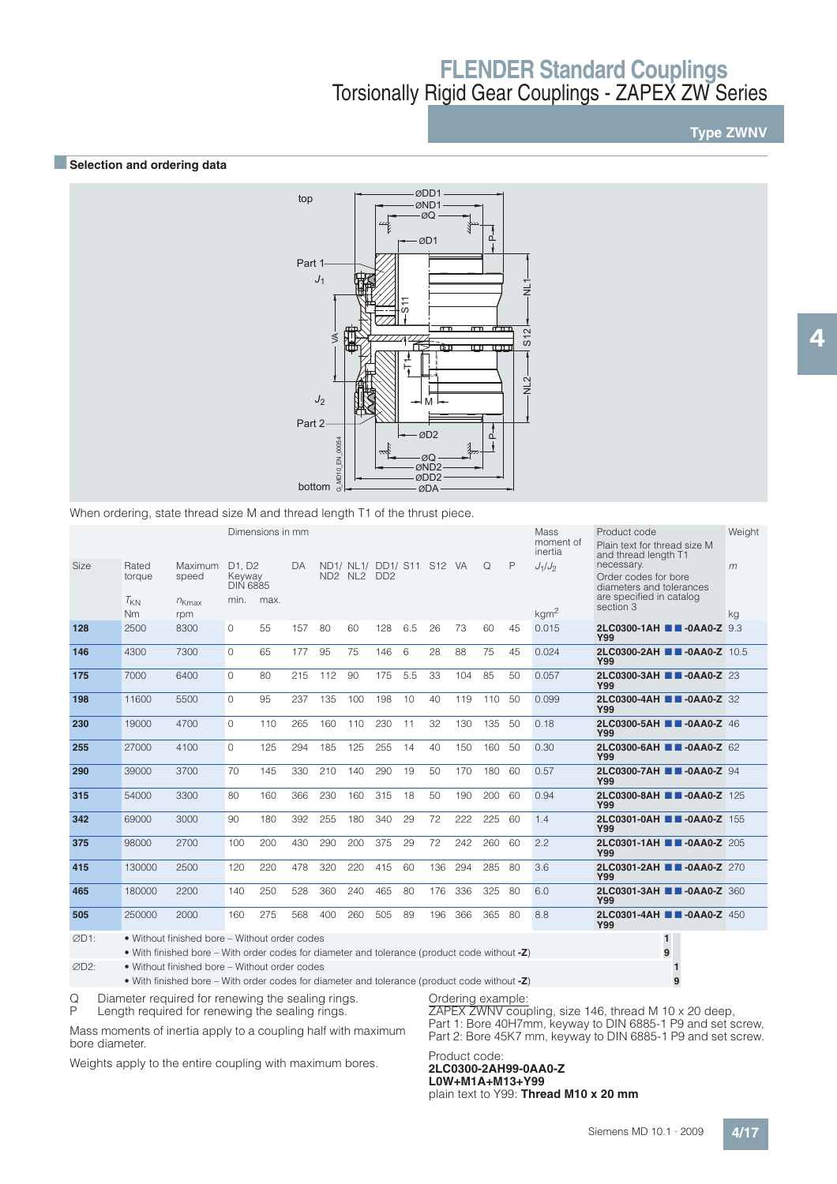# FLENDER Standard Couplings

## Torsionally Rigid Gear Couplings - ZAPEX ZW Series

### Type ZWNV

### Selection and ordering data

When ordering, state thread size M and thread length T1 of the thrust piece.

| Size | Rated torque | Maximum speed | Dimensions in mm | | | | | | | | | | | Mass moment of inertia | Product code | Weight |
|---|---|---|---|---|---|---|---|---|---|---|---|---|---|---|---|---|
| | $T_{KN}$ | $n_{Kmax}$ | D1, D2 Keyway DIN 6885 | | DA | ND1/ ND2 | NL1/ NL2 | DD1/ DD2 | S11 | S12 | VA | Q | P | $J_1/J_2$ | Plain text for thread size M and thread length T1 necessary. Order codes for bore diameters and tolerances are specified in catalog section 3 | $m$ |
| | Nm | rpm | min. | max. | | | | | | | | | | kgm² | | kg |
| **128** | 2500 | 8300 | 0 | 55 | 157 | 80 | 60 | 128 | 6.5 | 26 | 73 | 60 | 45 | 0.015 | **2LC0300-1AH ■ ■ -0AA0-Z Y99** | 9.3 |
| **146** | 4300 | 7300 | 0 | 65 | 177 | 95 | 75 | 146 | 6 | 28 | 88 | 75 | 45 | 0.024 | **2LC0300-2AH ■ ■ -0AA0-Z Y99** | 10.5 |
| **175** | 7000 | 6400 | 0 | 80 | 215 | 112 | 90 | 175 | 5.5 | 33 | 104 | 85 | 50 | 0.057 | **2LC0300-3AH ■ ■ -0AA0-Z Y99** | 23 |
| **198** | 11600 | 5500 | 0 | 95 | 237 | 135 | 100 | 198 | 10 | 40 | 119 | 110 | 50 | 0.099 | **2LC0300-4AH ■ ■ -0AA0-Z Y99** | 32 |
| **230** | 19000 | 4700 | 0 | 110 | 265 | 160 | 110 | 230 | 11 | 32 | 130 | 135 | 50 | 0.18 | **2LC0300-5AH ■ ■ -0AA0-Z Y99** | 46 |
| **255** | 27000 | 4100 | 0 | 125 | 294 | 185 | 125 | 255 | 14 | 40 | 150 | 160 | 50 | 0.30 | **2LC0300-6AH ■ ■ -0AA0-Z Y99** | 62 |
| **290** | 39000 | 3700 | 70 | 145 | 330 | 210 | 140 | 290 | 19 | 50 | 170 | 180 | 60 | 0.57 | **2LC0300-7AH ■ ■ -0AA0-Z Y99** | 94 |
| **315** | 54000 | 3300 | 80 | 160 | 366 | 230 | 160 | 315 | 18 | 50 | 190 | 200 | 60 | 0.94 | **2LC0300-8AH ■ ■ -0AA0-Z Y99** | 125 |
| **342** | 69000 | 3000 | 90 | 180 | 392 | 255 | 180 | 340 | 29 | 72 | 222 | 225 | 60 | 1.4 | **2LC0301-0AH ■ ■ -0AA0-Z Y99** | 155 |
| **375** | 98000 | 2700 | 100 | 200 | 430 | 290 | 200 | 375 | 29 | 72 | 242 | 260 | 60 | 2.2 | **2LC0301-1AH ■ ■ -0AA0-Z Y99** | 205 |
| **415** | 130000 | 2500 | 120 | 220 | 478 | 320 | 220 | 415 | 60 | 136 | 294 | 285 | 80 | 3.6 | **2LC0301-2AH ■ ■ -0AA0-Z Y99** | 270 |
| **465** | 180000 | 2200 | 140 | 250 | 528 | 360 | 240 | 465 | 80 | 176 | 336 | 325 | 80 | 6.0 | **2LC0301-3AH ■ ■ -0AA0-Z Y99** | 360 |
| **505** | 250000 | 2000 | 160 | 275 | 568 | 400 | 260 | 505 | 89 | 196 | 366 | 365 | 80 | 8.8 | **2LC0301-4AH ■ ■ -0AA0-Z Y99** | 450 |

| | | |
|---|---|---|
| ∅D1: | • Without finished bore – Without order codes | **1** |
| | • With finished bore – With order codes for diameter and tolerance (product code without **-Z**) | **9** |
| ∅D2: | • Without finished bore – Without order codes | **1** |
| | • With finished bore – With order codes for diameter and tolerance (product code without **-Z**) | **9** |

Q Diameter required for renewing the sealing rings.
P Length required for renewing the sealing rings.

Mass moments of inertia apply to a coupling half with maximum bore diameter.

Weights apply to the entire coupling with maximum bores.

Ordering example:
ZAPEX ZWNV coupling, size 146, thread M 10 x 20 deep,
Part 1: Bore 40H7mm, keyway to DIN 6885-1 P9 and set screw,
Part 2: Bore 45K7 mm, keyway to DIN 6885-1 P9 and set screw.

Product code:
**2LC0300-2AH99-0AA0-Z**
**L0W+M1A+M13+Y99**
plain text to Y99: **Thread M10 x 20 mm**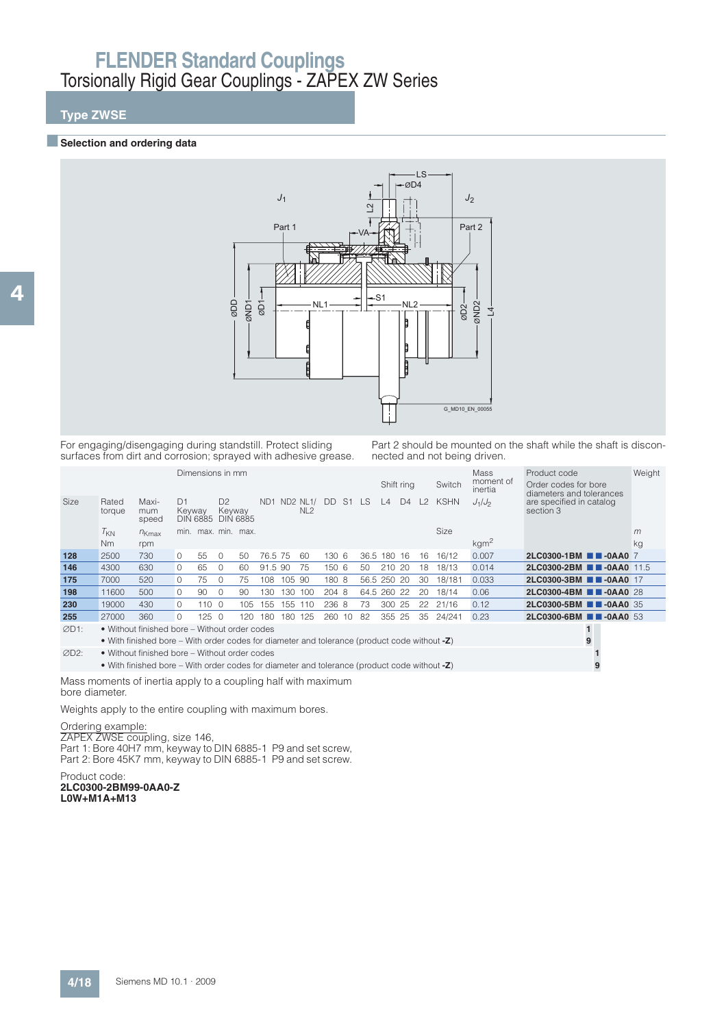# FLENDER Standard Couplings

## Torsionally Rigid Gear Couplings - ZAPEX ZW Series

### Type ZWSE

#### Selection and ordering data

For engaging/disengaging during standstill. Protect sliding surfaces from dirt and corrosion; sprayed with adhesive grease.

Part 2 should be mounted on the shaft while the shaft is disconnected and not being driven.

| Size | Rated torque | Maximum speed | Dimensions in mm | | | | | | | | | | | | | | | Mass moment of inertia | Product code | Weight |
|---|---|---|---|---|---|---|---|---|---|---|---|---|---|---|---|---|---|---|---|---|
| | | | D1 Keyway DIN 6885 | | D2 Keyway DIN 6885 | | ND1 | ND2 | NL1/ NL2 | DD | S1 | LS | Shift ring | | | Switch | | $J_1/J_2$ | Order codes for bore diameters and tolerances are specified in catalog section 3 | |
| | | | | | | | | | | | | | L4 | D4 | L2 | KSHN | | | | |
| | $T_{KN}$ | $n_{Kmax}$ | min. | max. | min. | max. | | | | | | | | | | Size | | | | $m$ |
| | Nm | rpm | | | | | | | | | | | | | | | | kgm² | | kg |
| **128** | 2500 | 730 | 0 | 55 | 0 | 50 | 76.5 | 75 | 60 | 130 | 6 | 36.5 | 180 | 16 | 16 | 16/12 | | 0.007 | **2LC0300-1BM ■ ■ -0AA0** | 7 |
| **146** | 4300 | 630 | 0 | 65 | 0 | 60 | 91.5 | 90 | 75 | 150 | 6 | 50 | 210 | 20 | 18 | 18/13 | | 0.014 | **2LC0300-2BM ■ ■ -0AA0** | 11.5 |
| **175** | 7000 | 520 | 0 | 75 | 0 | 75 | 108 | 105 | 90 | 180 | 8 | 56.5 | 250 | 20 | 30 | 18/181 | | 0.033 | **2LC0300-3BM ■ ■ -0AA0** | 17 |
| **198** | 11600 | 500 | 0 | 90 | 0 | 90 | 130 | 130 | 100 | 204 | 8 | 64.5 | 260 | 22 | 20 | 18/14 | | 0.06 | **2LC0300-4BM ■ ■ -0AA0** | 28 |
| **230** | 19000 | 430 | 0 | 110 | 0 | 105 | 155 | 155 | 110 | 236 | 8 | 73 | 300 | 25 | 22 | 21/16 | | 0.12 | **2LC0300-5BM ■ ■ -0AA0** | 35 |
| **255** | 27000 | 360 | 0 | 125 | 0 | 120 | 180 | 180 | 125 | 260 | 10 | 82 | 355 | 25 | 35 | 24/241 | | 0.23 | **2LC0300-6BM ■ ■ -0AA0** | 53 |

ØD1:
- Without finished bore – Without order codes — **1**
- With finished bore – With order codes for diameter and tolerance (product code without **-Z**) — **9**

ØD2:
- Without finished bore – Without order codes — **1**
- With finished bore – With order codes for diameter and tolerance (product code without **-Z**) — **9**

Mass moments of inertia apply to a coupling half with maximum bore diameter.

Weights apply to the entire coupling with maximum bores.

Ordering example:
ZAPEX ZWSE coupling, size 146,
Part 1: Bore 40H7 mm, keyway to DIN 6885-1 P9 and set screw,
Part 2: Bore 45K7 mm, keyway to DIN 6885-1 P9 and set screw.

Product code:
**2LC0300-2BM99-0AA0-Z**
**L0W+M1A+M13**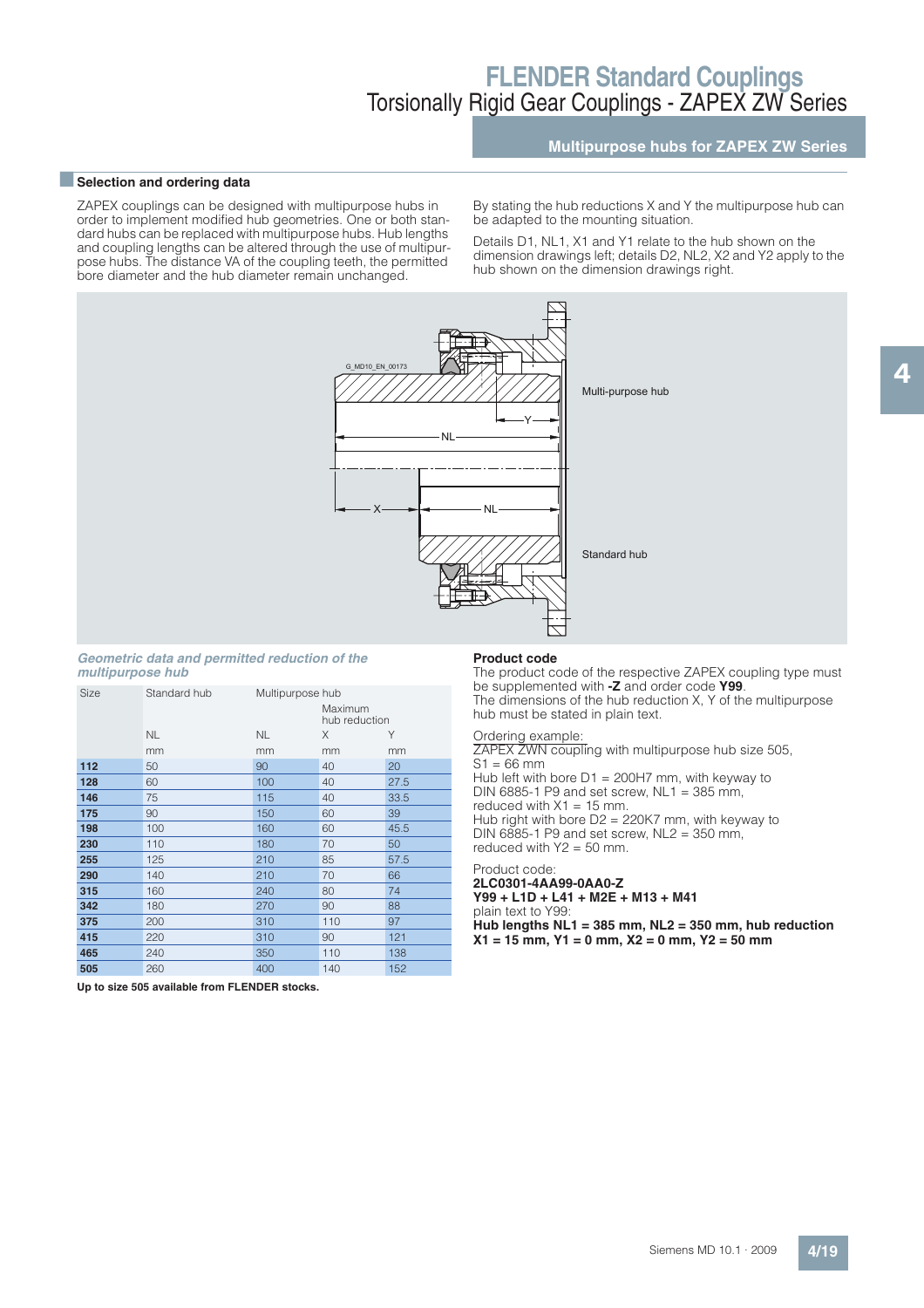## Multipurpose hubs for ZAPEX ZW Series

### Selection and ordering data

ZAPEX couplings can be designed with multipurpose hubs in order to implement modified hub geometries. One or both standard hubs can be replaced with multipurpose hubs. Hub lengths and coupling lengths can be altered through the use of multipurpose hubs. The distance VA of the coupling teeth, the permitted bore diameter and the hub diameter remain unchanged.

By stating the hub reductions X and Y the multipurpose hub can be adapted to the mounting situation.

Details D1, NL1, X1 and Y1 relate to the hub shown on the dimension drawings left; details D2, NL2, X2 and Y2 apply to the hub shown on the dimension drawings right.

G_MD10_EN_00173

Multi-purpose hub

Standard hub

***Geometric data and permitted reduction of the multipurpose hub***

| Size | Standard hub | Multipurpose hub | | |
|---|---|---|---|---|
| | | | Maximum hub reduction | |
| | NL | NL | X | Y |
| | mm | mm | mm | mm |
| **112** | 50 | 90 | 40 | 20 |
| **128** | 60 | 100 | 40 | 27.5 |
| **146** | 75 | 115 | 40 | 33.5 |
| **175** | 90 | 150 | 60 | 39 |
| **198** | 100 | 160 | 60 | 45.5 |
| **230** | 110 | 180 | 70 | 50 |
| **255** | 125 | 210 | 85 | 57.5 |
| **290** | 140 | 210 | 70 | 66 |
| **315** | 160 | 240 | 80 | 74 |
| **342** | 180 | 270 | 90 | 88 |
| **375** | 200 | 310 | 110 | 97 |
| **415** | 220 | 310 | 90 | 121 |
| **465** | 240 | 350 | 110 | 138 |
| **505** | 260 | 400 | 140 | 152 |

**Up to size 505 available from FLENDER stocks.**

**Product code**

The product code of the respective ZAPEX coupling type must be supplemented with **-Z** and order code **Y99**.
The dimensions of the hub reduction X, Y of the multipurpose hub must be stated in plain text.

Ordering example:
ZAPEX ZWN coupling with multipurpose hub size 505,
S1 = 66 mm
Hub left with bore D1 = 200H7 mm, with keyway to DIN 6885-1 P9 and set screw, NL1 = 385 mm, reduced with X1 = 15 mm.
Hub right with bore D2 = 220K7 mm, with keyway to DIN 6885-1 P9 and set screw, NL2 = 350 mm, reduced with Y2 = 50 mm.

Product code:
**2LC0301-4AA99-0AA0-Z**
**Y99 + L1D + L41 + M2E + M13 + M41**
plain text to Y99:
**Hub lengths NL1 = 385 mm, NL2 = 350 mm, hub reduction X1 = 15 mm, Y1 = 0 mm, X2 = 0 mm, Y2 = 50 mm**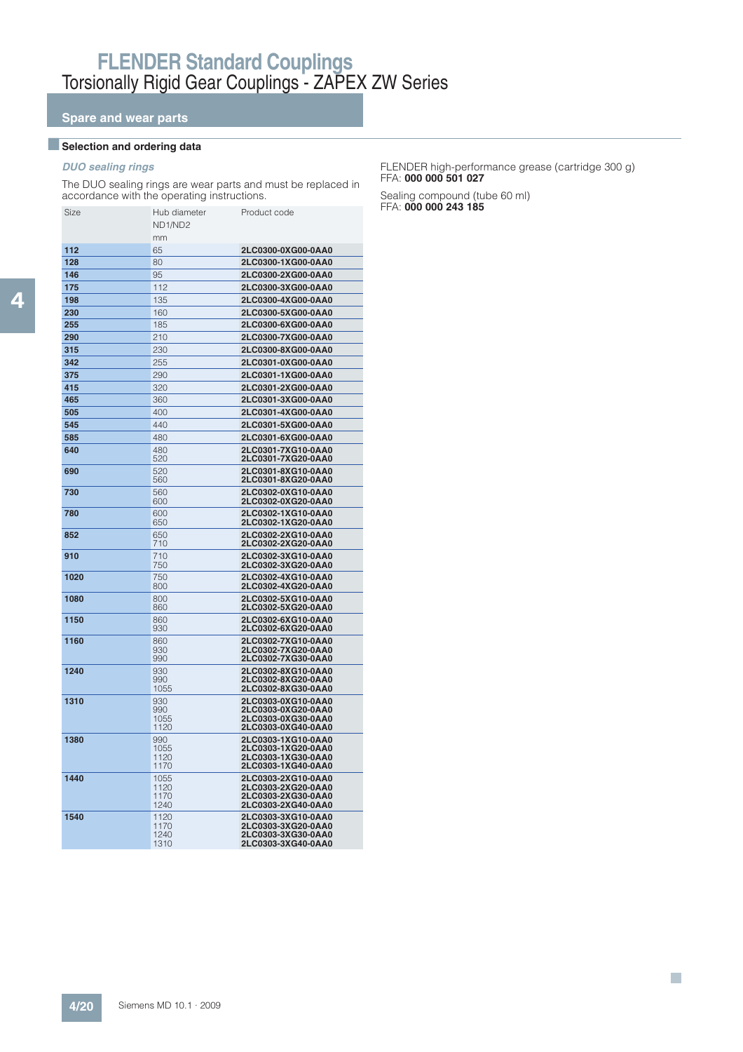# FLENDER Standard Couplings

## Torsionally Rigid Gear Couplings - ZAPEX ZW Series

### Spare and wear parts

#### Selection and ordering data

*DUO sealing rings*

The DUO sealing rings are wear parts and must be replaced in accordance with the operating instructions.

| Size | Hub diameter ND1/ND2 mm | Product code |
|---|---|---|
| **112** | 65 | **2LC0300-0XG00-0AA0** |
| **128** | 80 | **2LC0300-1XG00-0AA0** |
| **146** | 95 | **2LC0300-2XG00-0AA0** |
| **175** | 112 | **2LC0300-3XG00-0AA0** |
| **198** | 135 | **2LC0300-4XG00-0AA0** |
| **230** | 160 | **2LC0300-5XG00-0AA0** |
| **255** | 185 | **2LC0300-6XG00-0AA0** |
| **290** | 210 | **2LC0300-7XG00-0AA0** |
| **315** | 230 | **2LC0300-8XG00-0AA0** |
| **342** | 255 | **2LC0301-0XG00-0AA0** |
| **375** | 290 | **2LC0301-1XG00-0AA0** |
| **415** | 320 | **2LC0301-2XG00-0AA0** |
| **465** | 360 | **2LC0301-3XG00-0AA0** |
| **505** | 400 | **2LC0301-4XG00-0AA0** |
| **545** | 440 | **2LC0301-5XG00-0AA0** |
| **585** | 480 | **2LC0301-6XG00-0AA0** |
| **640** | 480<br>520 | **2LC0301-7XG10-0AA0**<br>**2LC0301-7XG20-0AA0** |
| **690** | 520<br>560 | **2LC0301-8XG10-0AA0**<br>**2LC0301-8XG20-0AA0** |
| **730** | 560<br>600 | **2LC0302-0XG10-0AA0**<br>**2LC0302-0XG20-0AA0** |
| **780** | 600<br>650 | **2LC0302-1XG10-0AA0**<br>**2LC0302-1XG20-0AA0** |
| **852** | 650<br>710 | **2LC0302-2XG10-0AA0**<br>**2LC0302-2XG20-0AA0** |
| **910** | 710<br>750 | **2LC0302-3XG10-0AA0**<br>**2LC0302-3XG20-0AA0** |
| **1020** | 750<br>800 | **2LC0302-4XG10-0AA0**<br>**2LC0302-4XG20-0AA0** |
| **1080** | 800<br>860 | **2LC0302-5XG10-0AA0**<br>**2LC0302-5XG20-0AA0** |
| **1150** | 860<br>930 | **2LC0302-6XG10-0AA0**<br>**2LC0302-6XG20-0AA0** |
| **1160** | 860<br>930<br>990 | **2LC0302-7XG10-0AA0**<br>**2LC0302-7XG20-0AA0**<br>**2LC0302-7XG30-0AA0** |
| **1240** | 930<br>990<br>1055 | **2LC0302-8XG10-0AA0**<br>**2LC0302-8XG20-0AA0**<br>**2LC0302-8XG30-0AA0** |
| **1310** | 930<br>990<br>1055<br>1120 | **2LC0303-0XG10-0AA0**<br>**2LC0303-0XG20-0AA0**<br>**2LC0303-0XG30-0AA0**<br>**2LC0303-0XG40-0AA0** |
| **1380** | 990<br>1055<br>1120<br>1170 | **2LC0303-1XG10-0AA0**<br>**2LC0303-1XG20-0AA0**<br>**2LC0303-1XG30-0AA0**<br>**2LC0303-1XG40-0AA0** |
| **1440** | 1055<br>1120<br>1170<br>1240 | **2LC0303-2XG10-0AA0**<br>**2LC0303-2XG20-0AA0**<br>**2LC0303-2XG30-0AA0**<br>**2LC0303-2XG40-0AA0** |
| **1540** | 1120<br>1170<br>1240<br>1310 | **2LC0303-3XG10-0AA0**<br>**2LC0303-3XG20-0AA0**<br>**2LC0303-3XG30-0AA0**<br>**2LC0303-3XG40-0AA0** |

FLENDER high-performance grease (cartridge 300 g)
FFA: **000 000 501 027**

Sealing compound (tube 60 ml)
FFA: **000 000 243 185**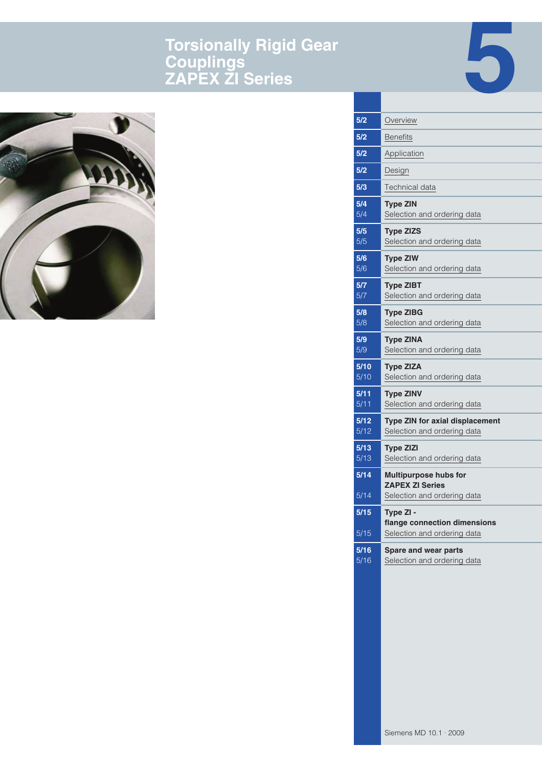# Torsionally Rigid Gear Couplings ZAPEX ZI Series

# 5

| | |
|---|---|
| 5/2 | Overview |
| 5/2 | Benefits |
| 5/2 | Application |
| 5/2 | Design |
| 5/3 | Technical data |
| 5/4 | **Type ZIN** |
| 5/4 | Selection and ordering data |
| 5/5 | **Type ZIZS** |
| 5/5 | Selection and ordering data |
| 5/6 | **Type ZIW** |
| 5/6 | Selection and ordering data |
| 5/7 | **Type ZIBT** |
| 5/7 | Selection and ordering data |
| 5/8 | **Type ZIBG** |
| 5/8 | Selection and ordering data |
| 5/9 | **Type ZINA** |
| 5/9 | Selection and ordering data |
| 5/10 | **Type ZIZA** |
| 5/10 | Selection and ordering data |
| 5/11 | **Type ZINV** |
| 5/11 | Selection and ordering data |
| 5/12 | **Type ZIN for axial displacement** |
| 5/12 | Selection and ordering data |
| 5/13 | **Type ZIZI** |
| 5/13 | Selection and ordering data |
| 5/14 | **Multipurpose hubs for ZAPEX ZI Series** |
| 5/14 | Selection and ordering data |
| 5/15 | **Type ZI - flange connection dimensions** |
| 5/15 | Selection and ordering data |
| 5/16 | **Spare and wear parts** |
| 5/16 | Selection and ordering data |

Siemens MD 10.1 · 2009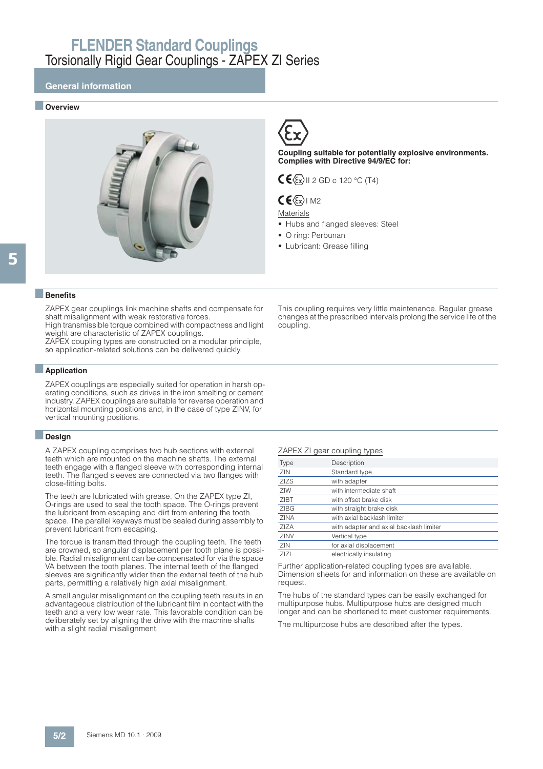# FLENDER Standard Couplings
## Torsionally Rigid Gear Couplings - ZAPEX ZI Series

### General information

#### Overview

Coupling suitable for potentially explosive environments. Complies with Directive 94/9/EC for:

CE Ex II 2 GD c 120 °C (T4)

CE Ex I M2

Materials

- Hubs and flanged sleeves: Steel
- O ring: Perbunan
- Lubricant: Grease filling

#### Benefits

ZAPEX gear couplings link machine shafts and compensate for shaft misalignment with weak restorative forces.
High transmissible torque combined with compactness and light weight are characteristic of ZAPEX couplings.
ZAPEX coupling types are constructed on a modular principle, so application-related solutions can be delivered quickly.

This coupling requires very little maintenance. Regular grease changes at the prescribed intervals prolong the service life of the coupling.

#### Application

ZAPEX couplings are especially suited for operation in harsh operating conditions, such as drives in the iron smelting or cement industry. ZAPEX couplings are suitable for reverse operation and horizontal mounting positions and, in the case of type ZINV, for vertical mounting positions.

#### Design

A ZAPEX coupling comprises two hub sections with external teeth which are mounted on the machine shafts. The external teeth engage with a flanged sleeve with corresponding internal teeth. The flanged sleeves are connected via two flanges with close-fitting bolts.

The teeth are lubricated with grease. On the ZAPEX type ZI, O-rings are used to seal the tooth space. The O-rings prevent the lubricant from escaping and dirt from entering the tooth space. The parallel keyways must be sealed during assembly to prevent lubricant from escaping.

The torque is transmitted through the coupling teeth. The teeth are crowned, so angular displacement per tooth plane is possible. Radial misalignment can be compensated for via the space VA between the tooth planes. The internal teeth of the flanged sleeves are significantly wider than the external teeth of the hub parts, permitting a relatively high axial misalignment.

A small angular misalignment on the coupling teeth results in an advantageous distribution of the lubricant film in contact with the teeth and a very low wear rate. This favorable condition can be deliberately set by aligning the drive with the machine shafts with a slight radial misalignment.

ZAPEX ZI gear coupling types

| Type | Description |
|---|---|
| ZIN | Standard type |
| ZIZS | with adapter |
| ZIW | with intermediate shaft |
| ZIBT | with offset brake disk |
| ZIBG | with straight brake disk |
| ZINA | with axial backlash limiter |
| ZIZA | with adapter and axial backlash limiter |
| ZINV | Vertical type |
| ZIN | for axial displacement |
| ZIZI | electrically insulating |

Further application-related coupling types are available. Dimension sheets for and information on these are available on request.

The hubs of the standard types can be easily exchanged for multipurpose hubs. Multipurpose hubs are designed much longer and can be shortened to meet customer requirements.

The multipurpose hubs are described after the types.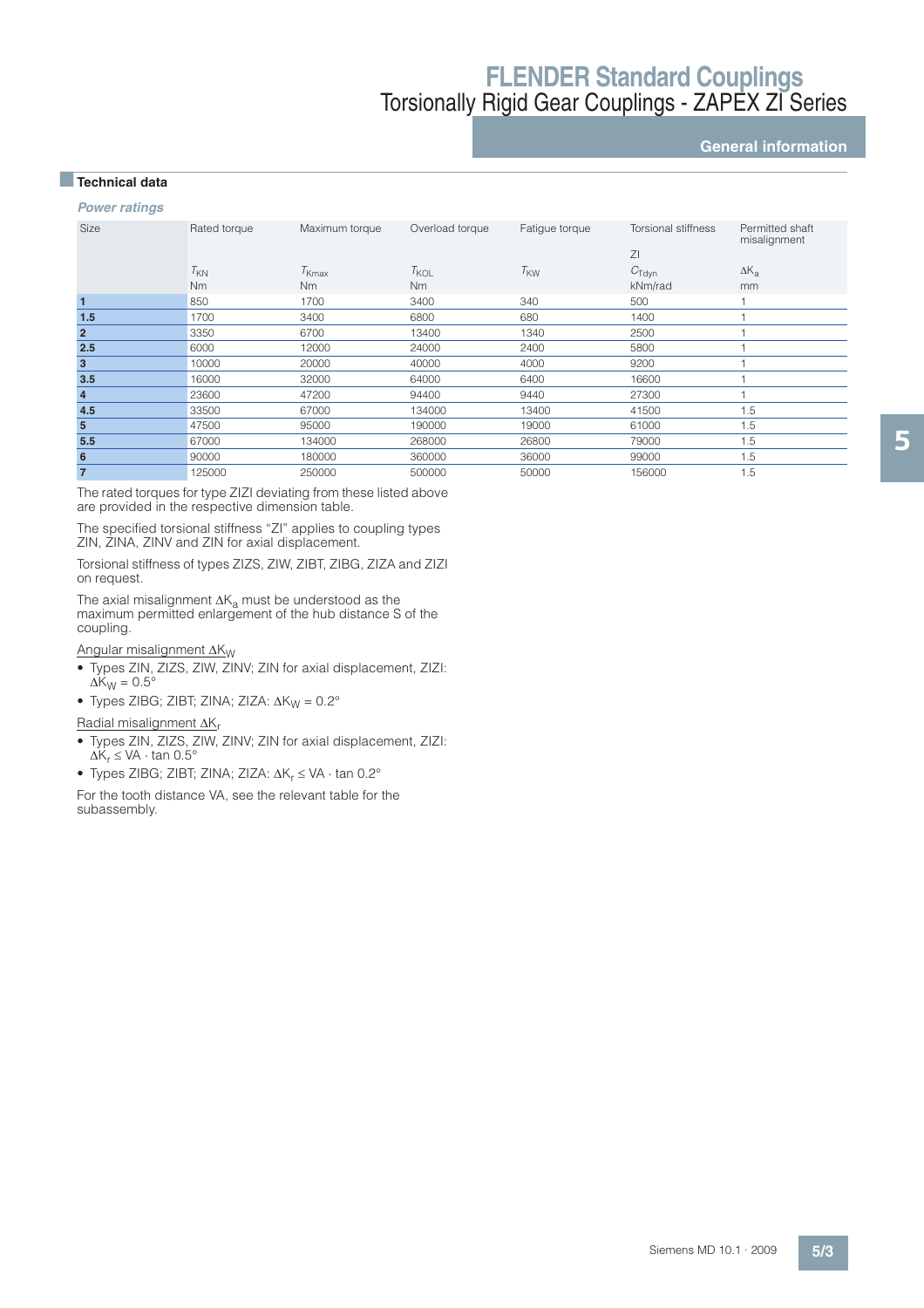# FLENDER Standard Couplings

## Torsionally Rigid Gear Couplings - ZAPEX ZI Series

### General information

### Technical data

*Power ratings*

| Size | Rated torque | Maximum torque | Overload torque | Fatigue torque | Torsional stiffness ZI | Permitted shaft misalignment |
|---|---|---|---|---|---|---|
| | $T_{KN}$ | $T_{Kmax}$ | $T_{KOL}$ | $T_{KW}$ | $C_{Tdyn}$ | $\Delta K_a$ |
| | Nm | Nm | Nm | | kNm/rad | mm |
| **1** | 850 | 1700 | 3400 | 340 | 500 | 1 |
| **1.5** | 1700 | 3400 | 6800 | 680 | 1400 | 1 |
| **2** | 3350 | 6700 | 13400 | 1340 | 2500 | 1 |
| **2.5** | 6000 | 12000 | 24000 | 2400 | 5800 | 1 |
| **3** | 10000 | 20000 | 40000 | 4000 | 9200 | 1 |
| **3.5** | 16000 | 32000 | 64000 | 6400 | 16600 | 1 |
| **4** | 23600 | 47200 | 94400 | 9440 | 27300 | 1 |
| **4.5** | 33500 | 67000 | 134000 | 13400 | 41500 | 1.5 |
| **5** | 47500 | 95000 | 190000 | 19000 | 61000 | 1.5 |
| **5.5** | 67000 | 134000 | 268000 | 26800 | 79000 | 1.5 |
| **6** | 90000 | 180000 | 360000 | 36000 | 99000 | 1.5 |
| **7** | 125000 | 250000 | 500000 | 50000 | 156000 | 1.5 |

The rated torques for type ZIZI deviating from these listed above are provided in the respective dimension table.

The specified torsional stiffness "ZI" applies to coupling types ZIN, ZINA, ZINV and ZIN for axial displacement.

Torsional stiffness of types ZIZS, ZIW, ZIBT, ZIBG, ZIZA and ZIZI on request.

The axial misalignment $\Delta K_a$ must be understood as the maximum permitted enlargement of the hub distance S of the coupling.

Angular misalignment $\Delta K_W$

- Types ZIN, ZIZS, ZIW, ZINV; ZIN for axial displacement, ZIZI: $\Delta K_W = 0.5°$
- Types ZIBG; ZIBT; ZINA; ZIZA: $\Delta K_W = 0.2°$

Radial misalignment $\Delta K_r$

- Types ZIN, ZIZS, ZIW, ZINV; ZIN for axial displacement, ZIZI: $\Delta K_r \leq VA \cdot \tan 0.5°$
- Types ZIBG; ZIBT; ZINA; ZIZA: $\Delta K_r \leq VA \cdot \tan 0.2°$

For the tooth distance VA, see the relevant table for the subassembly.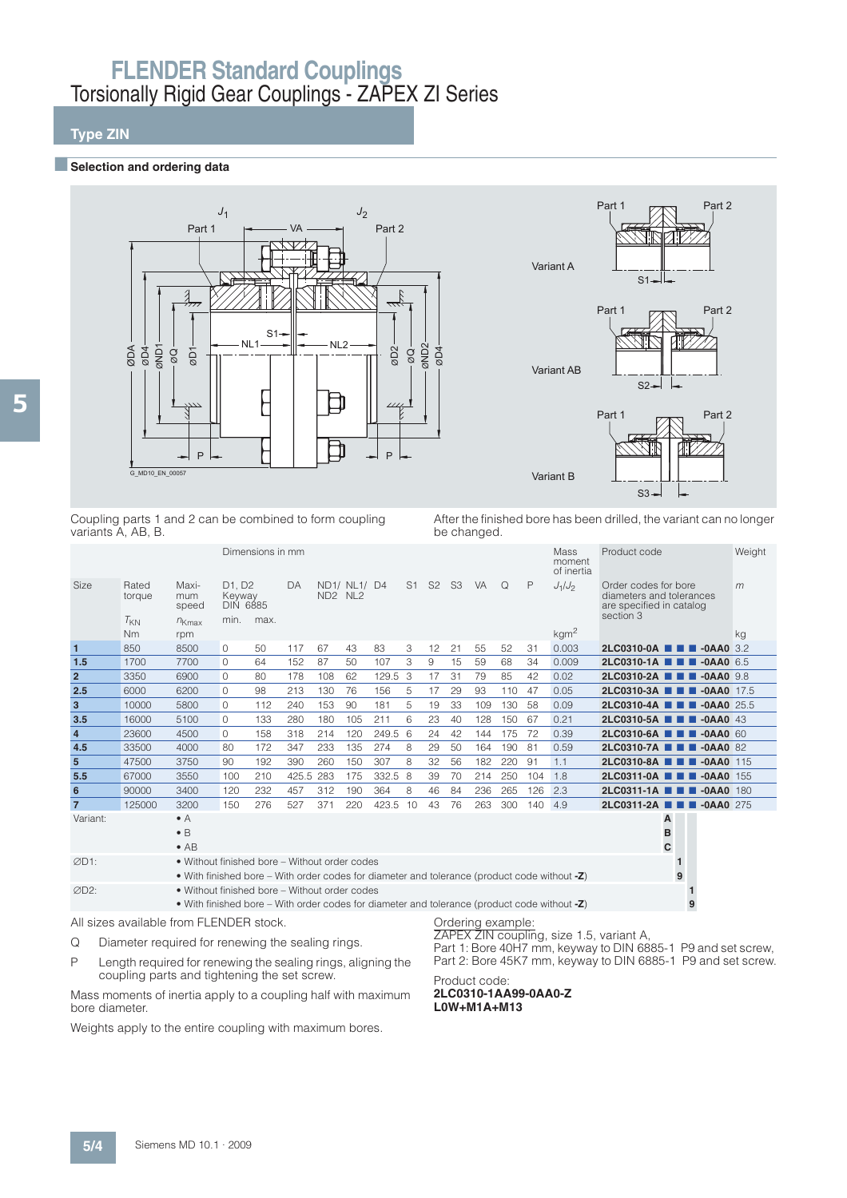# FLENDER Standard Couplings

## Torsionally Rigid Gear Couplings - ZAPEX ZI Series

### Type ZIN

#### Selection and ordering data

Coupling parts 1 and 2 can be combined to form coupling variants A, AB, B.

After the finished bore has been drilled, the variant can no longer be changed.

| Size | Rated torque | Maximum speed | Dimensions in mm | | | | | | | | | | | | | Mass moment of inertia | Product code | Weight |
|---|---|---|---|---|---|---|---|---|---|---|---|---|---|---|---|---|---|---|
| | | | D1, D2 Keyway DIN 6885 | | DA | ND1/ ND2 | NL1/ NL2 | D4 | S1 | S2 | S3 | VA | Q | P | | $J_1/J_2$ | Order codes for bore diameters and tolerances are specified in catalog section 3 | $m$ |
| | $T_{KN}$ | $n_{Kmax}$ | min. | max. | | | | | | | | | | | | | | |
| | Nm | rpm | | | | | | | | | | | | | | kgm² | | kg |
| **1** | 850 | 8500 | 0 | 50 | 117 | 67 | 43 | 83 | 3 | 12 | 21 | 55 | 52 | 31 | | 0.003 | **2LC0310-0A ■ ■ ■ -0AA0** | 3.2 |
| **1.5** | 1700 | 7700 | 0 | 64 | 152 | 87 | 50 | 107 | 3 | 9 | 15 | 59 | 68 | 34 | | 0.009 | **2LC0310-1A ■ ■ ■ -0AA0** | 6.5 |
| **2** | 3350 | 6900 | 0 | 80 | 178 | 108 | 62 | 129.5 | 3 | 17 | 31 | 79 | 85 | 42 | | 0.02 | **2LC0310-2A ■ ■ ■ -0AA0** | 9.8 |
| **2.5** | 6000 | 6200 | 0 | 98 | 213 | 130 | 76 | 156 | 5 | 17 | 29 | 93 | 110 | 47 | | 0.05 | **2LC0310-3A ■ ■ ■ -0AA0** | 17.5 |
| **3** | 10000 | 5800 | 0 | 112 | 240 | 153 | 90 | 181 | 5 | 19 | 33 | 109 | 130 | 58 | | 0.09 | **2LC0310-4A ■ ■ ■ -0AA0** | 25.5 |
| **3.5** | 16000 | 5100 | 0 | 133 | 280 | 180 | 105 | 211 | 6 | 23 | 40 | 128 | 150 | 67 | | 0.21 | **2LC0310-5A ■ ■ ■ -0AA0** | 43 |
| **4** | 23600 | 4500 | 0 | 158 | 318 | 214 | 120 | 249.5 | 6 | 24 | 42 | 144 | 175 | 72 | | 0.39 | **2LC0310-6A ■ ■ ■ -0AA0** | 60 |
| **4.5** | 33500 | 4000 | 80 | 172 | 347 | 233 | 135 | 274 | 8 | 29 | 50 | 164 | 190 | 81 | | 0.59 | **2LC0310-7A ■ ■ ■ -0AA0** | 82 |
| **5** | 47500 | 3750 | 90 | 192 | 390 | 260 | 150 | 307 | 8 | 32 | 56 | 182 | 220 | 91 | | 1.1 | **2LC0310-8A ■ ■ ■ -0AA0** | 115 |
| **5.5** | 67000 | 3550 | 100 | 210 | 425.5 | 283 | 175 | 332.5 | 8 | 39 | 70 | 214 | 250 | 104 | | 1.8 | **2LC0311-0A ■ ■ ■ -0AA0** | 155 |
| **6** | 90000 | 3400 | 120 | 232 | 457 | 312 | 190 | 364 | 8 | 46 | 84 | 236 | 265 | 126 | | 2.3 | **2LC0311-1A ■ ■ ■ -0AA0** | 180 |
| **7** | 125000 | 3200 | 150 | 276 | 527 | 371 | 220 | 423.5 | 10 | 43 | 76 | 263 | 300 | 140 | | 4.9 | **2LC0311-2A ■ ■ ■ -0AA0** | 275 |

| Option | Description | Code |
|---|---|---|
| Variant: | • A | **A** |
| | • B | **B** |
| | • AB | **C** |
| ∅D1: | • Without finished bore – Without order codes | **1** |
| | • With finished bore – With order codes for diameter and tolerance (product code without **-Z**) | **9** |
| ∅D2: | • Without finished bore – Without order codes | **1** |
| | • With finished bore – With order codes for diameter and tolerance (product code without **-Z**) | **9** |

All sizes available from FLENDER stock.

Q Diameter required for renewing the sealing rings.

P Length required for renewing the sealing rings, aligning the coupling parts and tightening the set screw.

Mass moments of inertia apply to a coupling half with maximum bore diameter.

Weights apply to the entire coupling with maximum bores.

Ordering example:
ZAPEX ZIN coupling, size 1.5, variant A,
Part 1: Bore 40H7 mm, keyway to DIN 6885-1 P9 and set screw,
Part 2: Bore 45K7 mm, keyway to DIN 6885-1 P9 and set screw.

Product code:
**2LC0310-1AA99-0AA0-Z**
**L0W+M1A+M13**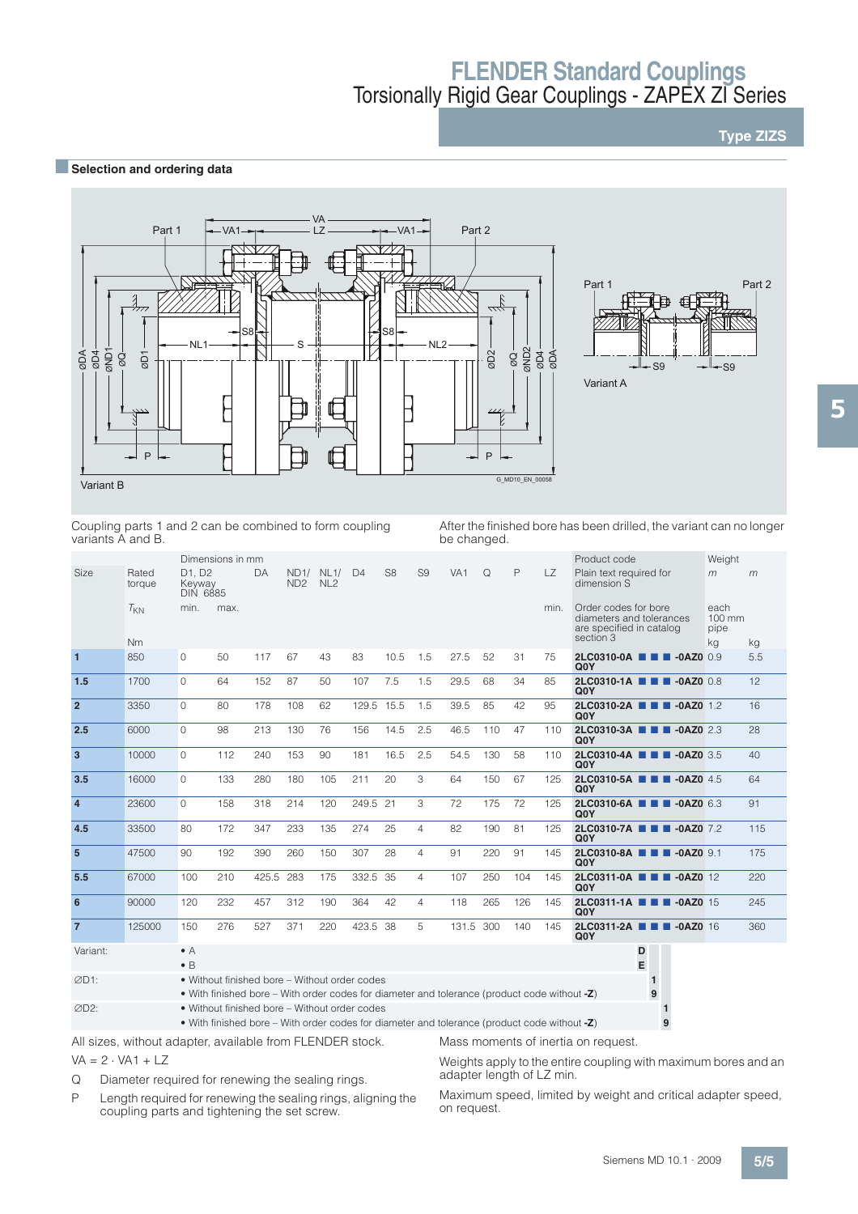# FLENDER Standard Couplings
## Torsionally Rigid Gear Couplings - ZAPEX ZI Series

**Type ZIZS**

### Selection and ordering data

Coupling parts 1 and 2 can be combined to form coupling variants A and B.

After the finished bore has been drilled, the variant can no longer be changed.

| Size | Rated torque $T_{KN}$ | D1, D2 Keyway DIN 6885 min. | D1, D2 max. | DA | ND1/ ND2 | NL1/ NL2 | D4 | S8 | S9 | VA1 | Q | P | LZ min. | Product code / Plain text required for dimension S / Order codes for bore diameters and tolerances are specified in catalog section 3 | Weight $m$ each 100 mm pipe | Weight $m$ |
|---|---|---|---|---|---|---|---|---|---|---|---|---|---|---|---|---|
| | Nm | mm | mm | mm | mm | mm | mm | mm | mm | mm | mm | mm | mm | | kg | kg |
| **1** | 850 | 0 | 50 | 117 | 67 | 43 | 83 | 10.5 | 1.5 | 27.5 | 52 | 31 | 75 | 2LC0310-0A ■ ■ ■ -0AZ0 Q0Y | 0.9 | 5.5 |
| **1.5** | 1700 | 0 | 64 | 152 | 87 | 50 | 107 | 7.5 | 1.5 | 29.5 | 68 | 34 | 85 | 2LC0310-1A ■ ■ ■ -0AZ0 Q0Y | 0.8 | 12 |
| **2** | 3350 | 0 | 80 | 178 | 108 | 62 | 129.5 | 15.5 | 1.5 | 39.5 | 85 | 42 | 95 | 2LC0310-2A ■ ■ ■ -0AZ0 Q0Y | 1.2 | 16 |
| **2.5** | 6000 | 0 | 98 | 213 | 130 | 76 | 156 | 14.5 | 2.5 | 46.5 | 110 | 47 | 110 | 2LC0310-3A ■ ■ ■ -0AZ0 Q0Y | 2.3 | 28 |
| **3** | 10000 | 0 | 112 | 240 | 153 | 90 | 181 | 16.5 | 2.5 | 54.5 | 130 | 58 | 110 | 2LC0310-4A ■ ■ ■ -0AZ0 Q0Y | 3.5 | 40 |
| **3.5** | 16000 | 0 | 133 | 280 | 180 | 105 | 211 | 20 | 3 | 64 | 150 | 67 | 125 | 2LC0310-5A ■ ■ ■ -0AZ0 Q0Y | 4.5 | 64 |
| **4** | 23600 | 0 | 158 | 318 | 214 | 120 | 249.5 | 21 | 3 | 72 | 175 | 72 | 125 | 2LC0310-6A ■ ■ ■ -0AZ0 Q0Y | 6.3 | 91 |
| **4.5** | 33500 | 80 | 172 | 347 | 233 | 135 | 274 | 25 | 4 | 82 | 190 | 81 | 125 | 2LC0310-7A ■ ■ ■ -0AZ0 Q0Y | 7.2 | 115 |
| **5** | 47500 | 90 | 192 | 390 | 260 | 150 | 307 | 28 | 4 | 91 | 220 | 91 | 145 | 2LC0310-8A ■ ■ ■ -0AZ0 Q0Y | 9.1 | 175 |
| **5.5** | 67000 | 100 | 210 | 425.5 | 283 | 175 | 332.5 | 35 | 4 | 107 | 250 | 104 | 145 | 2LC0311-0A ■ ■ ■ -0AZ0 Q0Y | 12 | 220 |
| **6** | 90000 | 120 | 232 | 457 | 312 | 190 | 364 | 42 | 4 | 118 | 265 | 126 | 145 | 2LC0311-1A ■ ■ ■ -0AZ0 Q0Y | 15 | 245 |
| **7** | 125000 | 150 | 276 | 527 | 371 | 220 | 423.5 | 38 | 5 | 131.5 | 300 | 140 | 145 | 2LC0311-2A ■ ■ ■ -0AZ0 Q0Y | 16 | 360 |

| Option | Description | Code |
|---|---|---|
| Variant: | • A | D |
| | • B | E |
| ∅D1: | • Without finished bore – Without order codes | 1 |
| | • With finished bore – With order codes for diameter and tolerance (product code without **-Z**) | 9 |
| ∅D2: | • Without finished bore – Without order codes | 1 |
| | • With finished bore – With order codes for diameter and tolerance (product code without **-Z**) | 9 |

All sizes, without adapter, available from FLENDER stock.

$VA = 2 \cdot VA1 + LZ$

Q  Diameter required for renewing the sealing rings.

P  Length required for renewing the sealing rings, aligning the coupling parts and tightening the set screw.

Mass moments of inertia on request.

Weights apply to the entire coupling with maximum bores and an adapter length of LZ min.

Maximum speed, limited by weight and critical adapter speed, on request.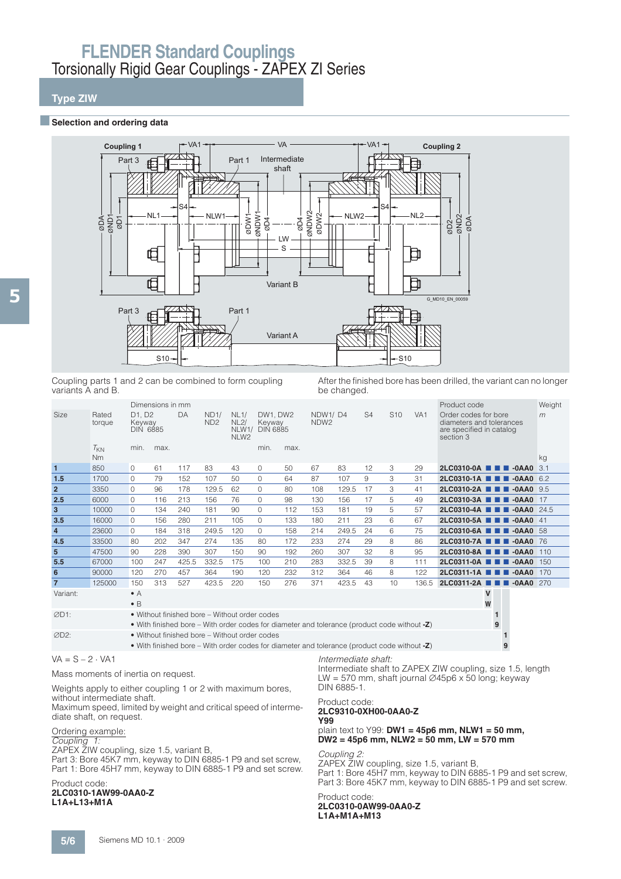# FLENDER Standard Couplings

## Torsionally Rigid Gear Couplings - ZAPEX ZI Series

### Type ZIW

#### Selection and ordering data

Coupling 1 | Part 3 | VA1 | VA | Part 1 | Intermediate shaft | VA1 | Coupling 2 | S4 | NL1 | NLW1 | ØDW1 | ØNDW1 | ØD4 | LW | S | ØD4 | ØNDW2 | ØDW2 | NLW2 | NL2 | ØD2 | ØND2 | ØDA | ØDA | ØND1 | ØD1 | Variant B | Part 3 | Part 1 | Variant A | S10 | S10

G_MD10_EN_00059

Coupling parts 1 and 2 can be combined to form coupling variants A and B.

After the finished bore has been drilled, the variant can no longer be changed.

| Size | Rated torque | Dimensions in mm | | | | | | | | | | | | Product code | Weight |
|---|---|---|---|---|---|---|---|---|---|---|---|---|---|---|---|
| | | D1, D2 Keyway DIN 6885 | | DA | ND1/ ND2 | NL1/ NL2/ NLW1/ NLW2 | DW1, DW2 Keyway DIN 6885 | | NDW1/ NDW2 | D4 | S4 | S10 | VA1 | Order codes for bore diameters and tolerances are specified in catalog section 3 | $m$ |
| | $T_{KN}$ Nm | min. | max. | | | | min. | max. | | | | | | | kg |
| **1** | 850 | 0 | 61 | 117 | 83 | 43 | 0 | 50 | 67 | 83 | 12 | 3 | 29 | **2LC0310-0A ■ ■ ■ -0AA0** | 3.1 |
| **1.5** | 1700 | 0 | 79 | 152 | 107 | 50 | 0 | 64 | 87 | 107 | 9 | 3 | 31 | **2LC0310-1A ■ ■ ■ -0AA0** | 6.2 |
| **2** | 3350 | 0 | 96 | 178 | 129.5 | 62 | 0 | 80 | 108 | 129.5 | 17 | 3 | 41 | **2LC0310-2A ■ ■ ■ -0AA0** | 9.5 |
| **2.5** | 6000 | 0 | 116 | 213 | 156 | 76 | 0 | 98 | 130 | 156 | 17 | 5 | 49 | **2LC0310-3A ■ ■ ■ -0AA0** | 17 |
| **3** | 10000 | 0 | 134 | 240 | 181 | 90 | 0 | 112 | 153 | 181 | 19 | 5 | 57 | **2LC0310-4A ■ ■ ■ -0AA0** | 24.5 |
| **3.5** | 16000 | 0 | 156 | 280 | 211 | 105 | 0 | 133 | 180 | 211 | 23 | 6 | 67 | **2LC0310-5A ■ ■ ■ -0AA0** | 41 |
| **4** | 23600 | 0 | 184 | 318 | 249.5 | 120 | 0 | 158 | 214 | 249.5 | 24 | 6 | 75 | **2LC0310-6A ■ ■ ■ -0AA0** | 58 |
| **4.5** | 33500 | 80 | 202 | 347 | 274 | 135 | 80 | 172 | 233 | 274 | 29 | 8 | 86 | **2LC0310-7A ■ ■ ■ -0AA0** | 76 |
| **5** | 47500 | 90 | 228 | 390 | 307 | 150 | 90 | 192 | 260 | 307 | 32 | 8 | 95 | **2LC0310-8A ■ ■ ■ -0AA0** | 110 |
| **5.5** | 67000 | 100 | 247 | 425.5 | 332.5 | 175 | 100 | 210 | 283 | 332.5 | 39 | 8 | 111 | **2LC0311-0A ■ ■ ■ -0AA0** | 150 |
| **6** | 90000 | 120 | 270 | 457 | 364 | 190 | 120 | 232 | 312 | 364 | 46 | 8 | 122 | **2LC0311-1A ■ ■ ■ -0AA0** | 170 |
| **7** | 125000 | 150 | 313 | 527 | 423.5 | 220 | 150 | 276 | 371 | 423.5 | 43 | 10 | 136.5 | **2LC0311-2A ■ ■ ■ -0AA0** | 270 |

| | | Code |
|---|---|---|
| Variant: | • A | **V** |
| | • B | **W** |
| ∅D1: | • Without finished bore – Without order codes | **1** |
| | • With finished bore – With order codes for diameter and tolerance (product code without **-Z**) | **9** |
| ∅D2: | • Without finished bore – Without order codes | **1** |
| | • With finished bore – With order codes for diameter and tolerance (product code without **-Z**) | **9** |

VA = S – 2 · VA1

Mass moments of inertia on request.

Weights apply to either coupling 1 or 2 with maximum bores, without intermediate shaft.
Maximum speed, limited by weight and critical speed of intermediate shaft, on request.

<u>Ordering example:</u>
*Coupling 1:*
ZAPEX ZIW coupling, size 1.5, variant B,
Part 3: Bore 45K7 mm, keyway to DIN 6885-1 P9 and set screw,
Part 1: Bore 45H7 mm, keyway to DIN 6885-1 P9 and set screw.

Product code:
**2LC0310-1AW99-0AA0-Z**
**L1A+L13+M1A**

*Intermediate shaft:*
Intermediate shaft to ZAPEX ZIW coupling, size 1.5, length LW = 570 mm, shaft journal ∅45p6 x 50 long; keyway DIN 6885-1.

Product code:
**2LC9310-0XH00-0AA0-Z**
**Y99**
plain text to Y99: **DW1 = 45p6 mm, NLW1 = 50 mm, DW2 = 45p6 mm, NLW2 = 50 mm, LW = 570 mm**

*Coupling 2:*
ZAPEX ZIW coupling, size 1.5, variant B,
Part 1: Bore 45H7 mm, keyway to DIN 6885-1 P9 and set screw,
Part 3: Bore 45K7 mm, keyway to DIN 6885-1 P9 and set screw.

Product code:
**2LC0310-0AW99-0AA0-Z**
**L1A+M1A+M13**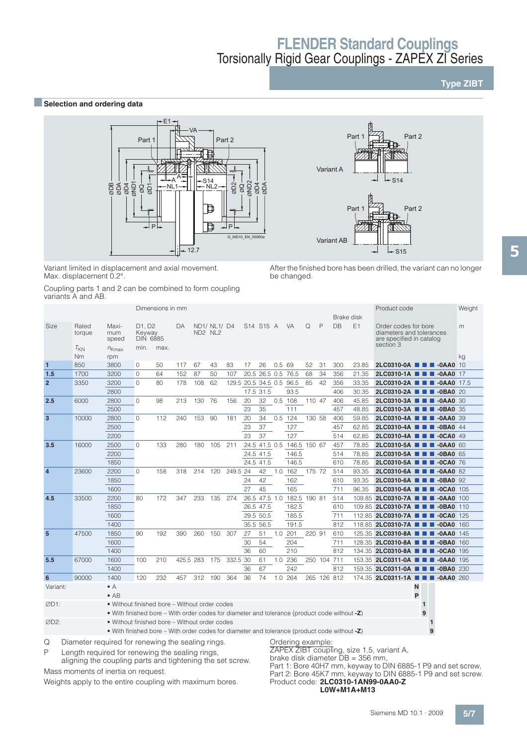## Type ZIBT

### Selection and ordering data

Variant limited in displacement and axial movement.
Max. displacement 0.2°.

Coupling parts 1 and 2 can be combined to form coupling variants A and AB.

After the finished bore has been drilled, the variant can no longer be changed.

| Size | Rated torque $T_{KN}$ Nm | Maximum speed $n_{Kmax}$ rpm | D1, D2 Keyway DIN 6885 min. | max. | DA | ND1/ ND2 | NL1/ NL2 | D4 | S14 | S15 | A | VA | Q | P | Brake disk DB | E1 | Product code: Order codes for bore diameters and tolerances are specified in catalog section 3 | Weight m kg |
|---|---|---|---|---|---|---|---|---|---|---|---|---|---|---|---|---|---|---|
| 1 | 850 | 3800 | 0 | 50 | 117 | 67 | 43 | 83 | 17 | 26 | 0.5 | 69 | 52 | 31 | 300 | 23.85 | 2LC0310-0A ■ ■ ■ -0AA0 | 10 |
| 1.5 | 1700 | 3200 | 0 | 64 | 152 | 87 | 50 | 107 | 20.5 | 26.5 | 0.5 | 76.5 | 68 | 34 | 356 | 21.35 | 2LC0310-1A ■ ■ ■ -0AA0 | 17 |
| 2 | 3350 | 3200 | 0 | 80 | 178 | 108 | 62 | 129.5 | 20.5 | 34.5 | 0.5 | 96.5 | 85 | 42 | 356 | 33.35 | 2LC0310-2A ■ ■ ■ -0AA0 | 17.5 |
| | | 2800 | | | | | | | 17.5 | 31.5 | | 93.5 | | | 406 | 30.35 | 2LC0310-2A ■ ■ ■ -0BA0 | 20 |
| 2.5 | 6000 | 2800 | 0 | 98 | 213 | 130 | 76 | 156 | 20 | 32 | 0.5 | 108 | 110 | 47 | 406 | 45.85 | 2LC0310-3A ■ ■ ■ -0AA0 | 30 |
| | | 2500 | | | | | | | 23 | 35 | | 111 | | | 457 | 48.85 | 2LC0310-3A ■ ■ ■ -0BA0 | 35 |
| 3 | 10000 | 2800 | 0 | 112 | 240 | 153 | 90 | 181 | 20 | 34 | 0.5 | 124 | 130 | 58 | 406 | 59.85 | 2LC0310-4A ■ ■ ■ -0AA0 | 39 |
| | | 2500 | | | | | | | 23 | 37 | | 127 | | | 457 | 62.85 | 2LC0310-4A ■ ■ ■ -0BA0 | 44 |
| | | 2200 | | | | | | | 23 | 37 | | 127 | | | 514 | 62.85 | 2LC0310-4A ■ ■ ■ -0CA0 | 49 |
| 3.5 | 16000 | 2500 | 0 | 133 | 280 | 180 | 105 | 211 | 24.5 | 41.5 | 0.5 | 146.5 | 150 | 67 | 457 | 78.85 | 2LC0310-5A ■ ■ ■ -0AA0 | 60 |
| | | 2200 | | | | | | | 24.5 | 41.5 | | 146.5 | | | 514 | 78.85 | 2LC0310-5A ■ ■ ■ -0BA0 | 65 |
| | | 1850 | | | | | | | 24.5 | 41.5 | | 146.5 | | | 610 | 78.85 | 2LC0310-5A ■ ■ ■ -0CA0 | 76 |
| 4 | 23600 | 2200 | 0 | 158 | 318 | 214 | 120 | 249.5 | 24 | 42 | 1.0 | 162 | 175 | 72 | 514 | 93.35 | 2LC0310-6A ■ ■ ■ -0AA0 | 82 |
| | | 1850 | | | | | | | 24 | 42 | | 162 | | | 610 | 93.35 | 2LC0310-6A ■ ■ ■ -0BA0 | 92 |
| | | 1600 | | | | | | | 27 | 45 | | 165 | | | 711 | 96.35 | 2LC0310-6A ■ ■ ■ -0CA0 | 105 |
| 4.5 | 33500 | 2200 | 80 | 172 | 347 | 233 | 135 | 274 | 26.5 | 47.5 | 1.0 | 182.5 | 190 | 81 | 514 | 109.85 | 2LC0310-7A ■ ■ ■ -0AA0 | 100 |
| | | 1850 | | | | | | | 26.5 | 47.5 | | 182.5 | | | 610 | 109.85 | 2LC0310-7A ■ ■ ■ -0BA0 | 110 |
| | | 1600 | | | | | | | 29.5 | 50.5 | | 185.5 | | | 711 | 112.85 | 2LC0310-7A ■ ■ ■ -0CA0 | 125 |
| | | 1400 | | | | | | | 35.5 | 56.5 | | 191.5 | | | 812 | 118.85 | 2LC0310-7A ■ ■ ■ -0DA0 | 160 |
| 5 | 47500 | 1850 | 90 | 192 | 390 | 260 | 150 | 307 | 27 | 51 | 1.0 | 201 | 220 | 91 | 610 | 125.35 | 2LC0310-8A ■ ■ ■ -0AA0 | 145 |
| | | 1600 | | | | | | | 30 | 54 | | 204 | | | 711 | 128.35 | 2LC0310-8A ■ ■ ■ -0BA0 | 160 |
| | | 1400 | | | | | | | 36 | 60 | | 210 | | | 812 | 134.35 | 2LC0310-8A ■ ■ ■ -0CA0 | 195 |
| 5.5 | 67000 | 1600 | 100 | 210 | 425.5 | 283 | 175 | 332.5 | 30 | 61 | 1.0 | 236 | 250 | 104 | 711 | 153.35 | 2LC0311-0A ■ ■ ■ -0AA0 | 195 |
| | | 1400 | | | | | | | 36 | 67 | | 242 | | | 812 | 159.35 | 2LC0311-0A ■ ■ ■ -0BA0 | 230 |
| 6 | 90000 | 1400 | 120 | 232 | 457 | 312 | 190 | 364 | 36 | 74 | 1.0 | 264 | 265 | 126 | 812 | 174.35 | 2LC0311-1A ■ ■ ■ -0AA0 | 260 |

| Option | | Code position 1 | Code position 2 | Code position 3 |
|---|---|---|---|---|
| Variant: | • A | N | | |
| | • AB | P | | |
| ∅D1: | • Without finished bore – Without order codes | | 1 | |
| | • With finished bore – With order codes for diameter and tolerance (product code without -Z) | | 9 | |
| ∅D2: | • Without finished bore – Without order codes | | | 1 |
| | • With finished bore – With order codes for diameter and tolerance (product code without -Z) | | | 9 |

Q  Diameter required for renewing the sealing rings.
P  Length required for renewing the sealing rings, aligning the coupling parts and tightening the set screw.

Mass moments of inertia on request.

Weights apply to the entire coupling with maximum bores.

Ordering example:
ZAPEX ZIBT coupling, size 1.5, variant A,
brake disk diameter DB = 356 mm,
Part 1: Bore 40H7 mm, keyway to DIN 6885-1 P9 and set screw,
Part 2: Bore 45K7 mm, keyway to DIN 6885-1 P9 and set screw.
Product code: **2LC0310-1AN99-0AA0-Z**
**L0W+M1A+M13**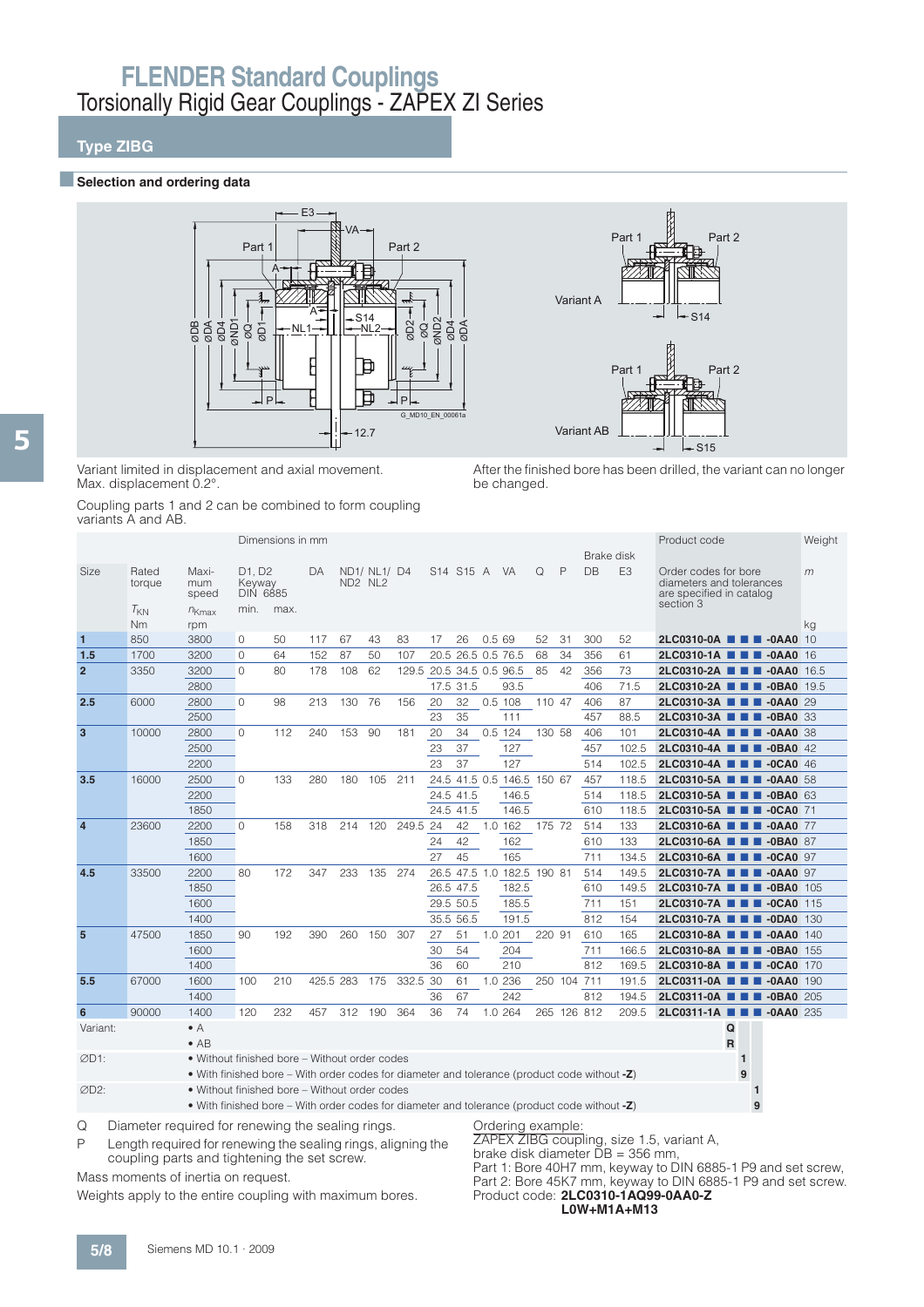# FLENDER Standard Couplings

## Torsionally Rigid Gear Couplings - ZAPEX ZI Series

### Type ZIBG

#### Selection and ordering data

Variant limited in displacement and axial movement.
Max. displacement 0.2°.

Coupling parts 1 and 2 can be combined to form coupling variants A and AB.

After the finished bore has been drilled, the variant can no longer be changed.

| Size | Rated torque $T_{KN}$ Nm | Maximum speed $n_{Kmax}$ rpm | D1, D2 Keyway DIN 6885 min. | max. | DA | ND1/ ND2 | NL1/ NL2 | D4 | S14 | S15 | A | VA | Q | P | Brake disk DB | E3 | Product code: Order codes for bore diameters and tolerances are specified in catalog section 3 | Weight m kg |
|---|---|---|---|---|---|---|---|---|---|---|---|---|---|---|---|---|---|---|
| 1 | 850 | 3800 | 0 | 50 | 117 | 67 | 43 | 83 | 17 | 26 | 0.5 | 69 | 52 | 31 | 300 | 52 | 2LC0310-0A ■ ■ ■ -0AA0 | 10 |
| 1.5 | 1700 | 3200 | 0 | 64 | 152 | 87 | 50 | 107 | 20.5 | 26.5 | 0.5 | 76.5 | 68 | 34 | 356 | 61 | 2LC0310-1A ■ ■ ■ -0AA0 | 16 |
| 2 | 3350 | 3200 | 0 | 80 | 178 | 108 | 62 | 129.5 | 20.5 | 34.5 | 0.5 | 96.5 | 85 | 42 | 356 | 73 | 2LC0310-2A ■ ■ ■ -0AA0 | 16.5 |
| | | 2800 | | | | | | | 17.5 | 31.5 | | 93.5 | | | 406 | 71.5 | 2LC0310-2A ■ ■ ■ -0BA0 | 19.5 |
| 2.5 | 6000 | 2800 | 0 | 98 | 213 | 130 | 76 | 156 | 20 | 32 | 0.5 | 108 | 110 | 47 | 406 | 87 | 2LC0310-3A ■ ■ ■ -0AA0 | 29 |
| | | 2500 | | | | | | | 23 | 35 | | 111 | | | 457 | 88.5 | 2LC0310-3A ■ ■ ■ -0BA0 | 33 |
| 3 | 10000 | 2800 | 0 | 112 | 240 | 153 | 90 | 181 | 20 | 34 | 0.5 | 124 | 130 | 58 | 406 | 101 | 2LC0310-4A ■ ■ ■ -0AA0 | 38 |
| | | 2500 | | | | | | | 23 | 37 | | 127 | | | 457 | 102.5 | 2LC0310-4A ■ ■ ■ -0BA0 | 42 |
| | | 2200 | | | | | | | 23 | 37 | | 127 | | | 514 | 102.5 | 2LC0310-4A ■ ■ ■ -0CA0 | 46 |
| 3.5 | 16000 | 2500 | 0 | 133 | 280 | 180 | 105 | 211 | 24.5 | 41.5 | 0.5 | 146.5 | 150 | 67 | 457 | 118.5 | 2LC0310-5A ■ ■ ■ -0AA0 | 58 |
| | | 2200 | | | | | | | 24.5 | 41.5 | | 146.5 | | | 514 | 118.5 | 2LC0310-5A ■ ■ ■ -0BA0 | 63 |
| | | 1850 | | | | | | | 24.5 | 41.5 | | 146.5 | | | 610 | 118.5 | 2LC0310-5A ■ ■ ■ -0CA0 | 71 |
| 4 | 23600 | 2200 | 0 | 158 | 318 | 214 | 120 | 249.5 | 24 | 42 | 1.0 | 162 | 175 | 72 | 514 | 133 | 2LC0310-6A ■ ■ ■ -0AA0 | 77 |
| | | 1850 | | | | | | | 24 | 42 | | 162 | | | 610 | 133 | 2LC0310-6A ■ ■ ■ -0BA0 | 87 |
| | | 1600 | | | | | | | 27 | 45 | | 165 | | | 711 | 134.5 | 2LC0310-6A ■ ■ ■ -0CA0 | 97 |
| 4.5 | 33500 | 2200 | 80 | 172 | 347 | 233 | 135 | 274 | 26.5 | 47.5 | 1.0 | 182.5 | 190 | 81 | 514 | 149.5 | 2LC0310-7A ■ ■ ■ -0AA0 | 97 |
| | | 1850 | | | | | | | 26.5 | 47.5 | | 182.5 | | | 610 | 149.5 | 2LC0310-7A ■ ■ ■ -0BA0 | 105 |
| | | 1600 | | | | | | | 29.5 | 50.5 | | 185.5 | | | 711 | 151 | 2LC0310-7A ■ ■ ■ -0CA0 | 115 |
| | | 1400 | | | | | | | 35.5 | 56.5 | | 191.5 | | | 812 | 154 | 2LC0310-7A ■ ■ ■ -0DA0 | 130 |
| 5 | 47500 | 1850 | 90 | 192 | 390 | 260 | 150 | 307 | 27 | 51 | 1.0 | 201 | 220 | 91 | 610 | 165 | 2LC0310-8A ■ ■ ■ -0AA0 | 140 |
| | | 1600 | | | | | | | 30 | 54 | | 204 | | | 711 | 166.5 | 2LC0310-8A ■ ■ ■ -0BA0 | 155 |
| | | 1400 | | | | | | | 36 | 60 | | 210 | | | 812 | 169.5 | 2LC0310-8A ■ ■ ■ -0CA0 | 170 |
| 5.5 | 67000 | 1600 | 100 | 210 | 425.5 | 283 | 175 | 332.5 | 30 | 61 | 1.0 | 236 | 250 | 104 | 711 | 191.5 | 2LC0311-0A ■ ■ ■ -0AA0 | 190 |
| | | 1400 | | | | | | | 36 | 67 | | 242 | | | 812 | 194.5 | 2LC0311-0A ■ ■ ■ -0BA0 | 205 |
| 6 | 90000 | 1400 | 120 | 232 | 457 | 312 | 190 | 364 | 36 | 74 | 1.0 | 264 | 265 | 126 | 812 | 209.5 | 2LC0311-1A ■ ■ ■ -0AA0 | 235 |

| Option | Description | Code |
|---|---|---|
| Variant: | • A | Q |
| | • AB | R |
| ∅D1: | • Without finished bore – Without order codes | 1 |
| | • With finished bore – With order codes for diameter and tolerance (product code without -Z) | 9 |
| ∅D2: | • Without finished bore – Without order codes | 1 |
| | • With finished bore – With order codes for diameter and tolerance (product code without -Z) | 9 |

Q Diameter required for renewing the sealing rings.

P Length required for renewing the sealing rings, aligning the coupling parts and tightening the set screw.

Mass moments of inertia on request.

Weights apply to the entire coupling with maximum bores.

Ordering example:
ZAPEX ZIBG coupling, size 1.5, variant A,
brake disk diameter DB = 356 mm,
Part 1: Bore 40H7 mm, keyway to DIN 6885-1 P9 and set screw,
Part 2: Bore 45K7 mm, keyway to DIN 6885-1 P9 and set screw.
Product code: **2LC0310-1AQ99-0AA0-Z**
**L0W+M1A+M13**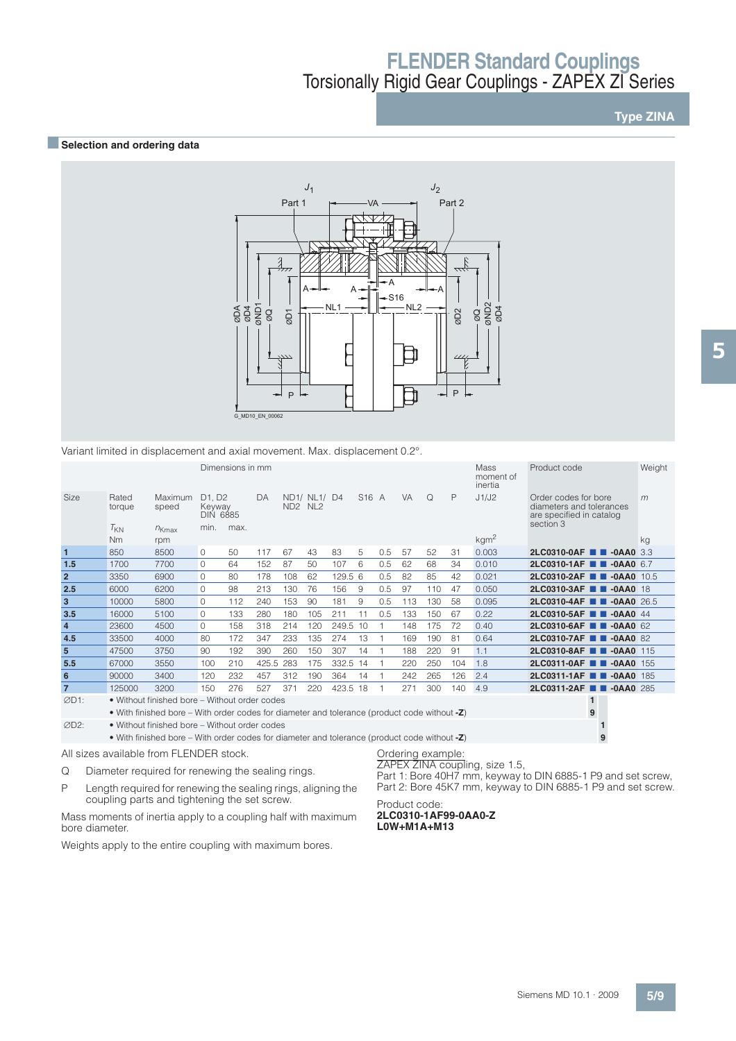# FLENDER Standard Couplings
## Torsionally Rigid Gear Couplings - ZAPEX ZI Series

**Type ZINA**

### Selection and ordering data

Variant limited in displacement and axial movement. Max. displacement 0.2°.

| Size | Rated torque | Maximum speed | Dimensions in mm | | | | | | | | | | | | Mass moment of inertia | Product code | Weight |
|---|---|---|---|---|---|---|---|---|---|---|---|---|---|---|---|---|---|
| | | | D1, D2 Keyway DIN 6885 | | DA | ND1/ ND2 | NL1/ NL2 | D4 | S16 | A | VA | Q | P | | J1/J2 | Order codes for bore diameters and tolerances are specified in catalog section 3 | m |
| | $T_{KN}$ | $n_{Kmax}$ | min. | max. | | | | | | | | | | | | | |
| | Nm | rpm | | | | | | | | | | | | | kgm² | | kg |
| **1** | 850 | 8500 | 0 | 50 | 117 | 67 | 43 | 83 | 5 | 0.5 | 57 | 52 | 31 | | 0.003 | **2LC0310-0AF ■ ■ -0AA0** | 3.3 |
| **1.5** | 1700 | 7700 | 0 | 64 | 152 | 87 | 50 | 107 | 6 | 0.5 | 62 | 68 | 34 | | 0.010 | **2LC0310-1AF ■ ■ -0AA0** | 6.7 |
| **2** | 3350 | 6900 | 0 | 80 | 178 | 108 | 62 | 129.5 | 6 | 0.5 | 82 | 85 | 42 | | 0.021 | **2LC0310-2AF ■ ■ -0AA0** | 10.5 |
| **2.5** | 6000 | 6200 | 0 | 98 | 213 | 130 | 76 | 156 | 9 | 0.5 | 97 | 110 | 47 | | 0.050 | **2LC0310-3AF ■ ■ -0AA0** | 18 |
| **3** | 10000 | 5800 | 0 | 112 | 240 | 153 | 90 | 181 | 9 | 0.5 | 113 | 130 | 58 | | 0.095 | **2LC0310-4AF ■ ■ -0AA0** | 26.5 |
| **3.5** | 16000 | 5100 | 0 | 133 | 280 | 180 | 105 | 211 | 11 | 0.5 | 133 | 150 | 67 | | 0.22 | **2LC0310-5AF ■ ■ -0AA0** | 44 |
| **4** | 23600 | 4500 | 0 | 158 | 318 | 214 | 120 | 249.5 | 10 | 1 | 148 | 175 | 72 | | 0.40 | **2LC0310-6AF ■ ■ -0AA0** | 62 |
| **4.5** | 33500 | 4000 | 80 | 172 | 347 | 233 | 135 | 274 | 13 | 1 | 169 | 190 | 81 | | 0.64 | **2LC0310-7AF ■ ■ -0AA0** | 82 |
| **5** | 47500 | 3750 | 90 | 192 | 390 | 260 | 150 | 307 | 14 | 1 | 188 | 220 | 91 | | 1.1 | **2LC0310-8AF ■ ■ -0AA0** | 115 |
| **5.5** | 67000 | 3550 | 100 | 210 | 425.5 | 283 | 175 | 332.5 | 14 | 1 | 220 | 250 | 104 | | 1.8 | **2LC0311-0AF ■ ■ -0AA0** | 155 |
| **6** | 90000 | 3400 | 120 | 232 | 457 | 312 | 190 | 364 | 14 | 1 | 242 | 265 | 126 | | 2.4 | **2LC0311-1AF ■ ■ -0AA0** | 185 |
| **7** | 125000 | 3200 | 150 | 276 | 527 | 371 | 220 | 423.5 | 18 | 1 | 271 | 300 | 140 | | 4.9 | **2LC0311-2AF ■ ■ -0AA0** | 285 |

∅D1:
- Without finished bore – Without order codes → **1**
- With finished bore – With order codes for diameter and tolerance (product code without **-Z**) → **9**

∅D2:
- Without finished bore – Without order codes → **1**
- With finished bore – With order codes for diameter and tolerance (product code without **-Z**) → **9**

All sizes available from FLENDER stock.

Q Diameter required for renewing the sealing rings.

P Length required for renewing the sealing rings, aligning the coupling parts and tightening the set screw.

Mass moments of inertia apply to a coupling half with maximum bore diameter.

Weights apply to the entire coupling with maximum bores.

Ordering example:
ZAPEX ZINA coupling, size 1.5,
Part 1: Bore 40H7 mm, keyway to DIN 6885-1 P9 and set screw,
Part 2: Bore 45K7 mm, keyway to DIN 6885-1 P9 and set screw.

Product code:
**2LC0310-1AF99-0AA0-Z**
**L0W+M1A+M13**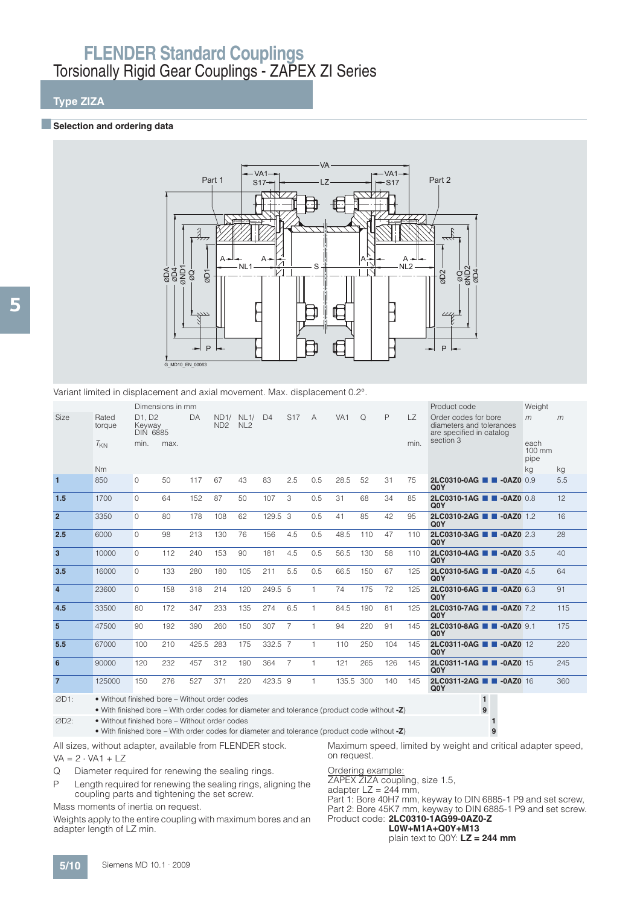# FLENDER Standard Couplings

Torsionally Rigid Gear Couplings - ZAPEX ZI Series

## Type ZIZA

### Selection and ordering data

Variant limited in displacement and axial movement. Max. displacement 0.2°.

| Size | Rated torque | Dimensions in mm | | | | | | | | | | | | | Product code | Weight | |
|---|---|---|---|---|---|---|---|---|---|---|---|---|---|---|---|---|---|
| | $T_{KN}$ | D1, D2 Keyway DIN 6885 min. | max. | DA | ND1/ ND2 | NL1/ NL2 | D4 | S17 | A | VA1 | Q | P | LZ min. | | Order codes for bore diameters and tolerances are specified in catalog section 3 | *m* each 100 mm pipe | *m* |
| | Nm | | | | | | | | | | | | | | | kg | kg |
| **1** | 850 | 0 | 50 | 117 | 67 | 43 | 83 | 2.5 | 0.5 | 28.5 | 52 | 31 | 75 | | **2LC0310-0AG ■ ■ -0AZ0 Q0Y** | 0.9 | 5.5 |
| **1.5** | 1700 | 0 | 64 | 152 | 87 | 50 | 107 | 3 | 0.5 | 31 | 68 | 34 | 85 | | **2LC0310-1AG ■ ■ -0AZ0 Q0Y** | 0.8 | 12 |
| **2** | 3350 | 0 | 80 | 178 | 108 | 62 | 129.5 | 3 | 0.5 | 41 | 85 | 42 | 95 | | **2LC0310-2AG ■ ■ -0AZ0 Q0Y** | 1.2 | 16 |
| **2.5** | 6000 | 0 | 98 | 213 | 130 | 76 | 156 | 4.5 | 0.5 | 48.5 | 110 | 47 | 110 | | **2LC0310-3AG ■ ■ -0AZ0 Q0Y** | 2.3 | 28 |
| **3** | 10000 | 0 | 112 | 240 | 153 | 90 | 181 | 4.5 | 0.5 | 56.5 | 130 | 58 | 110 | | **2LC0310-4AG ■ ■ -0AZ0 Q0Y** | 3.5 | 40 |
| **3.5** | 16000 | 0 | 133 | 280 | 180 | 105 | 211 | 5.5 | 0.5 | 66.5 | 150 | 67 | 125 | | **2LC0310-5AG ■ ■ -0AZ0 Q0Y** | 4.5 | 64 |
| **4** | 23600 | 0 | 158 | 318 | 214 | 120 | 249.5 | 5 | 1 | 74 | 175 | 72 | 125 | | **2LC0310-6AG ■ ■ -0AZ0 Q0Y** | 6.3 | 91 |
| **4.5** | 33500 | 80 | 172 | 347 | 233 | 135 | 274 | 6.5 | 1 | 84.5 | 190 | 81 | 125 | | **2LC0310-7AG ■ ■ -0AZ0 Q0Y** | 7.2 | 115 |
| **5** | 47500 | 90 | 192 | 390 | 260 | 150 | 307 | 7 | 1 | 94 | 220 | 91 | 145 | | **2LC0310-8AG ■ ■ -0AZ0 Q0Y** | 9.1 | 175 |
| **5.5** | 67000 | 100 | 210 | 425.5 | 283 | 175 | 332.5 | 7 | 1 | 110 | 250 | 104 | 145 | | **2LC0311-0AG ■ ■ -0AZ0 Q0Y** | 12 | 220 |
| **6** | 90000 | 120 | 232 | 457 | 312 | 190 | 364 | 7 | 1 | 121 | 265 | 126 | 145 | | **2LC0311-1AG ■ ■ -0AZ0 Q0Y** | 15 | 245 |
| **7** | 125000 | 150 | 276 | 527 | 371 | 220 | 423.5 | 9 | 1 | 135.5 | 300 | 140 | 145 | | **2LC0311-2AG ■ ■ -0AZ0 Q0Y** | 16 | 360 |

| | | | |
|---|---|---|---|
| ∅D1: | • Without finished bore – Without order codes | **1** | |
| | • With finished bore – With order codes for diameter and tolerance (product code without **-Z**) | **9** | |
| ∅D2: | • Without finished bore – Without order codes | | **1** |
| | • With finished bore – With order codes for diameter and tolerance (product code without **-Z**) | | **9** |

All sizes, without adapter, available from FLENDER stock.

VA = 2 · VA1 + LZ

Q  Diameter required for renewing the sealing rings.

P  Length required for renewing the sealing rings, aligning the coupling parts and tightening the set screw.

Mass moments of inertia on request.

Weights apply to the entire coupling with maximum bores and an adapter length of LZ min.

Maximum speed, limited by weight and critical adapter speed, on request.

Ordering example:

ZAPEX ZIZA coupling, size 1.5,
adapter LZ = 244 mm,
Part 1: Bore 40H7 mm, keyway to DIN 6885-1 P9 and set screw,
Part 2: Bore 45K7 mm, keyway to DIN 6885-1 P9 and set screw.
Product code: **2LC0310-1AG99-0AZ0-Z**
**L0W+M1A+Q0Y+M13**
plain text to Q0Y: **LZ = 244 mm**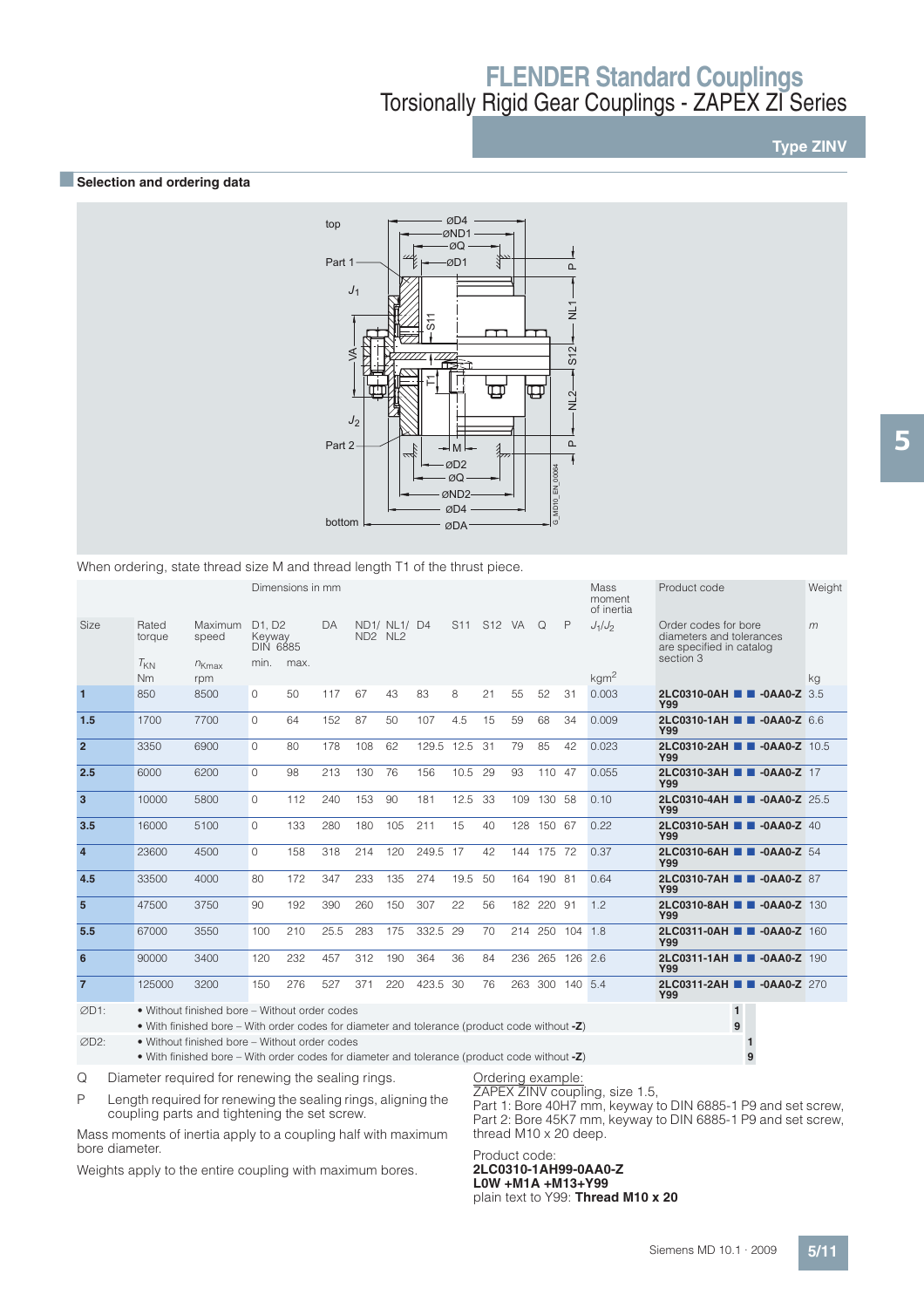# FLENDER Standard Couplings
## Torsionally Rigid Gear Couplings - ZAPEX ZI Series

**Type ZINV**

### Selection and ordering data

When ordering, state thread size M and thread length T1 of the thrust piece.

| Size | Rated torque | Maximum speed | Dimensions in mm | | | | | | | | | | | | Mass moment of inertia | Product code | Weight |
|---|---|---|---|---|---|---|---|---|---|---|---|---|---|---|---|---|---|
| | | | D1, D2 Keyway DIN 6885 | | DA | ND1/ ND2 | NL1/ NL2 | D4 | S11 | S12 | VA | Q | P | | $J_1/J_2$ | Order codes for bore diameters and tolerances are specified in catalog section 3 | $m$ |
| | $T_{KN}$ | $n_{Kmax}$ | min. | max. | | | | | | | | | | | | | |
| | Nm | rpm | | | | | | | | | | | | | kgm² | | kg |
| **1** | 850 | 8500 | 0 | 50 | 117 | 67 | 43 | 83 | 8 | 21 | 55 | 52 | 31 | | 0.003 | **2LC0310-0AH ■ ■ -0AA0-Z Y99** | 3.5 |
| **1.5** | 1700 | 7700 | 0 | 64 | 152 | 87 | 50 | 107 | 4.5 | 15 | 59 | 68 | 34 | | 0.009 | **2LC0310-1AH ■ ■ -0AA0-Z Y99** | 6.6 |
| **2** | 3350 | 6900 | 0 | 80 | 178 | 108 | 62 | 129.5 | 12.5 | 31 | 79 | 85 | 42 | | 0.023 | **2LC0310-2AH ■ ■ -0AA0-Z Y99** | 10.5 |
| **2.5** | 6000 | 6200 | 0 | 98 | 213 | 130 | 76 | 156 | 10.5 | 29 | 93 | 110 | 47 | | 0.055 | **2LC0310-3AH ■ ■ -0AA0-Z Y99** | 17 |
| **3** | 10000 | 5800 | 0 | 112 | 240 | 153 | 90 | 181 | 12.5 | 33 | 109 | 130 | 58 | | 0.10 | **2LC0310-4AH ■ ■ -0AA0-Z Y99** | 25.5 |
| **3.5** | 16000 | 5100 | 0 | 133 | 280 | 180 | 105 | 211 | 15 | 40 | 128 | 150 | 67 | | 0.22 | **2LC0310-5AH ■ ■ -0AA0-Z Y99** | 40 |
| **4** | 23600 | 4500 | 0 | 158 | 318 | 214 | 120 | 249.5 | 17 | 42 | 144 | 175 | 72 | | 0.37 | **2LC0310-6AH ■ ■ -0AA0-Z Y99** | 54 |
| **4.5** | 33500 | 4000 | 80 | 172 | 347 | 233 | 135 | 274 | 19.5 | 50 | 164 | 190 | 81 | | 0.64 | **2LC0310-7AH ■ ■ -0AA0-Z Y99** | 87 |
| **5** | 47500 | 3750 | 90 | 192 | 390 | 260 | 150 | 307 | 22 | 56 | 182 | 220 | 91 | | 1.2 | **2LC0310-8AH ■ ■ -0AA0-Z Y99** | 130 |
| **5.5** | 67000 | 3550 | 100 | 210 | 25.5 | 283 | 175 | 332.5 | 29 | 70 | 214 | 250 | 104 | | 1.8 | **2LC0311-0AH ■ ■ -0AA0-Z Y99** | 160 |
| **6** | 90000 | 3400 | 120 | 232 | 457 | 312 | 190 | 364 | 36 | 84 | 236 | 265 | 126 | | 2.6 | **2LC0311-1AH ■ ■ -0AA0-Z Y99** | 190 |
| **7** | 125000 | 3200 | 150 | 276 | 527 | 371 | 220 | 423.5 | 30 | 76 | 263 | 300 | 140 | | 5.4 | **2LC0311-2AH ■ ■ -0AA0-Z Y99** | 270 |

| | | |
|---|---|---|
| ØD1: | • Without finished bore – Without order codes | 1 |
| | • With finished bore – With order codes for diameter and tolerance (product code without **-Z**) | 9 |
| ØD2: | • Without finished bore – Without order codes | 1 |
| | • With finished bore – With order codes for diameter and tolerance (product code without **-Z**) | 9 |

Q Diameter required for renewing the sealing rings.

P Length required for renewing the sealing rings, aligning the coupling parts and tightening the set screw.

Mass moments of inertia apply to a coupling half with maximum bore diameter.

Weights apply to the entire coupling with maximum bores.

Ordering example:
ZAPEX ZINV coupling, size 1.5,
Part 1: Bore 40H7 mm, keyway to DIN 6885-1 P9 and set screw,
Part 2: Bore 45K7 mm, keyway to DIN 6885-1 P9 and set screw, thread M10 x 20 deep.

Product code:
**2LC0310-1AH99-0AA0-Z**
**L0W +M1A +M13+Y99**
plain text to Y99: **Thread M10 x 20**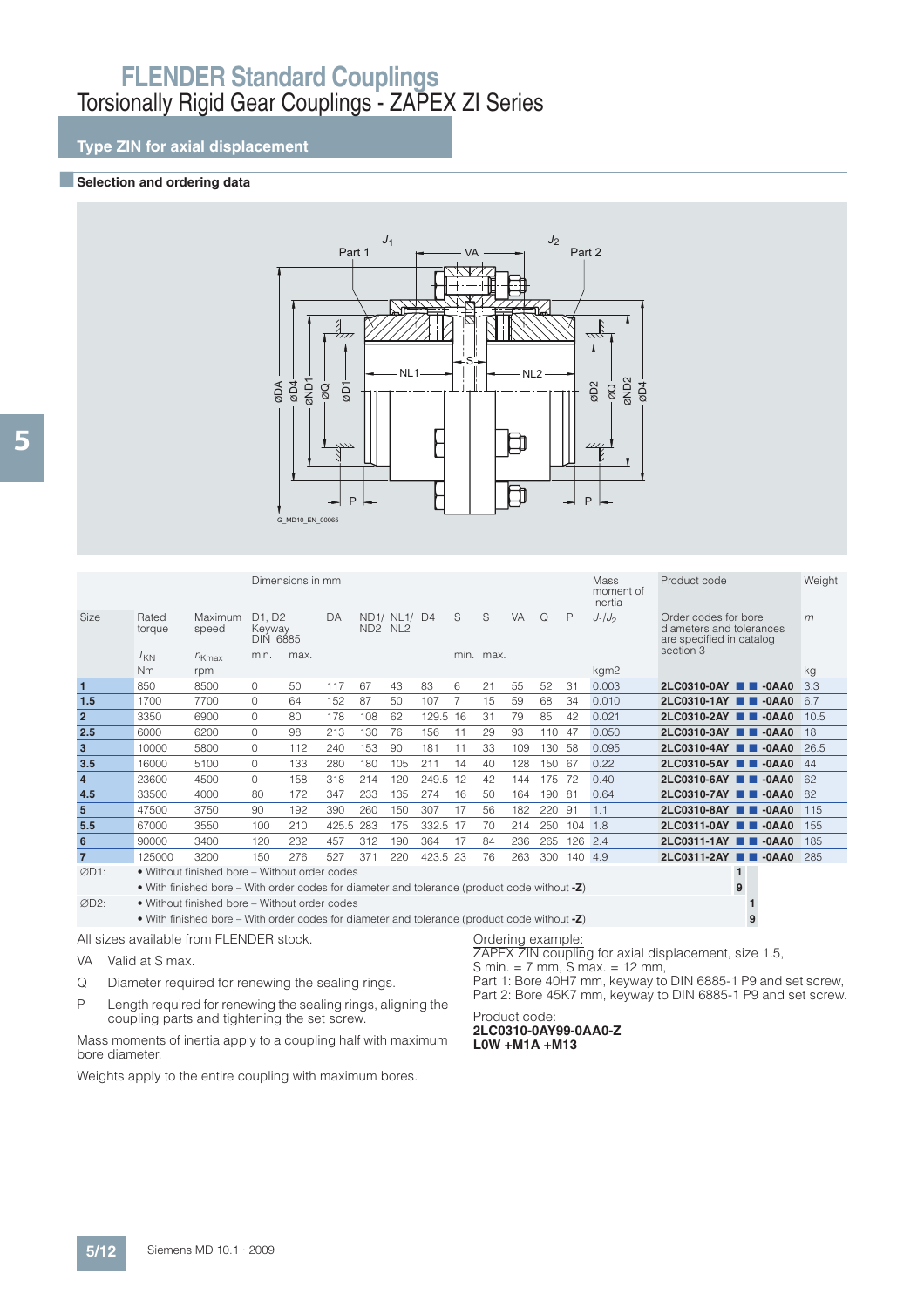# FLENDER Standard Couplings

## Torsionally Rigid Gear Couplings - ZAPEX ZI Series

### Type ZIN for axial displacement

#### Selection and ordering data

| Size | Rated torque | Maximum speed | D1, D2 Keyway DIN 6885 | | DA | ND1/ ND2 | NL1/ NL2 | D4 | S | S | VA | Q | P | Mass moment of inertia | Product code | Weight |
|---|---|---|---|---|---|---|---|---|---|---|---|---|---|---|---|---|
| | $T_{KN}$ | $n_{Kmax}$ | min. | max. | | | | | min. | max. | | | | $J_1/J_2$ | Order codes for bore diameters and tolerances are specified in catalog section 3 | $m$ |
| | Nm | rpm | | | | | | | | | | | | kgm2 | | kg |
| 1 | 850 | 8500 | 0 | 50 | 117 | 67 | 43 | 83 | 6 | 21 | 55 | 52 | 31 | 0.003 | 2LC0310-0AY ■ ■ -0AA0 | 3.3 |
| 1.5 | 1700 | 7700 | 0 | 64 | 152 | 87 | 50 | 107 | 7 | 15 | 59 | 68 | 34 | 0.010 | 2LC0310-1AY ■ ■ -0AA0 | 6.7 |
| 2 | 3350 | 6900 | 0 | 80 | 178 | 108 | 62 | 129.5 | 16 | 31 | 79 | 85 | 42 | 0.021 | 2LC0310-2AY ■ ■ -0AA0 | 10.5 |
| 2.5 | 6000 | 6200 | 0 | 98 | 213 | 130 | 76 | 156 | 11 | 29 | 93 | 110 | 47 | 0.050 | 2LC0310-3AY ■ ■ -0AA0 | 18 |
| 3 | 10000 | 5800 | 0 | 112 | 240 | 153 | 90 | 181 | 11 | 33 | 109 | 130 | 58 | 0.095 | 2LC0310-4AY ■ ■ -0AA0 | 26.5 |
| 3.5 | 16000 | 5100 | 0 | 133 | 280 | 180 | 105 | 211 | 14 | 40 | 128 | 150 | 67 | 0.22 | 2LC0310-5AY ■ ■ -0AA0 | 44 |
| 4 | 23600 | 4500 | 0 | 158 | 318 | 214 | 120 | 249.5 | 12 | 42 | 144 | 175 | 72 | 0.40 | 2LC0310-6AY ■ ■ -0AA0 | 62 |
| 4.5 | 33500 | 4000 | 80 | 172 | 347 | 233 | 135 | 274 | 16 | 50 | 164 | 190 | 81 | 0.64 | 2LC0310-7AY ■ ■ -0AA0 | 82 |
| 5 | 47500 | 3750 | 90 | 192 | 390 | 260 | 150 | 307 | 17 | 56 | 182 | 220 | 91 | 1.1 | 2LC0310-8AY ■ ■ -0AA0 | 115 |
| 5.5 | 67000 | 3550 | 100 | 210 | 425.5 | 283 | 175 | 332.5 | 17 | 70 | 214 | 250 | 104 | 1.8 | 2LC0311-0AY ■ ■ -0AA0 | 155 |
| 6 | 90000 | 3400 | 120 | 232 | 457 | 312 | 190 | 364 | 17 | 84 | 236 | 265 | 126 | 2.4 | 2LC0311-1AY ■ ■ -0AA0 | 185 |
| 7 | 125000 | 3200 | 150 | 276 | 527 | 371 | 220 | 423.5 | 23 | 76 | 263 | 300 | 140 | 4.9 | 2LC0311-2AY ■ ■ -0AA0 | 285 |

ØD1:
- Without finished bore – Without order codes — **1**
- With finished bore – With order codes for diameter and tolerance (product code without **-Z**) — **9**

ØD2:
- Without finished bore – Without order codes — **1**
- With finished bore – With order codes for diameter and tolerance (product code without **-Z**) — **9**

All sizes available from FLENDER stock.

VA Valid at S max.

Q Diameter required for renewing the sealing rings.

P Length required for renewing the sealing rings, aligning the coupling parts and tightening the set screw.

Mass moments of inertia apply to a coupling half with maximum bore diameter.

Weights apply to the entire coupling with maximum bores.

Ordering example:
ZAPEX ZIN coupling for axial displacement, size 1.5,
S min. = 7 mm, S max. = 12 mm,
Part 1: Bore 40H7 mm, keyway to DIN 6885-1 P9 and set screw,
Part 2: Bore 45K7 mm, keyway to DIN 6885-1 P9 and set screw.

Product code:
**2LC0310-0AY99-0AA0-Z**
**L0W +M1A +M13**

Siemens MD 10.1 · 2009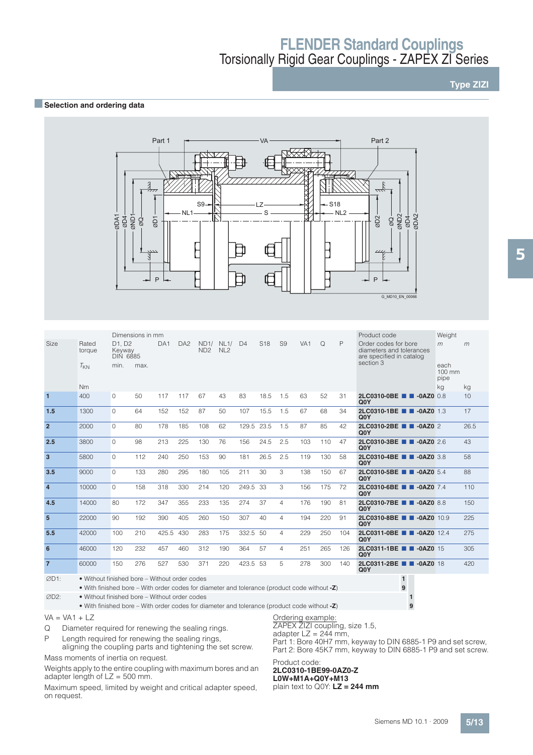# FLENDER Standard Couplings

## Torsionally Rigid Gear Couplings - ZAPEX ZI Series

**Type ZIZI**

### Selection and ordering data

| Size | Rated torque $T_{KN}$ | D1, D2 Keyway DIN 6885 min. | D1, D2 max. | DA1 | DA2 | ND1/ ND2 | NL1/ NL2 | D4 | S18 | S9 | VA1 | Q | P | Product code (Order codes for bore diameters and tolerances are specified in catalog section 3) | Weight *m* each 100 mm pipe | Weight *m* |
|---|---|---|---|---|---|---|---|---|---|---|---|---|---|---|---|---|
| | Nm | | | | | | | | | | | | | | kg | kg |
| **1** | 400 | 0 | 50 | 117 | 117 | 67 | 43 | 83 | 18.5 | 1.5 | 63 | 52 | 31 | **2LC0310-0BE ■ ■ -0AZ0 Q0Y** | 0.8 | 10 |
| **1.5** | 1300 | 0 | 64 | 152 | 152 | 87 | 50 | 107 | 15.5 | 1.5 | 67 | 68 | 34 | **2LC0310-1BE ■ ■ -0AZ0 Q0Y** | 1.3 | 17 |
| **2** | 2000 | 0 | 80 | 178 | 185 | 108 | 62 | 129.5 | 23.5 | 1.5 | 87 | 85 | 42 | **2LC0310-2BE ■ ■ -0AZ0 Q0Y** | 2 | 26.5 |
| **2.5** | 3800 | 0 | 98 | 213 | 225 | 130 | 76 | 156 | 24.5 | 2.5 | 103 | 110 | 47 | **2LC0310-3BE ■ ■ -0AZ0 Q0Y** | 2.6 | 43 |
| **3** | 5800 | 0 | 112 | 240 | 250 | 153 | 90 | 181 | 26.5 | 2.5 | 119 | 130 | 58 | **2LC0310-4BE ■ ■ -0AZ0 Q0Y** | 3.8 | 58 |
| **3.5** | 9000 | 0 | 133 | 280 | 295 | 180 | 105 | 211 | 30 | 3 | 138 | 150 | 67 | **2LC0310-5BE ■ ■ -0AZ0 Q0Y** | 5.4 | 88 |
| **4** | 10000 | 0 | 158 | 318 | 330 | 214 | 120 | 249.5 | 33 | 3 | 156 | 175 | 72 | **2LC0310-6BE ■ ■ -0AZ0 Q0Y** | 7.4 | 110 |
| **4.5** | 14000 | 80 | 172 | 347 | 355 | 233 | 135 | 274 | 37 | 4 | 176 | 190 | 81 | **2LC0310-7BE ■ ■ -0AZ0 Q0Y** | 8.8 | 150 |
| **5** | 22000 | 90 | 192 | 390 | 405 | 260 | 150 | 307 | 40 | 4 | 194 | 220 | 91 | **2LC0310-8BE ■ ■ -0AZ0 Q0Y** | 10.9 | 225 |
| **5.5** | 42000 | 100 | 210 | 425.5 | 430 | 283 | 175 | 332.5 | 50 | 4 | 229 | 250 | 104 | **2LC0311-0BE ■ ■ -0AZ0 Q0Y** | 12.4 | 275 |
| **6** | 46000 | 120 | 232 | 457 | 460 | 312 | 190 | 364 | 57 | 4 | 251 | 265 | 126 | **2LC0311-1BE ■ ■ -0AZ0 Q0Y** | 15 | 305 |
| **7** | 60000 | 150 | 276 | 527 | 530 | 371 | 220 | 423.5 | 53 | 5 | 278 | 300 | 140 | **2LC0311-2BE ■ ■ -0AZ0 Q0Y** | 18 | 420 |

Dimensions in mm

∅D1:
- Without finished bore – Without order codes: **1** (first ■)
- With finished bore – With order codes for diameter and tolerance (product code without **-Z**): **9** (first ■)

∅D2:
- Without finished bore – Without order codes: **1** (second ■)
- With finished bore – With order codes for diameter and tolerance (product code without **-Z**): **9** (second ■)

VA = VA1 + LZ

Q  Diameter required for renewing the sealing rings.

P  Length required for renewing the sealing rings, aligning the coupling parts and tightening the set screw.

Mass moments of inertia on request.

Weights apply to the entire coupling with maximum bores and an adapter length of LZ = 500 mm.

Maximum speed, limited by weight and critical adapter speed, on request.

Ordering example:
ZAPEX ZIZI coupling, size 1.5,
adapter LZ = 244 mm,
Part 1: Bore 40H7 mm, keyway to DIN 6885-1 P9 and set screw,
Part 2: Bore 45K7 mm, keyway to DIN 6885-1 P9 and set screw.

Product code:
**2LC0310-1BE99-0AZ0-Z**
**L0W+M1A+Q0Y+M13**
plain text to Q0Y: **LZ = 244 mm**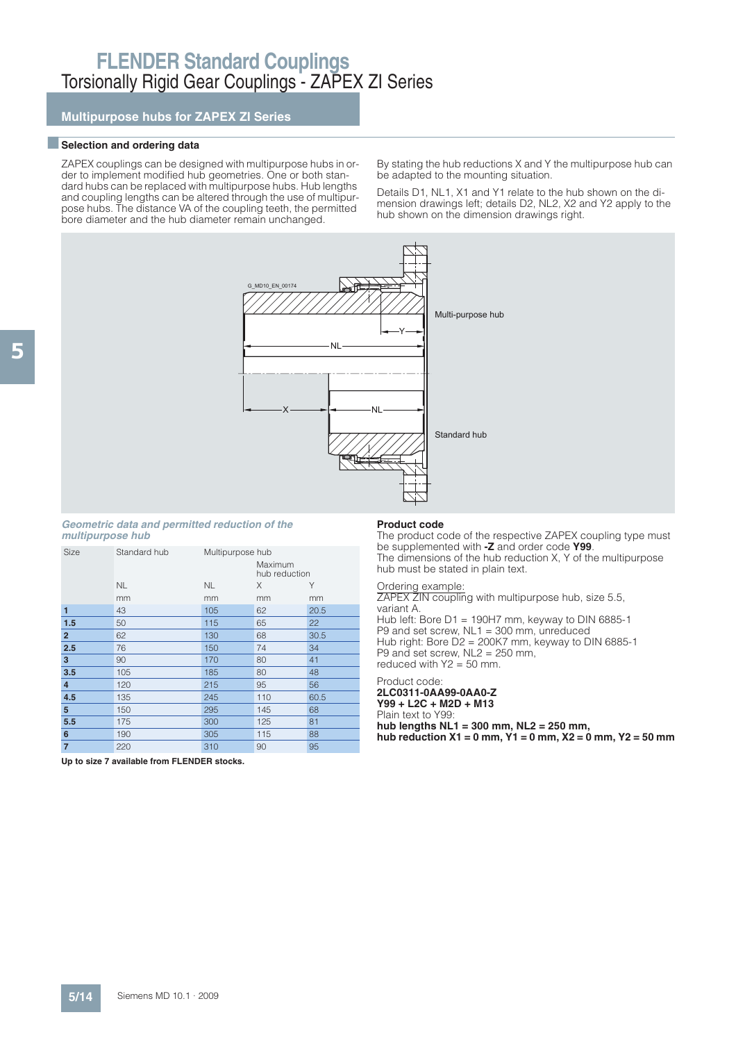# FLENDER Standard Couplings

## Torsionally Rigid Gear Couplings - ZAPEX ZI Series

### Multipurpose hubs for ZAPEX ZI Series

#### Selection and ordering data

ZAPEX couplings can be designed with multipurpose hubs in order to implement modified hub geometries. One or both standard hubs can be replaced with multipurpose hubs. Hub lengths and coupling lengths can be altered through the use of multipurpose hubs. The distance VA of the coupling teeth, the permitted bore diameter and the hub diameter remain unchanged.

By stating the hub reductions X and Y the multipurpose hub can be adapted to the mounting situation.

Details D1, NL1, X1 and Y1 relate to the hub shown on the dimension drawings left; details D2, NL2, X2 and Y2 apply to the hub shown on the dimension drawings right.

G_MD10_EN_00174

Multi-purpose hub

Standard hub

*Geometric data and permitted reduction of the multipurpose hub*

| Size | Standard hub | Multipurpose hub | | |
|---|---|---|---|---|
| | | | Maximum hub reduction | |
| | NL | NL | X | Y |
| | mm | mm | mm | mm |
| **1** | 43 | 105 | 62 | 20.5 |
| **1.5** | 50 | 115 | 65 | 22 |
| **2** | 62 | 130 | 68 | 30.5 |
| **2.5** | 76 | 150 | 74 | 34 |
| **3** | 90 | 170 | 80 | 41 |
| **3.5** | 105 | 185 | 80 | 48 |
| **4** | 120 | 215 | 95 | 56 |
| **4.5** | 135 | 245 | 110 | 60.5 |
| **5** | 150 | 295 | 145 | 68 |
| **5.5** | 175 | 300 | 125 | 81 |
| **6** | 190 | 305 | 115 | 88 |
| **7** | 220 | 310 | 90 | 95 |

**Up to size 7 available from FLENDER stocks.**

**Product code**

The product code of the respective ZAPEX coupling type must be supplemented with **-Z** and order code **Y99**.
The dimensions of the hub reduction X, Y of the multipurpose hub must be stated in plain text.

Ordering example:
ZAPEX ZIN coupling with multipurpose hub, size 5.5, variant A.
Hub left: Bore D1 = 190H7 mm, keyway to DIN 6885-1 P9 and set screw, NL1 = 300 mm, unreduced
Hub right: Bore D2 = 200K7 mm, keyway to DIN 6885-1 P9 and set screw, NL2 = 250 mm, reduced with Y2 = 50 mm.

Product code:
**2LC0311-0AA99-0AA0-Z**
**Y99 + L2C + M2D + M13**
Plain text to Y99:
**hub lengths NL1 = 300 mm, NL2 = 250 mm,**
**hub reduction X1 = 0 mm, Y1 = 0 mm, X2 = 0 mm, Y2 = 50 mm**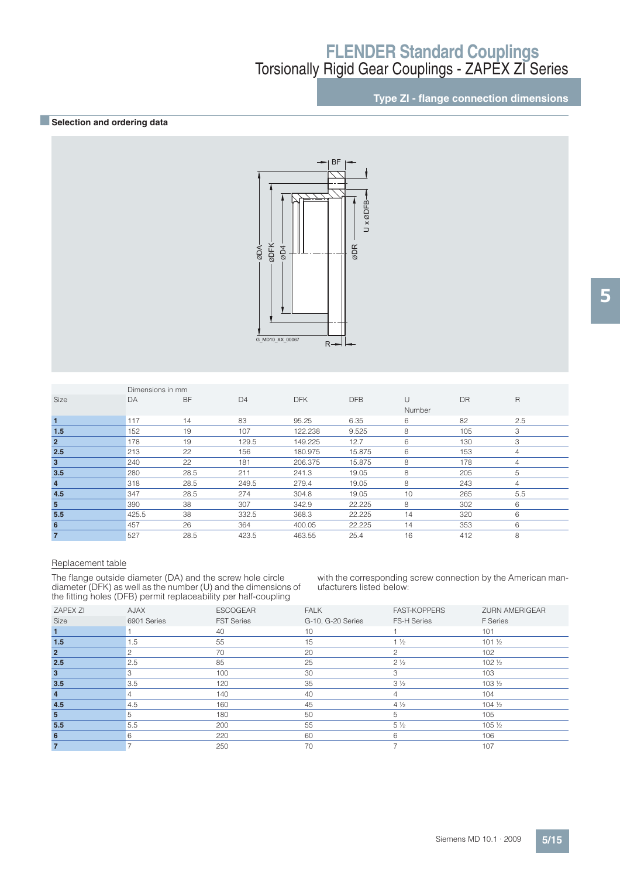# FLENDER Standard Couplings

Torsionally Rigid Gear Couplings - ZAPEX ZI Series

## Type ZI - flange connection dimensions

### Selection and ordering data

| Size | Dimensions in mm DA | BF | D4 | DFK | DFB | U Number | DR | R |
|---|---|---|---|---|---|---|---|---|
| **1** | 117 | 14 | 83 | 95.25 | 6.35 | 6 | 82 | 2.5 |
| **1.5** | 152 | 19 | 107 | 122.238 | 9.525 | 8 | 105 | 3 |
| **2** | 178 | 19 | 129.5 | 149.225 | 12.7 | 6 | 130 | 3 |
| **2.5** | 213 | 22 | 156 | 180.975 | 15.875 | 6 | 153 | 4 |
| **3** | 240 | 22 | 181 | 206.375 | 15.875 | 8 | 178 | 4 |
| **3.5** | 280 | 28.5 | 211 | 241.3 | 19.05 | 8 | 205 | 5 |
| **4** | 318 | 28.5 | 249.5 | 279.4 | 19.05 | 8 | 243 | 4 |
| **4.5** | 347 | 28.5 | 274 | 304.8 | 19.05 | 10 | 265 | 5.5 |
| **5** | 390 | 38 | 307 | 342.9 | 22.225 | 8 | 302 | 6 |
| **5.5** | 425.5 | 38 | 332.5 | 368.3 | 22.225 | 14 | 320 | 6 |
| **6** | 457 | 26 | 364 | 400.05 | 22.225 | 14 | 353 | 6 |
| **7** | 527 | 28.5 | 423.5 | 463.55 | 25.4 | 16 | 412 | 8 |

Replacement table

The flange outside diameter (DA) and the screw hole circle diameter (DFK) as well as the number (U) and the dimensions of the fitting holes (DFB) permit replaceability per half-coupling with the corresponding screw connection by the American manufacturers listed below:

| ZAPEX ZI Size | AJAX 6901 Series | ESCOGEAR FST Series | FALK G-10, G-20 Series | FAST-KOPPERS FS-H Series | ZURN AMERIGEAR F Series |
|---|---|---|---|---|---|
| **1** | 1 | 40 | 10 | 1 | 101 |
| **1.5** | 1.5 | 55 | 15 | 1 ½ | 101 ½ |
| **2** | 2 | 70 | 20 | 2 | 102 |
| **2.5** | 2.5 | 85 | 25 | 2 ½ | 102 ½ |
| **3** | 3 | 100 | 30 | 3 | 103 |
| **3.5** | 3.5 | 120 | 35 | 3 ½ | 103 ½ |
| **4** | 4 | 140 | 40 | 4 | 104 |
| **4.5** | 4.5 | 160 | 45 | 4 ½ | 104 ½ |
| **5** | 5 | 180 | 50 | 5 | 105 |
| **5.5** | 5.5 | 200 | 55 | 5 ½ | 105 ½ |
| **6** | 6 | 220 | 60 | 6 | 106 |
| **7** | 7 | 250 | 70 | 7 | 107 |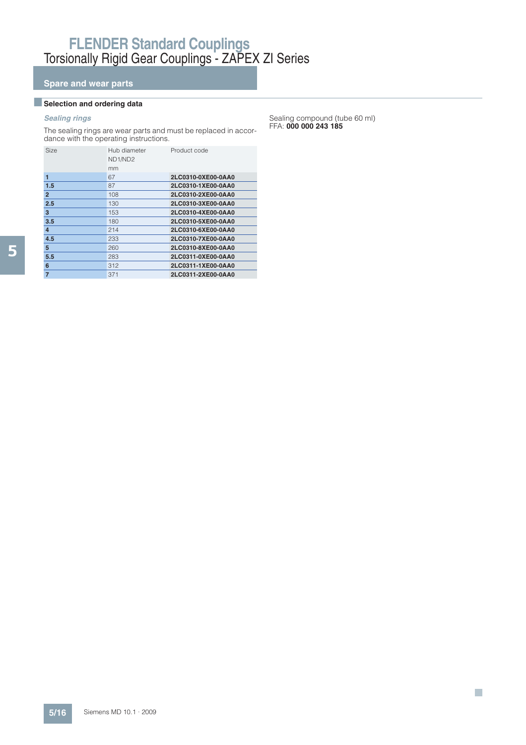# FLENDER Standard Couplings

## Torsionally Rigid Gear Couplings - ZAPEX ZI Series

### Spare and wear parts

#### Selection and ordering data

*Sealing rings*

The sealing rings are wear parts and must be replaced in accordance with the operating instructions.

| Size | Hub diameter ND1/ND2 mm | Product code |
|---|---|---|
| **1** | 67 | **2LC0310-0XE00-0AA0** |
| **1.5** | 87 | **2LC0310-1XE00-0AA0** |
| **2** | 108 | **2LC0310-2XE00-0AA0** |
| **2.5** | 130 | **2LC0310-3XE00-0AA0** |
| **3** | 153 | **2LC0310-4XE00-0AA0** |
| **3.5** | 180 | **2LC0310-5XE00-0AA0** |
| **4** | 214 | **2LC0310-6XE00-0AA0** |
| **4.5** | 233 | **2LC0310-7XE00-0AA0** |
| **5** | 260 | **2LC0310-8XE00-0AA0** |
| **5.5** | 283 | **2LC0311-0XE00-0AA0** |
| **6** | 312 | **2LC0311-1XE00-0AA0** |
| **7** | 371 | **2LC0311-2XE00-0AA0** |

Sealing compound (tube 60 ml)
FFA: **000 000 243 185**